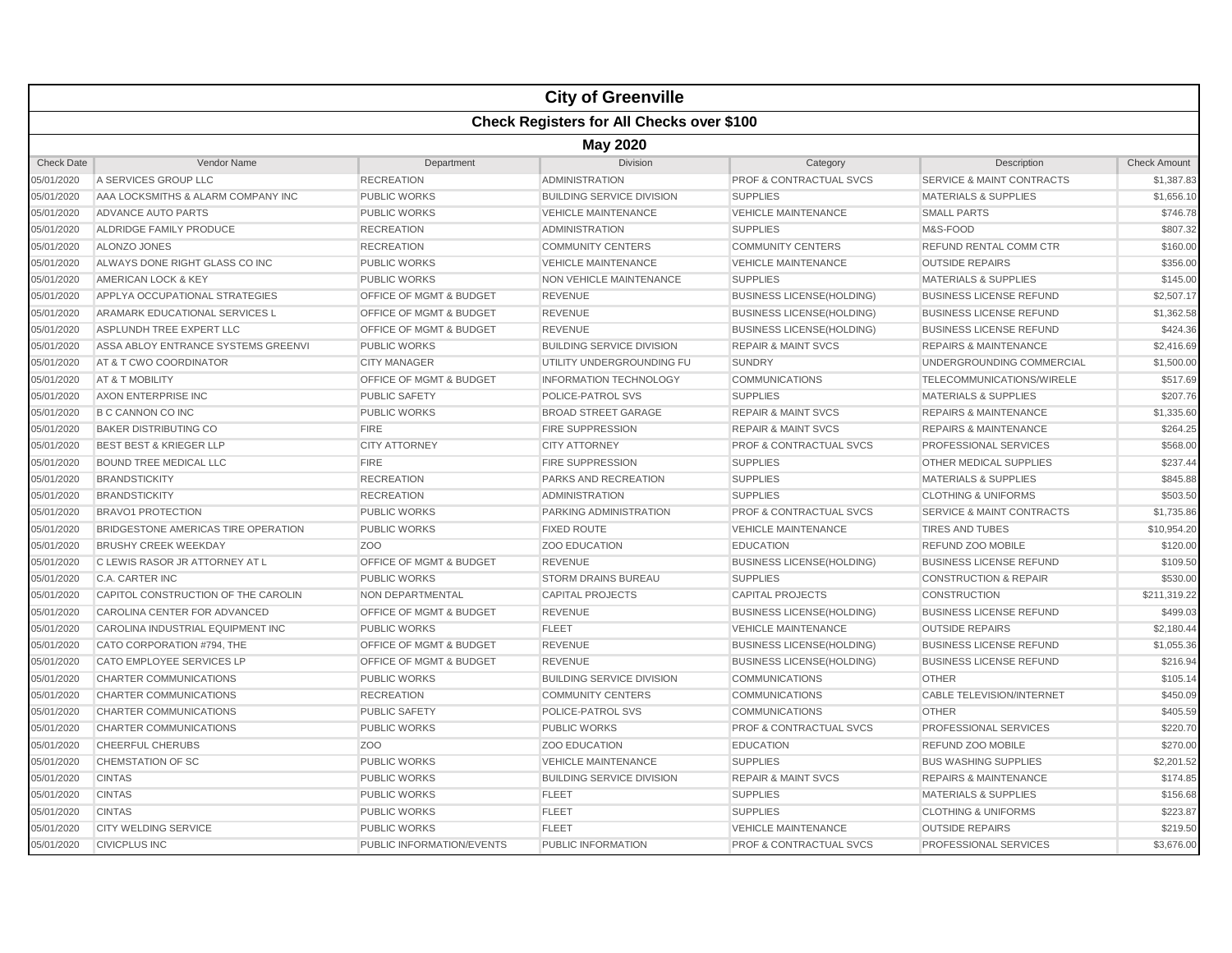# City of Greenville

## Check Registers for All Checks over $100

### May 2020

| Check Date | Vendor Name | Department | Division | Category | Description | Check Amount |
|---|---|---|---|---|---|---|
| 05/01/2020 | A SERVICES GROUP LLC | RECREATION | ADMINISTRATION | PROF & CONTRACTUAL SVCS | SERVICE & MAINT CONTRACTS | $1,387.83 |
| 05/01/2020 | AAA LOCKSMITHS & ALARM COMPANY INC | PUBLIC WORKS | BUILDING SERVICE DIVISION | SUPPLIES | MATERIALS & SUPPLIES | $1,656.10 |
| 05/01/2020 | ADVANCE AUTO PARTS | PUBLIC WORKS | VEHICLE MAINTENANCE | VEHICLE MAINTENANCE | SMALL PARTS | $746.78 |
| 05/01/2020 | ALDRIDGE FAMILY PRODUCE | RECREATION | ADMINISTRATION | SUPPLIES | M&S-FOOD | $807.32 |
| 05/01/2020 | ALONZO JONES | RECREATION | COMMUNITY CENTERS | COMMUNITY CENTERS | REFUND RENTAL COMM CTR | $160.00 |
| 05/01/2020 | ALWAYS DONE RIGHT GLASS CO INC | PUBLIC WORKS | VEHICLE MAINTENANCE | VEHICLE MAINTENANCE | OUTSIDE REPAIRS | $356.00 |
| 05/01/2020 | AMERICAN LOCK & KEY | PUBLIC WORKS | NON VEHICLE MAINTENANCE | SUPPLIES | MATERIALS & SUPPLIES | $145.00 |
| 05/01/2020 | APPLYA OCCUPATIONAL STRATEGIES | OFFICE OF MGMT & BUDGET | REVENUE | BUSINESS LICENSE(HOLDING) | BUSINESS LICENSE REFUND | $2,507.17 |
| 05/01/2020 | ARAMARK EDUCATIONAL SERVICES L | OFFICE OF MGMT & BUDGET | REVENUE | BUSINESS LICENSE(HOLDING) | BUSINESS LICENSE REFUND | $1,362.58 |
| 05/01/2020 | ASPLUNDH TREE EXPERT LLC | OFFICE OF MGMT & BUDGET | REVENUE | BUSINESS LICENSE(HOLDING) | BUSINESS LICENSE REFUND | $424.36 |
| 05/01/2020 | ASSA ABLOY ENTRANCE SYSTEMS GREENVI | PUBLIC WORKS | BUILDING SERVICE DIVISION | REPAIR & MAINT SVCS | REPAIRS & MAINTENANCE | $2,416.69 |
| 05/01/2020 | AT & T CWO COORDINATOR | CITY MANAGER | UTILITY UNDERGROUNDING FU | SUNDRY | UNDERGROUNDING COMMERCIAL | $1,500.00 |
| 05/01/2020 | AT & T MOBILITY | OFFICE OF MGMT & BUDGET | INFORMATION TECHNOLOGY | COMMUNICATIONS | TELECOMMUNICATIONS/WIRELE | $517.69 |
| 05/01/2020 | AXON ENTERPRISE INC | PUBLIC SAFETY | POLICE-PATROL SVS | SUPPLIES | MATERIALS & SUPPLIES | $207.76 |
| 05/01/2020 | B C CANNON CO INC | PUBLIC WORKS | BROAD STREET GARAGE | REPAIR & MAINT SVCS | REPAIRS & MAINTENANCE | $1,335.60 |
| 05/01/2020 | BAKER DISTRIBUTING CO | FIRE | FIRE SUPPRESSION | REPAIR & MAINT SVCS | REPAIRS & MAINTENANCE | $264.25 |
| 05/01/2020 | BEST BEST & KRIEGER LLP | CITY ATTORNEY | CITY ATTORNEY | PROF & CONTRACTUAL SVCS | PROFESSIONAL SERVICES | $568.00 |
| 05/01/2020 | BOUND TREE MEDICAL LLC | FIRE | FIRE SUPPRESSION | SUPPLIES | OTHER MEDICAL SUPPLIES | $237.44 |
| 05/01/2020 | BRANDSTICKITY | RECREATION | PARKS AND RECREATION | SUPPLIES | MATERIALS & SUPPLIES | $845.88 |
| 05/01/2020 | BRANDSTICKITY | RECREATION | ADMINISTRATION | SUPPLIES | CLOTHING & UNIFORMS | $503.50 |
| 05/01/2020 | BRAVO1 PROTECTION | PUBLIC WORKS | PARKING ADMINISTRATION | PROF & CONTRACTUAL SVCS | SERVICE & MAINT CONTRACTS | $1,735.86 |
| 05/01/2020 | BRIDGESTONE AMERICAS TIRE OPERATION | PUBLIC WORKS | FIXED ROUTE | VEHICLE MAINTENANCE | TIRES AND TUBES | $10,954.20 |
| 05/01/2020 | BRUSHY CREEK WEEKDAY | ZOO | ZOO EDUCATION | EDUCATION | REFUND ZOO MOBILE | $120.00 |
| 05/01/2020 | C LEWIS RASOR JR ATTORNEY AT L | OFFICE OF MGMT & BUDGET | REVENUE | BUSINESS LICENSE(HOLDING) | BUSINESS LICENSE REFUND | $109.50 |
| 05/01/2020 | C.A. CARTER INC | PUBLIC WORKS | STORM DRAINS BUREAU | SUPPLIES | CONSTRUCTION & REPAIR | $530.00 |
| 05/01/2020 | CAPITOL CONSTRUCTION OF THE CAROLIN | NON DEPARTMENTAL | CAPITAL PROJECTS | CAPITAL PROJECTS | CONSTRUCTION | $211,319.22 |
| 05/01/2020 | CAROLINA CENTER FOR ADVANCED | OFFICE OF MGMT & BUDGET | REVENUE | BUSINESS LICENSE(HOLDING) | BUSINESS LICENSE REFUND | $499.03 |
| 05/01/2020 | CAROLINA INDUSTRIAL EQUIPMENT INC | PUBLIC WORKS | FLEET | VEHICLE MAINTENANCE | OUTSIDE REPAIRS | $2,180.44 |
| 05/01/2020 | CATO CORPORATION #794, THE | OFFICE OF MGMT & BUDGET | REVENUE | BUSINESS LICENSE(HOLDING) | BUSINESS LICENSE REFUND | $1,055.36 |
| 05/01/2020 | CATO EMPLOYEE SERVICES LP | OFFICE OF MGMT & BUDGET | REVENUE | BUSINESS LICENSE(HOLDING) | BUSINESS LICENSE REFUND | $216.94 |
| 05/01/2020 | CHARTER COMMUNICATIONS | PUBLIC WORKS | BUILDING SERVICE DIVISION | COMMUNICATIONS | OTHER | $105.14 |
| 05/01/2020 | CHARTER COMMUNICATIONS | RECREATION | COMMUNITY CENTERS | COMMUNICATIONS | CABLE TELEVISION/INTERNET | $450.09 |
| 05/01/2020 | CHARTER COMMUNICATIONS | PUBLIC SAFETY | POLICE-PATROL SVS | COMMUNICATIONS | OTHER | $405.59 |
| 05/01/2020 | CHARTER COMMUNICATIONS | PUBLIC WORKS | PUBLIC WORKS | PROF & CONTRACTUAL SVCS | PROFESSIONAL SERVICES | $220.70 |
| 05/01/2020 | CHEERFUL CHERUBS | ZOO | ZOO EDUCATION | EDUCATION | REFUND ZOO MOBILE | $270.00 |
| 05/01/2020 | CHEMSTATION OF SC | PUBLIC WORKS | VEHICLE MAINTENANCE | SUPPLIES | BUS WASHING SUPPLIES | $2,201.52 |
| 05/01/2020 | CINTAS | PUBLIC WORKS | BUILDING SERVICE DIVISION | REPAIR & MAINT SVCS | REPAIRS & MAINTENANCE | $174.85 |
| 05/01/2020 | CINTAS | PUBLIC WORKS | FLEET | SUPPLIES | MATERIALS & SUPPLIES | $156.68 |
| 05/01/2020 | CINTAS | PUBLIC WORKS | FLEET | SUPPLIES | CLOTHING & UNIFORMS | $223.87 |
| 05/01/2020 | CITY WELDING SERVICE | PUBLIC WORKS | FLEET | VEHICLE MAINTENANCE | OUTSIDE REPAIRS | $219.50 |
| 05/01/2020 | CIVICPLUS INC | PUBLIC INFORMATION/EVENTS | PUBLIC INFORMATION | PROF & CONTRACTUAL SVCS | PROFESSIONAL SERVICES | $3,676.00 |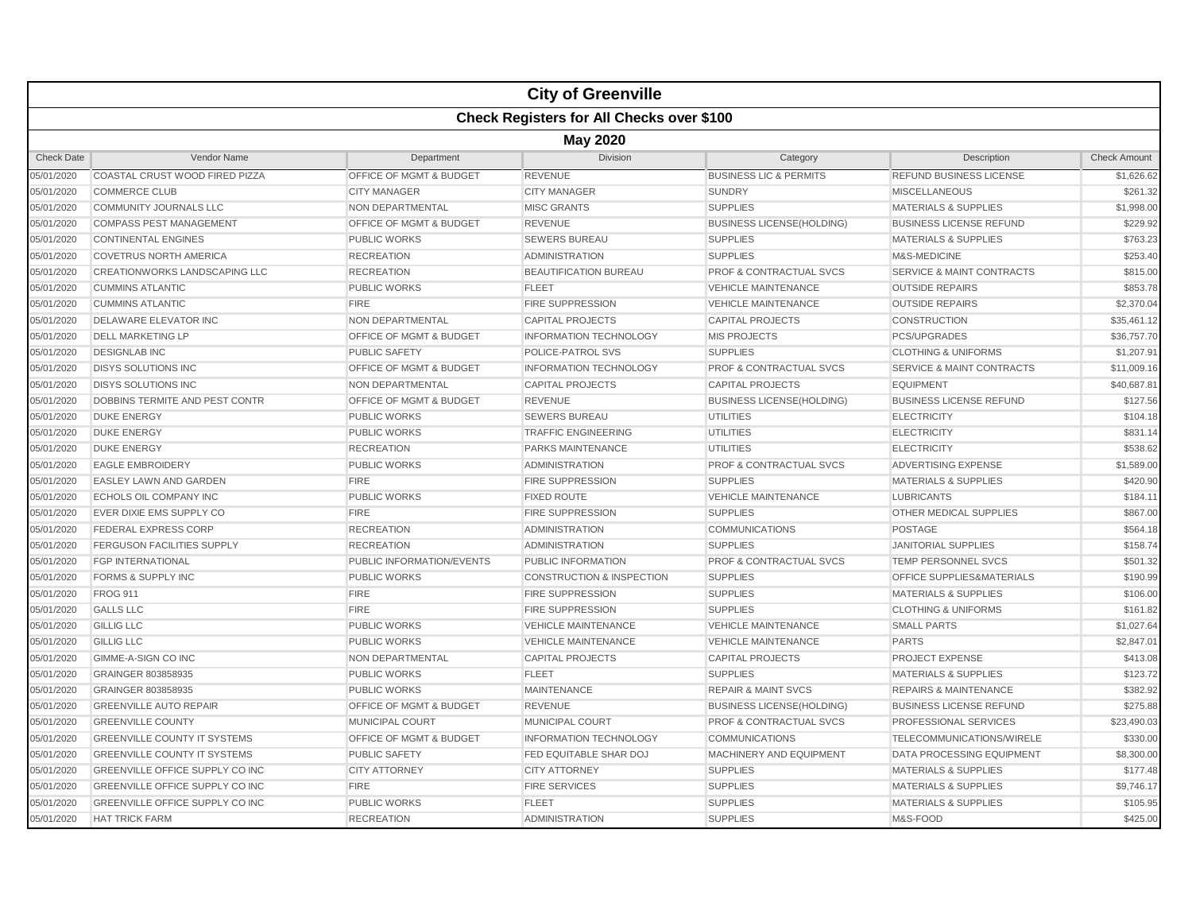# City of Greenville

## Check Registers for All Checks over $100

### May 2020

| Check Date | Vendor Name | Department | Division | Category | Description | Check Amount |
|---|---|---|---|---|---|---|
| 05/01/2020 | COASTAL CRUST WOOD FIRED PIZZA | OFFICE OF MGMT & BUDGET | REVENUE | BUSINESS LIC & PERMITS | REFUND BUSINESS LICENSE | $1,626.62 |
| 05/01/2020 | COMMERCE CLUB | CITY MANAGER | CITY MANAGER | SUNDRY | MISCELLANEOUS | $261.32 |
| 05/01/2020 | COMMUNITY JOURNALS LLC | NON DEPARTMENTAL | MISC GRANTS | SUPPLIES | MATERIALS & SUPPLIES | $1,998.00 |
| 05/01/2020 | COMPASS PEST MANAGEMENT | OFFICE OF MGMT & BUDGET | REVENUE | BUSINESS LICENSE(HOLDING) | BUSINESS LICENSE REFUND | $229.92 |
| 05/01/2020 | CONTINENTAL ENGINES | PUBLIC WORKS | SEWERS BUREAU | SUPPLIES | MATERIALS & SUPPLIES | $763.23 |
| 05/01/2020 | COVETRUS NORTH AMERICA | RECREATION | ADMINISTRATION | SUPPLIES | M&S-MEDICINE | $253.40 |
| 05/01/2020 | CREATIONWORKS LANDSCAPING LLC | RECREATION | BEAUTIFICATION BUREAU | PROF & CONTRACTUAL SVCS | SERVICE & MAINT CONTRACTS | $815.00 |
| 05/01/2020 | CUMMINS ATLANTIC | PUBLIC WORKS | FLEET | VEHICLE MAINTENANCE | OUTSIDE REPAIRS | $853.78 |
| 05/01/2020 | CUMMINS ATLANTIC | FIRE | FIRE SUPPRESSION | VEHICLE MAINTENANCE | OUTSIDE REPAIRS | $2,370.04 |
| 05/01/2020 | DELAWARE ELEVATOR INC | NON DEPARTMENTAL | CAPITAL PROJECTS | CAPITAL PROJECTS | CONSTRUCTION | $35,461.12 |
| 05/01/2020 | DELL MARKETING LP | OFFICE OF MGMT & BUDGET | INFORMATION TECHNOLOGY | MIS PROJECTS | PCS/UPGRADES | $36,757.70 |
| 05/01/2020 | DESIGNLAB INC | PUBLIC SAFETY | POLICE-PATROL SVS | SUPPLIES | CLOTHING & UNIFORMS | $1,207.91 |
| 05/01/2020 | DISYS SOLUTIONS INC | OFFICE OF MGMT & BUDGET | INFORMATION TECHNOLOGY | PROF & CONTRACTUAL SVCS | SERVICE & MAINT CONTRACTS | $11,009.16 |
| 05/01/2020 | DISYS SOLUTIONS INC | NON DEPARTMENTAL | CAPITAL PROJECTS | CAPITAL PROJECTS | EQUIPMENT | $40,687.81 |
| 05/01/2020 | DOBBINS TERMITE AND PEST CONTR | OFFICE OF MGMT & BUDGET | REVENUE | BUSINESS LICENSE(HOLDING) | BUSINESS LICENSE REFUND | $127.56 |
| 05/01/2020 | DUKE ENERGY | PUBLIC WORKS | SEWERS BUREAU | UTILITIES | ELECTRICITY | $104.18 |
| 05/01/2020 | DUKE ENERGY | PUBLIC WORKS | TRAFFIC ENGINEERING | UTILITIES | ELECTRICITY | $831.14 |
| 05/01/2020 | DUKE ENERGY | RECREATION | PARKS MAINTENANCE | UTILITIES | ELECTRICITY | $538.62 |
| 05/01/2020 | EAGLE EMBROIDERY | PUBLIC WORKS | ADMINISTRATION | PROF & CONTRACTUAL SVCS | ADVERTISING EXPENSE | $1,589.00 |
| 05/01/2020 | EASLEY LAWN AND GARDEN | FIRE | FIRE SUPPRESSION | SUPPLIES | MATERIALS & SUPPLIES | $420.90 |
| 05/01/2020 | ECHOLS OIL COMPANY INC | PUBLIC WORKS | FIXED ROUTE | VEHICLE MAINTENANCE | LUBRICANTS | $184.11 |
| 05/01/2020 | EVER DIXIE EMS SUPPLY CO | FIRE | FIRE SUPPRESSION | SUPPLIES | OTHER MEDICAL SUPPLIES | $867.00 |
| 05/01/2020 | FEDERAL EXPRESS CORP | RECREATION | ADMINISTRATION | COMMUNICATIONS | POSTAGE | $564.18 |
| 05/01/2020 | FERGUSON FACILITIES SUPPLY | RECREATION | ADMINISTRATION | SUPPLIES | JANITORIAL SUPPLIES | $158.74 |
| 05/01/2020 | FGP INTERNATIONAL | PUBLIC INFORMATION/EVENTS | PUBLIC INFORMATION | PROF & CONTRACTUAL SVCS | TEMP PERSONNEL SVCS | $501.32 |
| 05/01/2020 | FORMS & SUPPLY INC | PUBLIC WORKS | CONSTRUCTION & INSPECTION | SUPPLIES | OFFICE SUPPLIES&MATERIALS | $190.99 |
| 05/01/2020 | FROG 911 | FIRE | FIRE SUPPRESSION | SUPPLIES | MATERIALS & SUPPLIES | $106.00 |
| 05/01/2020 | GALLS LLC | FIRE | FIRE SUPPRESSION | SUPPLIES | CLOTHING & UNIFORMS | $161.82 |
| 05/01/2020 | GILLIG LLC | PUBLIC WORKS | VEHICLE MAINTENANCE | VEHICLE MAINTENANCE | SMALL PARTS | $1,027.64 |
| 05/01/2020 | GILLIG LLC | PUBLIC WORKS | VEHICLE MAINTENANCE | VEHICLE MAINTENANCE | PARTS | $2,847.01 |
| 05/01/2020 | GIMME-A-SIGN CO INC | NON DEPARTMENTAL | CAPITAL PROJECTS | CAPITAL PROJECTS | PROJECT EXPENSE | $413.08 |
| 05/01/2020 | GRAINGER 803858935 | PUBLIC WORKS | FLEET | SUPPLIES | MATERIALS & SUPPLIES | $123.72 |
| 05/01/2020 | GRAINGER 803858935 | PUBLIC WORKS | MAINTENANCE | REPAIR & MAINT SVCS | REPAIRS & MAINTENANCE | $382.92 |
| 05/01/2020 | GREENVILLE AUTO REPAIR | OFFICE OF MGMT & BUDGET | REVENUE | BUSINESS LICENSE(HOLDING) | BUSINESS LICENSE REFUND | $275.88 |
| 05/01/2020 | GREENVILLE COUNTY | MUNICIPAL COURT | MUNICIPAL COURT | PROF & CONTRACTUAL SVCS | PROFESSIONAL SERVICES | $23,490.03 |
| 05/01/2020 | GREENVILLE COUNTY IT SYSTEMS | OFFICE OF MGMT & BUDGET | INFORMATION TECHNOLOGY | COMMUNICATIONS | TELECOMMUNICATIONS/WIRELE | $330.00 |
| 05/01/2020 | GREENVILLE COUNTY IT SYSTEMS | PUBLIC SAFETY | FED EQUITABLE SHAR DOJ | MACHINERY AND EQUIPMENT | DATA PROCESSING EQUIPMENT | $8,300.00 |
| 05/01/2020 | GREENVILLE OFFICE SUPPLY CO INC | CITY ATTORNEY | CITY ATTORNEY | SUPPLIES | MATERIALS & SUPPLIES | $177.48 |
| 05/01/2020 | GREENVILLE OFFICE SUPPLY CO INC | FIRE | FIRE SERVICES | SUPPLIES | MATERIALS & SUPPLIES | $9,746.17 |
| 05/01/2020 | GREENVILLE OFFICE SUPPLY CO INC | PUBLIC WORKS | FLEET | SUPPLIES | MATERIALS & SUPPLIES | $105.95 |
| 05/01/2020 | HAT TRICK FARM | RECREATION | ADMINISTRATION | SUPPLIES | M&S-FOOD | $425.00 |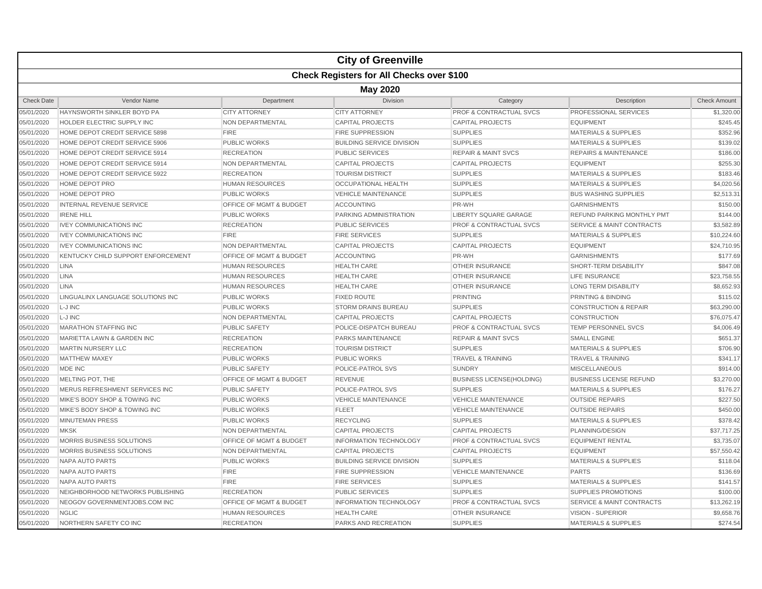# City of Greenville

## Check Registers for All Checks over $100

### May 2020

| Check Date | Vendor Name | Department | Division | Category | Description | Check Amount |
|---|---|---|---|---|---|---|
| 05/01/2020 | HAYNSWORTH SINKLER BOYD PA | CITY ATTORNEY | CITY ATTORNEY | PROF & CONTRACTUAL SVCS | PROFESSIONAL SERVICES | $1,320.00 |
| 05/01/2020 | HOLDER ELECTRIC SUPPLY INC | NON DEPARTMENTAL | CAPITAL PROJECTS | CAPITAL PROJECTS | EQUIPMENT | $245.45 |
| 05/01/2020 | HOME DEPOT CREDIT SERVICE 5898 | FIRE | FIRE SUPPRESSION | SUPPLIES | MATERIALS & SUPPLIES | $352.96 |
| 05/01/2020 | HOME DEPOT CREDIT SERVICE 5906 | PUBLIC WORKS | BUILDING SERVICE DIVISION | SUPPLIES | MATERIALS & SUPPLIES | $139.02 |
| 05/01/2020 | HOME DEPOT CREDIT SERVICE 5914 | RECREATION | PUBLIC SERVICES | REPAIR & MAINT SVCS | REPAIRS & MAINTENANCE | $186.00 |
| 05/01/2020 | HOME DEPOT CREDIT SERVICE 5914 | NON DEPARTMENTAL | CAPITAL PROJECTS | CAPITAL PROJECTS | EQUIPMENT | $255.30 |
| 05/01/2020 | HOME DEPOT CREDIT SERVICE 5922 | RECREATION | TOURISM DISTRICT | SUPPLIES | MATERIALS & SUPPLIES | $183.46 |
| 05/01/2020 | HOME DEPOT PRO | HUMAN RESOURCES | OCCUPATIONAL HEALTH | SUPPLIES | MATERIALS & SUPPLIES | $4,020.56 |
| 05/01/2020 | HOME DEPOT PRO | PUBLIC WORKS | VEHICLE MAINTENANCE | SUPPLIES | BUS WASHING SUPPLIES | $2,513.31 |
| 05/01/2020 | INTERNAL REVENUE SERVICE | OFFICE OF MGMT & BUDGET | ACCOUNTING | PR-WH | GARNISHMENTS | $150.00 |
| 05/01/2020 | IRENE HILL | PUBLIC WORKS | PARKING ADMINISTRATION | LIBERTY SQUARE GARAGE | REFUND PARKING MONTHLY PMT | $144.00 |
| 05/01/2020 | IVEY COMMUNICATIONS INC | RECREATION | PUBLIC SERVICES | PROF & CONTRACTUAL SVCS | SERVICE & MAINT CONTRACTS | $3,582.89 |
| 05/01/2020 | IVEY COMMUNICATIONS INC | FIRE | FIRE SERVICES | SUPPLIES | MATERIALS & SUPPLIES | $10,224.60 |
| 05/01/2020 | IVEY COMMUNICATIONS INC | NON DEPARTMENTAL | CAPITAL PROJECTS | CAPITAL PROJECTS | EQUIPMENT | $24,710.95 |
| 05/01/2020 | KENTUCKY CHILD SUPPORT ENFORCEMENT | OFFICE OF MGMT & BUDGET | ACCOUNTING | PR-WH | GARNISHMENTS | $177.69 |
| 05/01/2020 | LINA | HUMAN RESOURCES | HEALTH CARE | OTHER INSURANCE | SHORT-TERM DISABILITY | $847.08 |
| 05/01/2020 | LINA | HUMAN RESOURCES | HEALTH CARE | OTHER INSURANCE | LIFE INSURANCE | $23,758.55 |
| 05/01/2020 | LINA | HUMAN RESOURCES | HEALTH CARE | OTHER INSURANCE | LONG TERM DISABILITY | $8,652.93 |
| 05/01/2020 | LINGUALINX LANGUAGE SOLUTIONS INC | PUBLIC WORKS | FIXED ROUTE | PRINTING | PRINTING & BINDING | $115.02 |
| 05/01/2020 | L-J INC | PUBLIC WORKS | STORM DRAINS BUREAU | SUPPLIES | CONSTRUCTION & REPAIR | $63,290.00 |
| 05/01/2020 | L-J INC | NON DEPARTMENTAL | CAPITAL PROJECTS | CAPITAL PROJECTS | CONSTRUCTION | $76,075.47 |
| 05/01/2020 | MARATHON STAFFING INC | PUBLIC SAFETY | POLICE-DISPATCH BUREAU | PROF & CONTRACTUAL SVCS | TEMP PERSONNEL SVCS | $4,006.49 |
| 05/01/2020 | MARIETTA LAWN & GARDEN INC | RECREATION | PARKS MAINTENANCE | REPAIR & MAINT SVCS | SMALL ENGINE | $651.37 |
| 05/01/2020 | MARTIN NURSERY LLC | RECREATION | TOURISM DISTRICT | SUPPLIES | MATERIALS & SUPPLIES | $706.90 |
| 05/01/2020 | MATTHEW MAXEY | PUBLIC WORKS | PUBLIC WORKS | TRAVEL & TRAINING | TRAVEL & TRAINING | $341.17 |
| 05/01/2020 | MDE INC | PUBLIC SAFETY | POLICE-PATROL SVS | SUNDRY | MISCELLANEOUS | $914.00 |
| 05/01/2020 | MELTING POT, THE | OFFICE OF MGMT & BUDGET | REVENUE | BUSINESS LICENSE(HOLDING) | BUSINESS LICENSE REFUND | $3,270.00 |
| 05/01/2020 | MERUS REFRESHMENT SERVICES INC | PUBLIC SAFETY | POLICE-PATROL SVS | SUPPLIES | MATERIALS & SUPPLIES | $176.27 |
| 05/01/2020 | MIKE'S BODY SHOP & TOWING INC | PUBLIC WORKS | VEHICLE MAINTENANCE | VEHICLE MAINTENANCE | OUTSIDE REPAIRS | $227.50 |
| 05/01/2020 | MIKE'S BODY SHOP & TOWING INC | PUBLIC WORKS | FLEET | VEHICLE MAINTENANCE | OUTSIDE REPAIRS | $450.00 |
| 05/01/2020 | MINUTEMAN PRESS | PUBLIC WORKS | RECYCLING | SUPPLIES | MATERIALS & SUPPLIES | $378.42 |
| 05/01/2020 | MKSK | NON DEPARTMENTAL | CAPITAL PROJECTS | CAPITAL PROJECTS | PLANNING/DESIGN | $37,717.25 |
| 05/01/2020 | MORRIS BUSINESS SOLUTIONS | OFFICE OF MGMT & BUDGET | INFORMATION TECHNOLOGY | PROF & CONTRACTUAL SVCS | EQUIPMENT RENTAL | $3,735.07 |
| 05/01/2020 | MORRIS BUSINESS SOLUTIONS | NON DEPARTMENTAL | CAPITAL PROJECTS | CAPITAL PROJECTS | EQUIPMENT | $57,550.42 |
| 05/01/2020 | NAPA AUTO PARTS | PUBLIC WORKS | BUILDING SERVICE DIVISION | SUPPLIES | MATERIALS & SUPPLIES | $118.04 |
| 05/01/2020 | NAPA AUTO PARTS | FIRE | FIRE SUPPRESSION | VEHICLE MAINTENANCE | PARTS | $136.69 |
| 05/01/2020 | NAPA AUTO PARTS | FIRE | FIRE SERVICES | SUPPLIES | MATERIALS & SUPPLIES | $141.57 |
| 05/01/2020 | NEIGHBORHOOD NETWORKS PUBLISHING | RECREATION | PUBLIC SERVICES | SUPPLIES | SUPPLIES PROMOTIONS | $100.00 |
| 05/01/2020 | NEOGOV GOVERNMENTJOBS.COM INC | OFFICE OF MGMT & BUDGET | INFORMATION TECHNOLOGY | PROF & CONTRACTUAL SVCS | SERVICE & MAINT CONTRACTS | $13,262.19 |
| 05/01/2020 | NGLIC | HUMAN RESOURCES | HEALTH CARE | OTHER INSURANCE | VISION - SUPERIOR | $9,658.76 |
| 05/01/2020 | NORTHERN SAFETY CO INC | RECREATION | PARKS AND RECREATION | SUPPLIES | MATERIALS & SUPPLIES | $274.54 |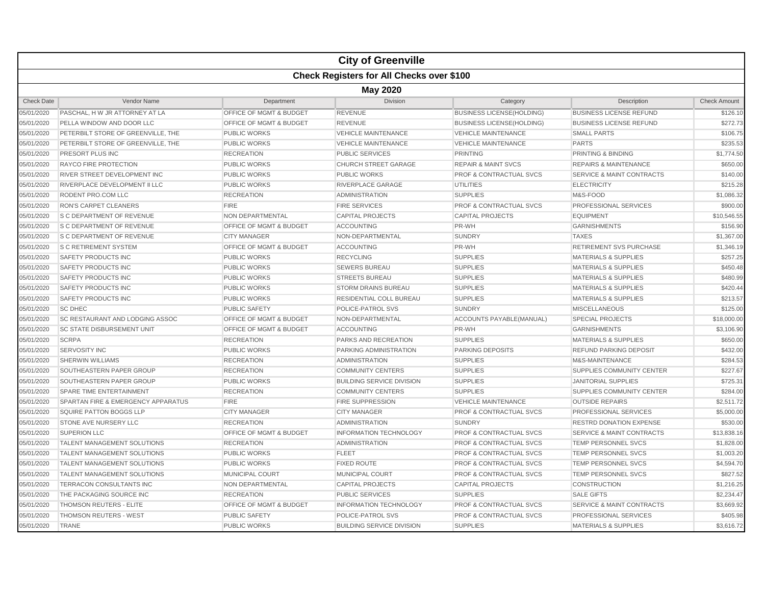# City of Greenville

## Check Registers for All Checks over $100

### May 2020

| Check Date | Vendor Name | Department | Division | Category | Description | Check Amount |
|---|---|---|---|---|---|---|
| 05/01/2020 | PASCHAL, H W JR ATTORNEY AT LA | OFFICE OF MGMT & BUDGET | REVENUE | BUSINESS LICENSE(HOLDING) | BUSINESS LICENSE REFUND | $126.10 |
| 05/01/2020 | PELLA WINDOW AND DOOR LLC | OFFICE OF MGMT & BUDGET | REVENUE | BUSINESS LICENSE(HOLDING) | BUSINESS LICENSE REFUND | $272.73 |
| 05/01/2020 | PETERBILT STORE OF GREENVILLE, THE | PUBLIC WORKS | VEHICLE MAINTENANCE | VEHICLE MAINTENANCE | SMALL PARTS | $106.75 |
| 05/01/2020 | PETERBILT STORE OF GREENVILLE, THE | PUBLIC WORKS | VEHICLE MAINTENANCE | VEHICLE MAINTENANCE | PARTS | $235.53 |
| 05/01/2020 | PRESORT PLUS INC | RECREATION | PUBLIC SERVICES | PRINTING | PRINTING & BINDING | $1,774.50 |
| 05/01/2020 | RAYCO FIRE PROTECTION | PUBLIC WORKS | CHURCH STREET GARAGE | REPAIR & MAINT SVCS | REPAIRS & MAINTENANCE | $650.00 |
| 05/01/2020 | RIVER STREET DEVELOPMENT INC | PUBLIC WORKS | PUBLIC WORKS | PROF & CONTRACTUAL SVCS | SERVICE & MAINT CONTRACTS | $140.00 |
| 05/01/2020 | RIVERPLACE DEVELOPMENT II LLC | PUBLIC WORKS | RIVERPLACE GARAGE | UTILITIES | ELECTRICITY | $215.28 |
| 05/01/2020 | RODENT PRO.COM LLC | RECREATION | ADMINISTRATION | SUPPLIES | M&S-FOOD | $1,086.32 |
| 05/01/2020 | RON'S CARPET CLEANERS | FIRE | FIRE SERVICES | PROF & CONTRACTUAL SVCS | PROFESSIONAL SERVICES | $900.00 |
| 05/01/2020 | S C DEPARTMENT OF REVENUE | NON DEPARTMENTAL | CAPITAL PROJECTS | CAPITAL PROJECTS | EQUIPMENT | $10,546.55 |
| 05/01/2020 | S C DEPARTMENT OF REVENUE | OFFICE OF MGMT & BUDGET | ACCOUNTING | PR-WH | GARNISHMENTS | $156.90 |
| 05/01/2020 | S C DEPARTMENT OF REVENUE | CITY MANAGER | NON-DEPARTMENTAL | SUNDRY | TAXES | $1,367.00 |
| 05/01/2020 | S C RETIREMENT SYSTEM | OFFICE OF MGMT & BUDGET | ACCOUNTING | PR-WH | RETIREMENT SVS PURCHASE | $1,346.19 |
| 05/01/2020 | SAFETY PRODUCTS INC | PUBLIC WORKS | RECYCLING | SUPPLIES | MATERIALS & SUPPLIES | $257.25 |
| 05/01/2020 | SAFETY PRODUCTS INC | PUBLIC WORKS | SEWERS BUREAU | SUPPLIES | MATERIALS & SUPPLIES | $450.48 |
| 05/01/2020 | SAFETY PRODUCTS INC | PUBLIC WORKS | STREETS BUREAU | SUPPLIES | MATERIALS & SUPPLIES | $480.99 |
| 05/01/2020 | SAFETY PRODUCTS INC | PUBLIC WORKS | STORM DRAINS BUREAU | SUPPLIES | MATERIALS & SUPPLIES | $420.44 |
| 05/01/2020 | SAFETY PRODUCTS INC | PUBLIC WORKS | RESIDENTIAL COLL BUREAU | SUPPLIES | MATERIALS & SUPPLIES | $213.57 |
| 05/01/2020 | SC DHEC | PUBLIC SAFETY | POLICE-PATROL SVS | SUNDRY | MISCELLANEOUS | $125.00 |
| 05/01/2020 | SC RESTAURANT AND LODGING ASSOC | OFFICE OF MGMT & BUDGET | NON-DEPARTMENTAL | ACCOUNTS PAYABLE(MANUAL) | SPECIAL PROJECTS | $18,000.00 |
| 05/01/2020 | SC STATE DISBURSEMENT UNIT | OFFICE OF MGMT & BUDGET | ACCOUNTING | PR-WH | GARNISHMENTS | $3,106.90 |
| 05/01/2020 | SCRPA | RECREATION | PARKS AND RECREATION | SUPPLIES | MATERIALS & SUPPLIES | $650.00 |
| 05/01/2020 | SERVOSITY INC | PUBLIC WORKS | PARKING ADMINISTRATION | PARKING DEPOSITS | REFUND PARKING DEPOSIT | $432.00 |
| 05/01/2020 | SHERWIN WILLIAMS | RECREATION | ADMINISTRATION | SUPPLIES | M&S-MAINTENANCE | $284.53 |
| 05/01/2020 | SOUTHEASTERN PAPER GROUP | RECREATION | COMMUNITY CENTERS | SUPPLIES | SUPPLIES COMMUNITY CENTER | $227.67 |
| 05/01/2020 | SOUTHEASTERN PAPER GROUP | PUBLIC WORKS | BUILDING SERVICE DIVISION | SUPPLIES | JANITORIAL SUPPLIES | $725.31 |
| 05/01/2020 | SPARE TIME ENTERTAINMENT | RECREATION | COMMUNITY CENTERS | SUPPLIES | SUPPLIES COMMUNITY CENTER | $284.00 |
| 05/01/2020 | SPARTAN FIRE & EMERGENCY APPARATUS | FIRE | FIRE SUPPRESSION | VEHICLE MAINTENANCE | OUTSIDE REPAIRS | $2,511.72 |
| 05/01/2020 | SQUIRE PATTON BOGGS LLP | CITY MANAGER | CITY MANAGER | PROF & CONTRACTUAL SVCS | PROFESSIONAL SERVICES | $5,000.00 |
| 05/01/2020 | STONE AVE NURSERY LLC | RECREATION | ADMINISTRATION | SUNDRY | RESTRD DONATION EXPENSE | $530.00 |
| 05/01/2020 | SUPERION LLC | OFFICE OF MGMT & BUDGET | INFORMATION TECHNOLOGY | PROF & CONTRACTUAL SVCS | SERVICE & MAINT CONTRACTS | $13,838.16 |
| 05/01/2020 | TALENT MANAGEMENT SOLUTIONS | RECREATION | ADMINISTRATION | PROF & CONTRACTUAL SVCS | TEMP PERSONNEL SVCS | $1,828.00 |
| 05/01/2020 | TALENT MANAGEMENT SOLUTIONS | PUBLIC WORKS | FLEET | PROF & CONTRACTUAL SVCS | TEMP PERSONNEL SVCS | $1,003.20 |
| 05/01/2020 | TALENT MANAGEMENT SOLUTIONS | PUBLIC WORKS | FIXED ROUTE | PROF & CONTRACTUAL SVCS | TEMP PERSONNEL SVCS | $4,594.70 |
| 05/01/2020 | TALENT MANAGEMENT SOLUTIONS | MUNICIPAL COURT | MUNICIPAL COURT | PROF & CONTRACTUAL SVCS | TEMP PERSONNEL SVCS | $827.52 |
| 05/01/2020 | TERRACON CONSULTANTS INC | NON DEPARTMENTAL | CAPITAL PROJECTS | CAPITAL PROJECTS | CONSTRUCTION | $1,216.25 |
| 05/01/2020 | THE PACKAGING SOURCE INC | RECREATION | PUBLIC SERVICES | SUPPLIES | SALE GIFTS | $2,234.47 |
| 05/01/2020 | THOMSON REUTERS - ELITE | OFFICE OF MGMT & BUDGET | INFORMATION TECHNOLOGY | PROF & CONTRACTUAL SVCS | SERVICE & MAINT CONTRACTS | $3,669.92 |
| 05/01/2020 | THOMSON REUTERS - WEST | PUBLIC SAFETY | POLICE-PATROL SVS | PROF & CONTRACTUAL SVCS | PROFESSIONAL SERVICES | $405.98 |
| 05/01/2020 | TRANE | PUBLIC WORKS | BUILDING SERVICE DIVISION | SUPPLIES | MATERIALS & SUPPLIES | $3,616.72 |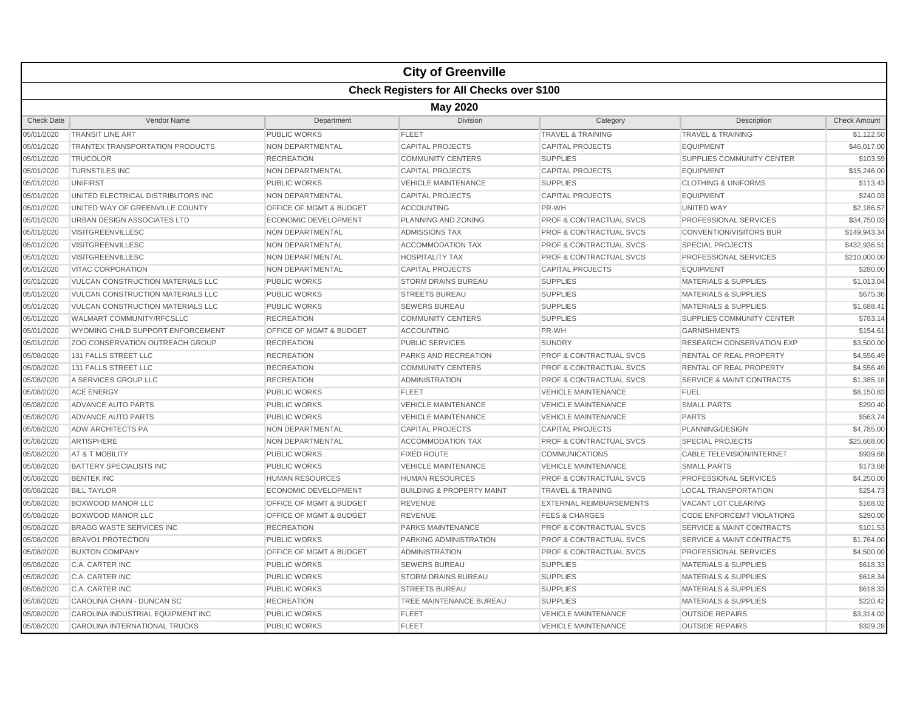# City of Greenville

## Check Registers for All Checks over $100

### May 2020

| Check Date | Vendor Name | Department | Division | Category | Description | Check Amount |
|---|---|---|---|---|---|---|
| 05/01/2020 | TRANSIT LINE ART | PUBLIC WORKS | FLEET | TRAVEL & TRAINING | TRAVEL & TRAINING | $1,122.50 |
| 05/01/2020 | TRANTEX TRANSPORTATION PRODUCTS | NON DEPARTMENTAL | CAPITAL PROJECTS | CAPITAL PROJECTS | EQUIPMENT | $46,017.00 |
| 05/01/2020 | TRUCOLOR | RECREATION | COMMUNITY CENTERS | SUPPLIES | SUPPLIES COMMUNITY CENTER | $103.59 |
| 05/01/2020 | TURNSTILES INC | NON DEPARTMENTAL | CAPITAL PROJECTS | CAPITAL PROJECTS | EQUIPMENT | $15,246.00 |
| 05/01/2020 | UNIFIRST | PUBLIC WORKS | VEHICLE MAINTENANCE | SUPPLIES | CLOTHING & UNIFORMS | $113.43 |
| 05/01/2020 | UNITED ELECTRICAL DISTRIBUTORS INC | NON DEPARTMENTAL | CAPITAL PROJECTS | CAPITAL PROJECTS | EQUIPMENT | $240.03 |
| 05/01/2020 | UNITED WAY OF GREENVILLE COUNTY | OFFICE OF MGMT & BUDGET | ACCOUNTING | PR-WH | UNITED WAY | $2,186.57 |
| 05/01/2020 | URBAN DESIGN ASSOCIATES LTD | ECONOMIC DEVELOPMENT | PLANNING AND ZONING | PROF & CONTRACTUAL SVCS | PROFESSIONAL SERVICES | $34,750.03 |
| 05/01/2020 | VISITGREENVILLESC | NON DEPARTMENTAL | ADMISSIONS TAX | PROF & CONTRACTUAL SVCS | CONVENTION/VISITORS BUR | $149,943.34 |
| 05/01/2020 | VISITGREENVILLESC | NON DEPARTMENTAL | ACCOMMODATION TAX | PROF & CONTRACTUAL SVCS | SPECIAL PROJECTS | $432,936.51 |
| 05/01/2020 | VISITGREENVILLESC | NON DEPARTMENTAL | HOSPITALITY TAX | PROF & CONTRACTUAL SVCS | PROFESSIONAL SERVICES | $210,000.00 |
| 05/01/2020 | VITAC CORPORATION | NON DEPARTMENTAL | CAPITAL PROJECTS | CAPITAL PROJECTS | EQUIPMENT | $280.00 |
| 05/01/2020 | VULCAN CONSTRUCTION MATERIALS LLC | PUBLIC WORKS | STORM DRAINS BUREAU | SUPPLIES | MATERIALS & SUPPLIES | $1,013.04 |
| 05/01/2020 | VULCAN CONSTRUCTION MATERIALS LLC | PUBLIC WORKS | STREETS BUREAU | SUPPLIES | MATERIALS & SUPPLIES | $675.36 |
| 05/01/2020 | VULCAN CONSTRUCTION MATERIALS LLC | PUBLIC WORKS | SEWERS BUREAU | SUPPLIES | MATERIALS & SUPPLIES | $1,688.41 |
| 05/01/2020 | WALMART COMMUNITY/RFCSLLC | RECREATION | COMMUNITY CENTERS | SUPPLIES | SUPPLIES COMMUNITY CENTER | $783.14 |
| 05/01/2020 | WYOMING CHILD SUPPORT ENFORCEMENT | OFFICE OF MGMT & BUDGET | ACCOUNTING | PR-WH | GARNISHMENTS | $154.61 |
| 05/01/2020 | ZOO CONSERVATION OUTREACH GROUP | RECREATION | PUBLIC SERVICES | SUNDRY | RESEARCH CONSERVATION EXP | $3,500.00 |
| 05/08/2020 | 131 FALLS STREET LLC | RECREATION | PARKS AND RECREATION | PROF & CONTRACTUAL SVCS | RENTAL OF REAL PROPERTY | $4,556.49 |
| 05/08/2020 | 131 FALLS STREET LLC | RECREATION | COMMUNITY CENTERS | PROF & CONTRACTUAL SVCS | RENTAL OF REAL PROPERTY | $4,556.49 |
| 05/08/2020 | A SERVICES GROUP LLC | RECREATION | ADMINISTRATION | PROF & CONTRACTUAL SVCS | SERVICE & MAINT CONTRACTS | $1,385.18 |
| 05/08/2020 | ACE ENERGY | PUBLIC WORKS | FLEET | VEHICLE MAINTENANCE | FUEL | $8,150.83 |
| 05/08/2020 | ADVANCE AUTO PARTS | PUBLIC WORKS | VEHICLE MAINTENANCE | VEHICLE MAINTENANCE | SMALL PARTS | $290.40 |
| 05/08/2020 | ADVANCE AUTO PARTS | PUBLIC WORKS | VEHICLE MAINTENANCE | VEHICLE MAINTENANCE | PARTS | $563.74 |
| 05/08/2020 | ADW ARCHITECTS PA | NON DEPARTMENTAL | CAPITAL PROJECTS | CAPITAL PROJECTS | PLANNING/DESIGN | $4,785.00 |
| 05/08/2020 | ARTISPHERE | NON DEPARTMENTAL | ACCOMMODATION TAX | PROF & CONTRACTUAL SVCS | SPECIAL PROJECTS | $25,668.00 |
| 05/08/2020 | AT & T MOBILITY | PUBLIC WORKS | FIXED ROUTE | COMMUNICATIONS | CABLE TELEVISION/INTERNET | $939.68 |
| 05/08/2020 | BATTERY SPECIALISTS INC | PUBLIC WORKS | VEHICLE MAINTENANCE | VEHICLE MAINTENANCE | SMALL PARTS | $173.68 |
| 05/08/2020 | BENTEK INC | HUMAN RESOURCES | HUMAN RESOURCES | PROF & CONTRACTUAL SVCS | PROFESSIONAL SERVICES | $4,250.00 |
| 05/08/2020 | BILL TAYLOR | ECONOMIC DEVELOPMENT | BUILDING & PROPERTY MAINT | TRAVEL & TRAINING | LOCAL TRANSPORTATION | $254.73 |
| 05/08/2020 | BOXWOOD MANOR LLC | OFFICE OF MGMT & BUDGET | REVENUE | EXTERNAL REIMBURSEMENTS | VACANT LOT CLEARING | $168.02 |
| 05/08/2020 | BOXWOOD MANOR LLC | OFFICE OF MGMT & BUDGET | REVENUE | FEES & CHARGES | CODE ENFORCEMT VIOLATIONS | $290.00 |
| 05/08/2020 | BRAGG WASTE SERVICES INC | RECREATION | PARKS MAINTENANCE | PROF & CONTRACTUAL SVCS | SERVICE & MAINT CONTRACTS | $101.53 |
| 05/08/2020 | BRAVO1 PROTECTION | PUBLIC WORKS | PARKING ADMINISTRATION | PROF & CONTRACTUAL SVCS | SERVICE & MAINT CONTRACTS | $1,764.00 |
| 05/08/2020 | BUXTON COMPANY | OFFICE OF MGMT & BUDGET | ADMINISTRATION | PROF & CONTRACTUAL SVCS | PROFESSIONAL SERVICES | $4,500.00 |
| 05/08/2020 | C.A. CARTER INC | PUBLIC WORKS | SEWERS BUREAU | SUPPLIES | MATERIALS & SUPPLIES | $618.33 |
| 05/08/2020 | C.A. CARTER INC | PUBLIC WORKS | STORM DRAINS BUREAU | SUPPLIES | MATERIALS & SUPPLIES | $618.34 |
| 05/08/2020 | C.A. CARTER INC | PUBLIC WORKS | STREETS BUREAU | SUPPLIES | MATERIALS & SUPPLIES | $618.33 |
| 05/08/2020 | CAROLINA CHAIN - DUNCAN SC | RECREATION | TREE MAINTENANCE BUREAU | SUPPLIES | MATERIALS & SUPPLIES | $220.42 |
| 05/08/2020 | CAROLINA INDUSTRIAL EQUIPMENT INC | PUBLIC WORKS | FLEET | VEHICLE MAINTENANCE | OUTSIDE REPAIRS | $3,314.02 |
| 05/08/2020 | CAROLINA INTERNATIONAL TRUCKS | PUBLIC WORKS | FLEET | VEHICLE MAINTENANCE | OUTSIDE REPAIRS | $329.28 |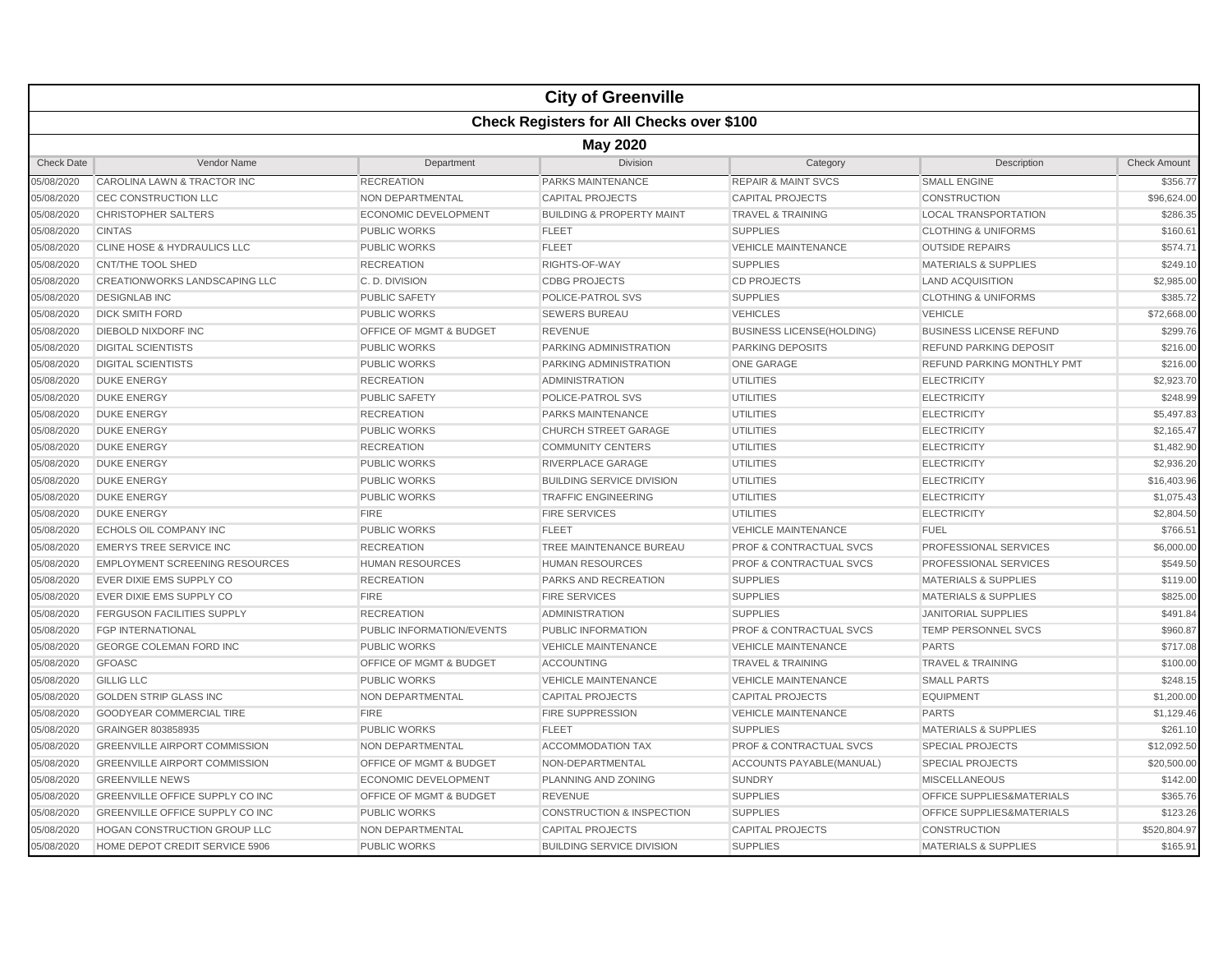# City of Greenville

## Check Registers for All Checks over $100

### May 2020

| Check Date | Vendor Name | Department | Division | Category | Description | Check Amount |
|---|---|---|---|---|---|---|
| 05/08/2020 | CAROLINA LAWN & TRACTOR INC | RECREATION | PARKS MAINTENANCE | REPAIR & MAINT SVCS | SMALL ENGINE | $356.77 |
| 05/08/2020 | CEC CONSTRUCTION LLC | NON DEPARTMENTAL | CAPITAL PROJECTS | CAPITAL PROJECTS | CONSTRUCTION | $96,624.00 |
| 05/08/2020 | CHRISTOPHER SALTERS | ECONOMIC DEVELOPMENT | BUILDING & PROPERTY MAINT | TRAVEL & TRAINING | LOCAL TRANSPORTATION | $286.35 |
| 05/08/2020 | CINTAS | PUBLIC WORKS | FLEET | SUPPLIES | CLOTHING & UNIFORMS | $160.61 |
| 05/08/2020 | CLINE HOSE & HYDRAULICS LLC | PUBLIC WORKS | FLEET | VEHICLE MAINTENANCE | OUTSIDE REPAIRS | $574.71 |
| 05/08/2020 | CNT/THE TOOL SHED | RECREATION | RIGHTS-OF-WAY | SUPPLIES | MATERIALS & SUPPLIES | $249.10 |
| 05/08/2020 | CREATIONWORKS LANDSCAPING LLC | C. D. DIVISION | CDBG PROJECTS | CD PROJECTS | LAND ACQUISITION | $2,985.00 |
| 05/08/2020 | DESIGNLAB INC | PUBLIC SAFETY | POLICE-PATROL SVS | SUPPLIES | CLOTHING & UNIFORMS | $385.72 |
| 05/08/2020 | DICK SMITH FORD | PUBLIC WORKS | SEWERS BUREAU | VEHICLES | VEHICLE | $72,668.00 |
| 05/08/2020 | DIEBOLD NIXDORF INC | OFFICE OF MGMT & BUDGET | REVENUE | BUSINESS LICENSE(HOLDING) | BUSINESS LICENSE REFUND | $299.76 |
| 05/08/2020 | DIGITAL SCIENTISTS | PUBLIC WORKS | PARKING ADMINISTRATION | PARKING DEPOSITS | REFUND PARKING DEPOSIT | $216.00 |
| 05/08/2020 | DIGITAL SCIENTISTS | PUBLIC WORKS | PARKING ADMINISTRATION | ONE GARAGE | REFUND PARKING MONTHLY PMT | $216.00 |
| 05/08/2020 | DUKE ENERGY | RECREATION | ADMINISTRATION | UTILITIES | ELECTRICITY | $2,923.70 |
| 05/08/2020 | DUKE ENERGY | PUBLIC SAFETY | POLICE-PATROL SVS | UTILITIES | ELECTRICITY | $248.99 |
| 05/08/2020 | DUKE ENERGY | RECREATION | PARKS MAINTENANCE | UTILITIES | ELECTRICITY | $5,497.83 |
| 05/08/2020 | DUKE ENERGY | PUBLIC WORKS | CHURCH STREET GARAGE | UTILITIES | ELECTRICITY | $2,165.47 |
| 05/08/2020 | DUKE ENERGY | RECREATION | COMMUNITY CENTERS | UTILITIES | ELECTRICITY | $1,482.90 |
| 05/08/2020 | DUKE ENERGY | PUBLIC WORKS | RIVERPLACE GARAGE | UTILITIES | ELECTRICITY | $2,936.20 |
| 05/08/2020 | DUKE ENERGY | PUBLIC WORKS | BUILDING SERVICE DIVISION | UTILITIES | ELECTRICITY | $16,403.96 |
| 05/08/2020 | DUKE ENERGY | PUBLIC WORKS | TRAFFIC ENGINEERING | UTILITIES | ELECTRICITY | $1,075.43 |
| 05/08/2020 | DUKE ENERGY | FIRE | FIRE SERVICES | UTILITIES | ELECTRICITY | $2,804.50 |
| 05/08/2020 | ECHOLS OIL COMPANY INC | PUBLIC WORKS | FLEET | VEHICLE MAINTENANCE | FUEL | $766.51 |
| 05/08/2020 | EMERYS TREE SERVICE INC | RECREATION | TREE MAINTENANCE BUREAU | PROF & CONTRACTUAL SVCS | PROFESSIONAL SERVICES | $6,000.00 |
| 05/08/2020 | EMPLOYMENT SCREENING RESOURCES | HUMAN RESOURCES | HUMAN RESOURCES | PROF & CONTRACTUAL SVCS | PROFESSIONAL SERVICES | $549.50 |
| 05/08/2020 | EVER DIXIE EMS SUPPLY CO | RECREATION | PARKS AND RECREATION | SUPPLIES | MATERIALS & SUPPLIES | $119.00 |
| 05/08/2020 | EVER DIXIE EMS SUPPLY CO | FIRE | FIRE SERVICES | SUPPLIES | MATERIALS & SUPPLIES | $825.00 |
| 05/08/2020 | FERGUSON FACILITIES SUPPLY | RECREATION | ADMINISTRATION | SUPPLIES | JANITORIAL SUPPLIES | $491.84 |
| 05/08/2020 | FGP INTERNATIONAL | PUBLIC INFORMATION/EVENTS | PUBLIC INFORMATION | PROF & CONTRACTUAL SVCS | TEMP PERSONNEL SVCS | $960.87 |
| 05/08/2020 | GEORGE COLEMAN FORD INC | PUBLIC WORKS | VEHICLE MAINTENANCE | VEHICLE MAINTENANCE | PARTS | $717.08 |
| 05/08/2020 | GFOASC | OFFICE OF MGMT & BUDGET | ACCOUNTING | TRAVEL & TRAINING | TRAVEL & TRAINING | $100.00 |
| 05/08/2020 | GILLIG LLC | PUBLIC WORKS | VEHICLE MAINTENANCE | VEHICLE MAINTENANCE | SMALL PARTS | $248.15 |
| 05/08/2020 | GOLDEN STRIP GLASS INC | NON DEPARTMENTAL | CAPITAL PROJECTS | CAPITAL PROJECTS | EQUIPMENT | $1,200.00 |
| 05/08/2020 | GOODYEAR COMMERCIAL TIRE | FIRE | FIRE SUPPRESSION | VEHICLE MAINTENANCE | PARTS | $1,129.46 |
| 05/08/2020 | GRAINGER 803858935 | PUBLIC WORKS | FLEET | SUPPLIES | MATERIALS & SUPPLIES | $261.10 |
| 05/08/2020 | GREENVILLE AIRPORT COMMISSION | NON DEPARTMENTAL | ACCOMMODATION TAX | PROF & CONTRACTUAL SVCS | SPECIAL PROJECTS | $12,092.50 |
| 05/08/2020 | GREENVILLE AIRPORT COMMISSION | OFFICE OF MGMT & BUDGET | NON-DEPARTMENTAL | ACCOUNTS PAYABLE(MANUAL) | SPECIAL PROJECTS | $20,500.00 |
| 05/08/2020 | GREENVILLE NEWS | ECONOMIC DEVELOPMENT | PLANNING AND ZONING | SUNDRY | MISCELLANEOUS | $142.00 |
| 05/08/2020 | GREENVILLE OFFICE SUPPLY CO INC | OFFICE OF MGMT & BUDGET | REVENUE | SUPPLIES | OFFICE SUPPLIES&MATERIALS | $365.76 |
| 05/08/2020 | GREENVILLE OFFICE SUPPLY CO INC | PUBLIC WORKS | CONSTRUCTION & INSPECTION | SUPPLIES | OFFICE SUPPLIES&MATERIALS | $123.26 |
| 05/08/2020 | HOGAN CONSTRUCTION GROUP LLC | NON DEPARTMENTAL | CAPITAL PROJECTS | CAPITAL PROJECTS | CONSTRUCTION | $520,804.97 |
| 05/08/2020 | HOME DEPOT CREDIT SERVICE 5906 | PUBLIC WORKS | BUILDING SERVICE DIVISION | SUPPLIES | MATERIALS & SUPPLIES | $165.91 |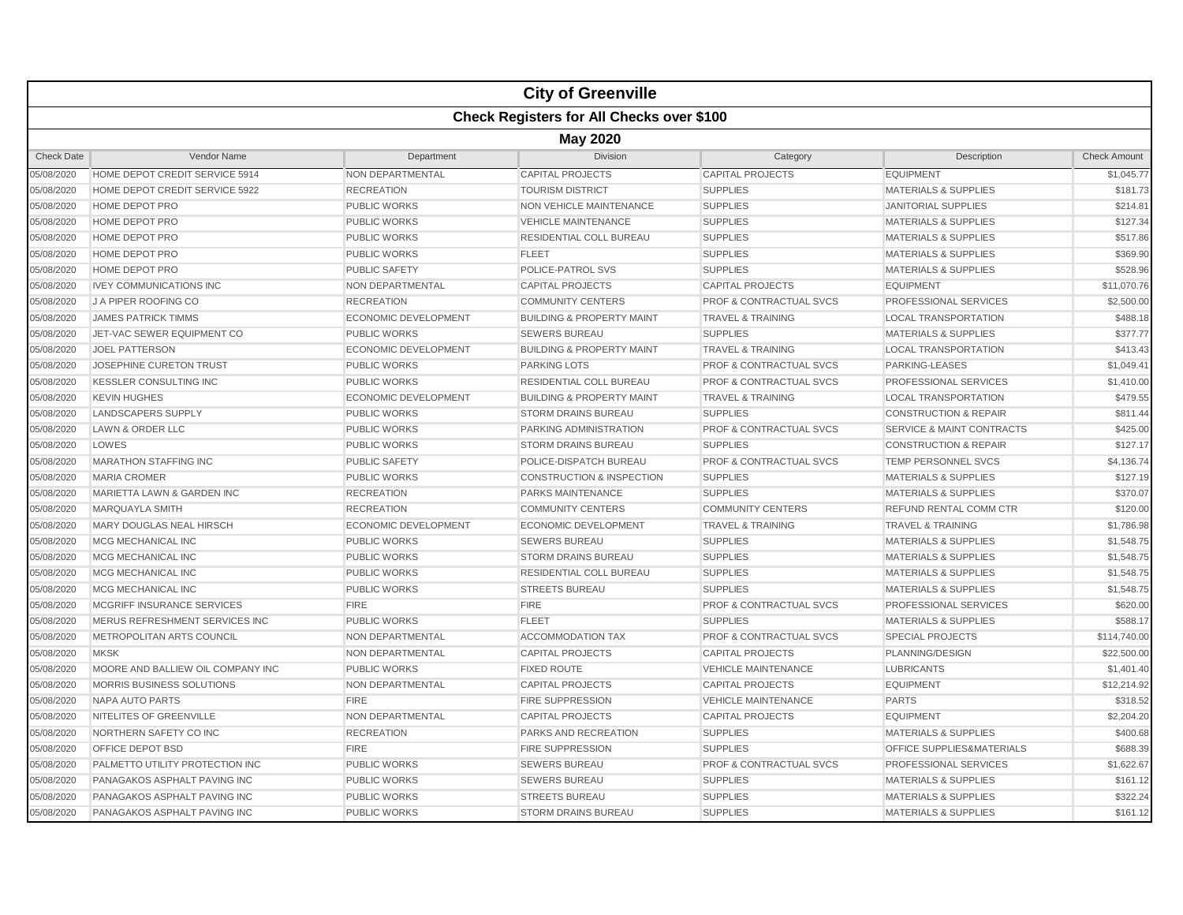# City of Greenville

## Check Registers for All Checks over $100

### May 2020

| Check Date | Vendor Name | Department | Division | Category | Description | Check Amount |
|---|---|---|---|---|---|---|
| 05/08/2020 | HOME DEPOT CREDIT SERVICE 5914 | NON DEPARTMENTAL | CAPITAL PROJECTS | CAPITAL PROJECTS | EQUIPMENT | $1,045.77 |
| 05/08/2020 | HOME DEPOT CREDIT SERVICE 5922 | RECREATION | TOURISM DISTRICT | SUPPLIES | MATERIALS & SUPPLIES | $181.73 |
| 05/08/2020 | HOME DEPOT PRO | PUBLIC WORKS | NON VEHICLE MAINTENANCE | SUPPLIES | JANITORIAL SUPPLIES | $214.81 |
| 05/08/2020 | HOME DEPOT PRO | PUBLIC WORKS | VEHICLE MAINTENANCE | SUPPLIES | MATERIALS & SUPPLIES | $127.34 |
| 05/08/2020 | HOME DEPOT PRO | PUBLIC WORKS | RESIDENTIAL COLL BUREAU | SUPPLIES | MATERIALS & SUPPLIES | $517.86 |
| 05/08/2020 | HOME DEPOT PRO | PUBLIC WORKS | FLEET | SUPPLIES | MATERIALS & SUPPLIES | $369.90 |
| 05/08/2020 | HOME DEPOT PRO | PUBLIC SAFETY | POLICE-PATROL SVS | SUPPLIES | MATERIALS & SUPPLIES | $528.96 |
| 05/08/2020 | IVEY COMMUNICATIONS INC | NON DEPARTMENTAL | CAPITAL PROJECTS | CAPITAL PROJECTS | EQUIPMENT | $11,070.76 |
| 05/08/2020 | J A PIPER ROOFING CO | RECREATION | COMMUNITY CENTERS | PROF & CONTRACTUAL SVCS | PROFESSIONAL SERVICES | $2,500.00 |
| 05/08/2020 | JAMES PATRICK TIMMS | ECONOMIC DEVELOPMENT | BUILDING & PROPERTY MAINT | TRAVEL & TRAINING | LOCAL TRANSPORTATION | $488.18 |
| 05/08/2020 | JET-VAC SEWER EQUIPMENT CO | PUBLIC WORKS | SEWERS BUREAU | SUPPLIES | MATERIALS & SUPPLIES | $377.77 |
| 05/08/2020 | JOEL PATTERSON | ECONOMIC DEVELOPMENT | BUILDING & PROPERTY MAINT | TRAVEL & TRAINING | LOCAL TRANSPORTATION | $413.43 |
| 05/08/2020 | JOSEPHINE CURETON TRUST | PUBLIC WORKS | PARKING LOTS | PROF & CONTRACTUAL SVCS | PARKING-LEASES | $1,049.41 |
| 05/08/2020 | KESSLER CONSULTING INC | PUBLIC WORKS | RESIDENTIAL COLL BUREAU | PROF & CONTRACTUAL SVCS | PROFESSIONAL SERVICES | $1,410.00 |
| 05/08/2020 | KEVIN HUGHES | ECONOMIC DEVELOPMENT | BUILDING & PROPERTY MAINT | TRAVEL & TRAINING | LOCAL TRANSPORTATION | $479.55 |
| 05/08/2020 | LANDSCAPERS SUPPLY | PUBLIC WORKS | STORM DRAINS BUREAU | SUPPLIES | CONSTRUCTION & REPAIR | $811.44 |
| 05/08/2020 | LAWN & ORDER LLC | PUBLIC WORKS | PARKING ADMINISTRATION | PROF & CONTRACTUAL SVCS | SERVICE & MAINT CONTRACTS | $425.00 |
| 05/08/2020 | LOWES | PUBLIC WORKS | STORM DRAINS BUREAU | SUPPLIES | CONSTRUCTION & REPAIR | $127.17 |
| 05/08/2020 | MARATHON STAFFING INC | PUBLIC SAFETY | POLICE-DISPATCH BUREAU | PROF & CONTRACTUAL SVCS | TEMP PERSONNEL SVCS | $4,136.74 |
| 05/08/2020 | MARIA CROMER | PUBLIC WORKS | CONSTRUCTION & INSPECTION | SUPPLIES | MATERIALS & SUPPLIES | $127.19 |
| 05/08/2020 | MARIETTA LAWN & GARDEN INC | RECREATION | PARKS MAINTENANCE | SUPPLIES | MATERIALS & SUPPLIES | $370.07 |
| 05/08/2020 | MARQUAYLA SMITH | RECREATION | COMMUNITY CENTERS | COMMUNITY CENTERS | REFUND RENTAL COMM CTR | $120.00 |
| 05/08/2020 | MARY DOUGLAS NEAL HIRSCH | ECONOMIC DEVELOPMENT | ECONOMIC DEVELOPMENT | TRAVEL & TRAINING | TRAVEL & TRAINING | $1,786.98 |
| 05/08/2020 | MCG MECHANICAL INC | PUBLIC WORKS | SEWERS BUREAU | SUPPLIES | MATERIALS & SUPPLIES | $1,548.75 |
| 05/08/2020 | MCG MECHANICAL INC | PUBLIC WORKS | STORM DRAINS BUREAU | SUPPLIES | MATERIALS & SUPPLIES | $1,548.75 |
| 05/08/2020 | MCG MECHANICAL INC | PUBLIC WORKS | RESIDENTIAL COLL BUREAU | SUPPLIES | MATERIALS & SUPPLIES | $1,548.75 |
| 05/08/2020 | MCG MECHANICAL INC | PUBLIC WORKS | STREETS BUREAU | SUPPLIES | MATERIALS & SUPPLIES | $1,548.75 |
| 05/08/2020 | MCGRIFF INSURANCE SERVICES | FIRE | FIRE | PROF & CONTRACTUAL SVCS | PROFESSIONAL SERVICES | $620.00 |
| 05/08/2020 | MERUS REFRESHMENT SERVICES INC | PUBLIC WORKS | FLEET | SUPPLIES | MATERIALS & SUPPLIES | $588.17 |
| 05/08/2020 | METROPOLITAN ARTS COUNCIL | NON DEPARTMENTAL | ACCOMMODATION TAX | PROF & CONTRACTUAL SVCS | SPECIAL PROJECTS | $114,740.00 |
| 05/08/2020 | MKSK | NON DEPARTMENTAL | CAPITAL PROJECTS | CAPITAL PROJECTS | PLANNING/DESIGN | $22,500.00 |
| 05/08/2020 | MOORE AND BALLIEW OIL COMPANY INC | PUBLIC WORKS | FIXED ROUTE | VEHICLE MAINTENANCE | LUBRICANTS | $1,401.40 |
| 05/08/2020 | MORRIS BUSINESS SOLUTIONS | NON DEPARTMENTAL | CAPITAL PROJECTS | CAPITAL PROJECTS | EQUIPMENT | $12,214.92 |
| 05/08/2020 | NAPA AUTO PARTS | FIRE | FIRE SUPPRESSION | VEHICLE MAINTENANCE | PARTS | $318.52 |
| 05/08/2020 | NITELITES OF GREENVILLE | NON DEPARTMENTAL | CAPITAL PROJECTS | CAPITAL PROJECTS | EQUIPMENT | $2,204.20 |
| 05/08/2020 | NORTHERN SAFETY CO INC | RECREATION | PARKS AND RECREATION | SUPPLIES | MATERIALS & SUPPLIES | $400.68 |
| 05/08/2020 | OFFICE DEPOT BSD | FIRE | FIRE SUPPRESSION | SUPPLIES | OFFICE SUPPLIES&MATERIALS | $688.39 |
| 05/08/2020 | PALMETTO UTILITY PROTECTION INC | PUBLIC WORKS | SEWERS BUREAU | PROF & CONTRACTUAL SVCS | PROFESSIONAL SERVICES | $1,622.67 |
| 05/08/2020 | PANAGAKOS ASPHALT PAVING INC | PUBLIC WORKS | SEWERS BUREAU | SUPPLIES | MATERIALS & SUPPLIES | $161.12 |
| 05/08/2020 | PANAGAKOS ASPHALT PAVING INC | PUBLIC WORKS | STREETS BUREAU | SUPPLIES | MATERIALS & SUPPLIES | $322.24 |
| 05/08/2020 | PANAGAKOS ASPHALT PAVING INC | PUBLIC WORKS | STORM DRAINS BUREAU | SUPPLIES | MATERIALS & SUPPLIES | $161.12 |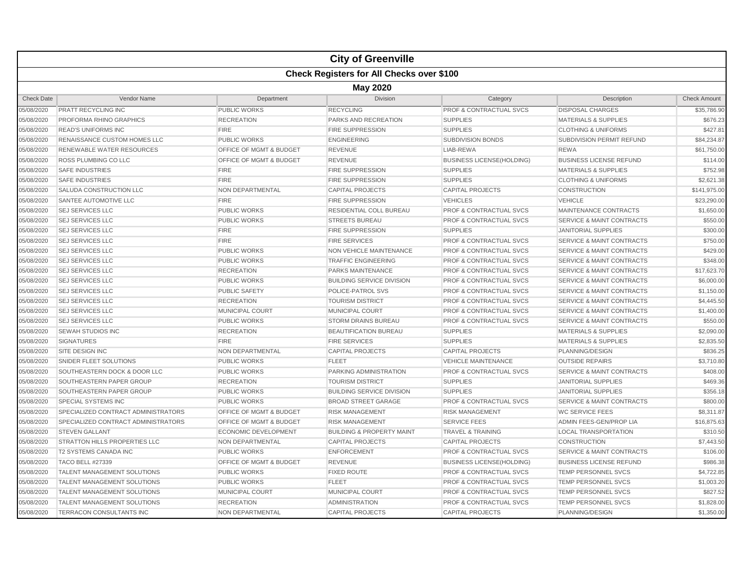# City of Greenville

## Check Registers for All Checks over $100

### May 2020

| Check Date | Vendor Name | Department | Division | Category | Description | Check Amount |
|---|---|---|---|---|---|---|
| 05/08/2020 | PRATT RECYCLING INC | PUBLIC WORKS | RECYCLING | PROF & CONTRACTUAL SVCS | DISPOSAL CHARGES | $35,786.90 |
| 05/08/2020 | PROFORMA RHINO GRAPHICS | RECREATION | PARKS AND RECREATION | SUPPLIES | MATERIALS & SUPPLIES | $676.23 |
| 05/08/2020 | READ'S UNIFORMS INC | FIRE | FIRE SUPPRESSION | SUPPLIES | CLOTHING & UNIFORMS | $427.81 |
| 05/08/2020 | RENAISSANCE CUSTOM HOMES LLC | PUBLIC WORKS | ENGINEERING | SUBDIVISION BONDS | SUBDIVISION PERMIT REFUND | $84,234.87 |
| 05/08/2020 | RENEWABLE WATER RESOURCES | OFFICE OF MGMT & BUDGET | REVENUE | LIAB-REWA | REWA | $61,750.00 |
| 05/08/2020 | ROSS PLUMBING CO LLC | OFFICE OF MGMT & BUDGET | REVENUE | BUSINESS LICENSE(HOLDING) | BUSINESS LICENSE REFUND | $114.00 |
| 05/08/2020 | SAFE INDUSTRIES | FIRE | FIRE SUPPRESSION | SUPPLIES | MATERIALS & SUPPLIES | $752.98 |
| 05/08/2020 | SAFE INDUSTRIES | FIRE | FIRE SUPPRESSION | SUPPLIES | CLOTHING & UNIFORMS | $2,621.38 |
| 05/08/2020 | SALUDA CONSTRUCTION LLC | NON DEPARTMENTAL | CAPITAL PROJECTS | CAPITAL PROJECTS | CONSTRUCTION | $141,975.00 |
| 05/08/2020 | SANTEE AUTOMOTIVE LLC | FIRE | FIRE SUPPRESSION | VEHICLES | VEHICLE | $23,290.00 |
| 05/08/2020 | SEJ SERVICES LLC | PUBLIC WORKS | RESIDENTIAL COLL BUREAU | PROF & CONTRACTUAL SVCS | MAINTENANCE CONTRACTS | $1,650.00 |
| 05/08/2020 | SEJ SERVICES LLC | PUBLIC WORKS | STREETS BUREAU | PROF & CONTRACTUAL SVCS | SERVICE & MAINT CONTRACTS | $550.00 |
| 05/08/2020 | SEJ SERVICES LLC | FIRE | FIRE SUPPRESSION | SUPPLIES | JANITORIAL SUPPLIES | $300.00 |
| 05/08/2020 | SEJ SERVICES LLC | FIRE | FIRE SERVICES | PROF & CONTRACTUAL SVCS | SERVICE & MAINT CONTRACTS | $750.00 |
| 05/08/2020 | SEJ SERVICES LLC | PUBLIC WORKS | NON VEHICLE MAINTENANCE | PROF & CONTRACTUAL SVCS | SERVICE & MAINT CONTRACTS | $429.00 |
| 05/08/2020 | SEJ SERVICES LLC | PUBLIC WORKS | TRAFFIC ENGINEERING | PROF & CONTRACTUAL SVCS | SERVICE & MAINT CONTRACTS | $348.00 |
| 05/08/2020 | SEJ SERVICES LLC | RECREATION | PARKS MAINTENANCE | PROF & CONTRACTUAL SVCS | SERVICE & MAINT CONTRACTS | $17,623.70 |
| 05/08/2020 | SEJ SERVICES LLC | PUBLIC WORKS | BUILDING SERVICE DIVISION | PROF & CONTRACTUAL SVCS | SERVICE & MAINT CONTRACTS | $6,000.00 |
| 05/08/2020 | SEJ SERVICES LLC | PUBLIC SAFETY | POLICE-PATROL SVS | PROF & CONTRACTUAL SVCS | SERVICE & MAINT CONTRACTS | $1,150.00 |
| 05/08/2020 | SEJ SERVICES LLC | RECREATION | TOURISM DISTRICT | PROF & CONTRACTUAL SVCS | SERVICE & MAINT CONTRACTS | $4,445.50 |
| 05/08/2020 | SEJ SERVICES LLC | MUNICIPAL COURT | MUNICIPAL COURT | PROF & CONTRACTUAL SVCS | SERVICE & MAINT CONTRACTS | $1,400.00 |
| 05/08/2020 | SEJ SERVICES LLC | PUBLIC WORKS | STORM DRAINS BUREAU | PROF & CONTRACTUAL SVCS | SERVICE & MAINT CONTRACTS | $550.00 |
| 05/08/2020 | SEWAH STUDIOS INC | RECREATION | BEAUTIFICATION BUREAU | SUPPLIES | MATERIALS & SUPPLIES | $2,090.00 |
| 05/08/2020 | SIGNATURES | FIRE | FIRE SERVICES | SUPPLIES | MATERIALS & SUPPLIES | $2,835.50 |
| 05/08/2020 | SITE DESIGN INC | NON DEPARTMENTAL | CAPITAL PROJECTS | CAPITAL PROJECTS | PLANNING/DESIGN | $836.25 |
| 05/08/2020 | SNIDER FLEET SOLUTIONS | PUBLIC WORKS | FLEET | VEHICLE MAINTENANCE | OUTSIDE REPAIRS | $3,710.80 |
| 05/08/2020 | SOUTHEASTERN DOCK & DOOR LLC | PUBLIC WORKS | PARKING ADMINISTRATION | PROF & CONTRACTUAL SVCS | SERVICE & MAINT CONTRACTS | $408.00 |
| 05/08/2020 | SOUTHEASTERN PAPER GROUP | RECREATION | TOURISM DISTRICT | SUPPLIES | JANITORIAL SUPPLIES | $469.36 |
| 05/08/2020 | SOUTHEASTERN PAPER GROUP | PUBLIC WORKS | BUILDING SERVICE DIVISION | SUPPLIES | JANITORIAL SUPPLIES | $356.18 |
| 05/08/2020 | SPECIAL SYSTEMS INC | PUBLIC WORKS | BROAD STREET GARAGE | PROF & CONTRACTUAL SVCS | SERVICE & MAINT CONTRACTS | $800.00 |
| 05/08/2020 | SPECIALIZED CONTRACT ADMINISTRATORS | OFFICE OF MGMT & BUDGET | RISK MANAGEMENT | RISK MANAGEMENT | WC SERVICE FEES | $8,311.87 |
| 05/08/2020 | SPECIALIZED CONTRACT ADMINISTRATORS | OFFICE OF MGMT & BUDGET | RISK MANAGEMENT | SERVICE FEES | ADMIN FEES-GEN/PROP LIA | $16,875.63 |
| 05/08/2020 | STEVEN GALLANT | ECONOMIC DEVELOPMENT | BUILDING & PROPERTY MAINT | TRAVEL & TRAINING | LOCAL TRANSPORTATION | $310.50 |
| 05/08/2020 | STRATTON HILLS PROPERTIES LLC | NON DEPARTMENTAL | CAPITAL PROJECTS | CAPITAL PROJECTS | CONSTRUCTION | $7,443.50 |
| 05/08/2020 | T2 SYSTEMS CANADA INC | PUBLIC WORKS | ENFORCEMENT | PROF & CONTRACTUAL SVCS | SERVICE & MAINT CONTRACTS | $106.00 |
| 05/08/2020 | TACO BELL #27339 | OFFICE OF MGMT & BUDGET | REVENUE | BUSINESS LICENSE(HOLDING) | BUSINESS LICENSE REFUND | $986.38 |
| 05/08/2020 | TALENT MANAGEMENT SOLUTIONS | PUBLIC WORKS | FIXED ROUTE | PROF & CONTRACTUAL SVCS | TEMP PERSONNEL SVCS | $4,722.85 |
| 05/08/2020 | TALENT MANAGEMENT SOLUTIONS | PUBLIC WORKS | FLEET | PROF & CONTRACTUAL SVCS | TEMP PERSONNEL SVCS | $1,003.20 |
| 05/08/2020 | TALENT MANAGEMENT SOLUTIONS | MUNICIPAL COURT | MUNICIPAL COURT | PROF & CONTRACTUAL SVCS | TEMP PERSONNEL SVCS | $827.52 |
| 05/08/2020 | TALENT MANAGEMENT SOLUTIONS | RECREATION | ADMINISTRATION | PROF & CONTRACTUAL SVCS | TEMP PERSONNEL SVCS | $1,828.00 |
| 05/08/2020 | TERRACON CONSULTANTS INC | NON DEPARTMENTAL | CAPITAL PROJECTS | CAPITAL PROJECTS | PLANNING/DESIGN | $1,350.00 |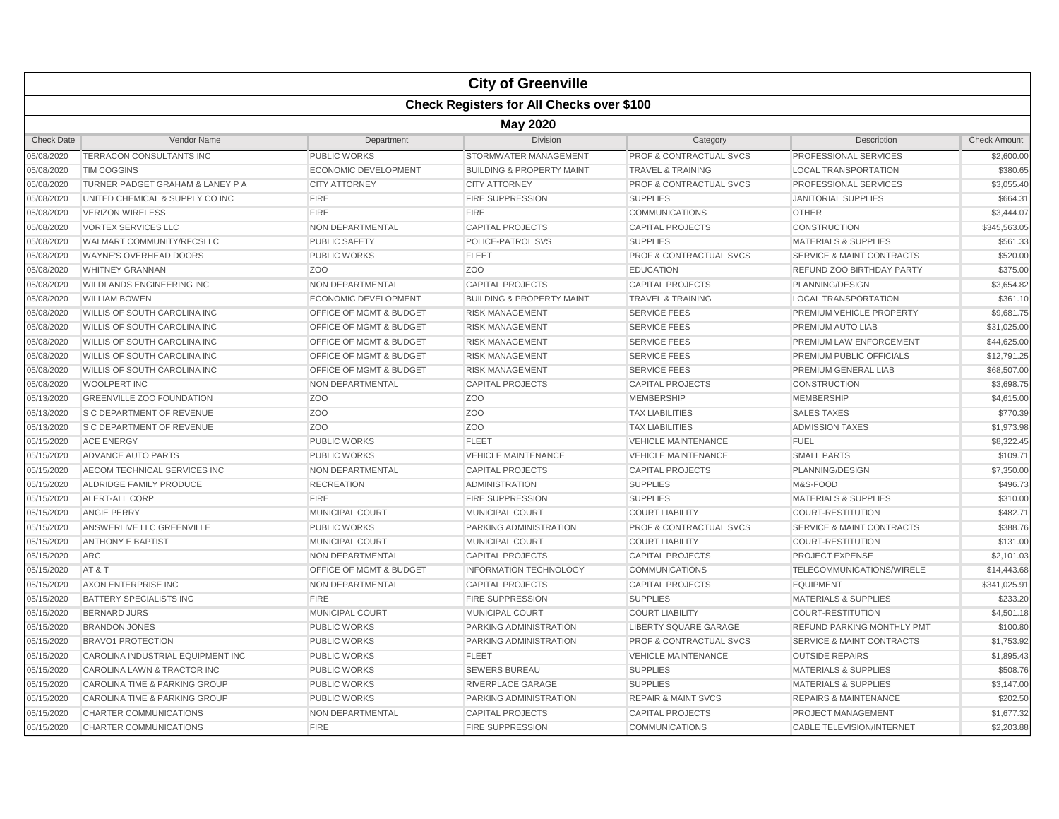# City of Greenville

## Check Registers for All Checks over $100

### May 2020

| Check Date | Vendor Name | Department | Division | Category | Description | Check Amount |
|---|---|---|---|---|---|---|
| 05/08/2020 | TERRACON CONSULTANTS INC | PUBLIC WORKS | STORMWATER MANAGEMENT | PROF & CONTRACTUAL SVCS | PROFESSIONAL SERVICES | $2,600.00 |
| 05/08/2020 | TIM COGGINS | ECONOMIC DEVELOPMENT | BUILDING & PROPERTY MAINT | TRAVEL & TRAINING | LOCAL TRANSPORTATION | $380.65 |
| 05/08/2020 | TURNER PADGET GRAHAM & LANEY P A | CITY ATTORNEY | CITY ATTORNEY | PROF & CONTRACTUAL SVCS | PROFESSIONAL SERVICES | $3,055.40 |
| 05/08/2020 | UNITED CHEMICAL & SUPPLY CO INC | FIRE | FIRE SUPPRESSION | SUPPLIES | JANITORIAL SUPPLIES | $664.31 |
| 05/08/2020 | VERIZON WIRELESS | FIRE | FIRE | COMMUNICATIONS | OTHER | $3,444.07 |
| 05/08/2020 | VORTEX SERVICES LLC | NON DEPARTMENTAL | CAPITAL PROJECTS | CAPITAL PROJECTS | CONSTRUCTION | $345,563.05 |
| 05/08/2020 | WALMART COMMUNITY/RFCSLLC | PUBLIC SAFETY | POLICE-PATROL SVS | SUPPLIES | MATERIALS & SUPPLIES | $561.33 |
| 05/08/2020 | WAYNE'S OVERHEAD DOORS | PUBLIC WORKS | FLEET | PROF & CONTRACTUAL SVCS | SERVICE & MAINT CONTRACTS | $520.00 |
| 05/08/2020 | WHITNEY GRANNAN | ZOO | ZOO | EDUCATION | REFUND ZOO BIRTHDAY PARTY | $375.00 |
| 05/08/2020 | WILDLANDS ENGINEERING INC | NON DEPARTMENTAL | CAPITAL PROJECTS | CAPITAL PROJECTS | PLANNING/DESIGN | $3,654.82 |
| 05/08/2020 | WILLIAM BOWEN | ECONOMIC DEVELOPMENT | BUILDING & PROPERTY MAINT | TRAVEL & TRAINING | LOCAL TRANSPORTATION | $361.10 |
| 05/08/2020 | WILLIS OF SOUTH CAROLINA INC | OFFICE OF MGMT & BUDGET | RISK MANAGEMENT | SERVICE FEES | PREMIUM VEHICLE PROPERTY | $9,681.75 |
| 05/08/2020 | WILLIS OF SOUTH CAROLINA INC | OFFICE OF MGMT & BUDGET | RISK MANAGEMENT | SERVICE FEES | PREMIUM AUTO LIAB | $31,025.00 |
| 05/08/2020 | WILLIS OF SOUTH CAROLINA INC | OFFICE OF MGMT & BUDGET | RISK MANAGEMENT | SERVICE FEES | PREMIUM LAW ENFORCEMENT | $44,625.00 |
| 05/08/2020 | WILLIS OF SOUTH CAROLINA INC | OFFICE OF MGMT & BUDGET | RISK MANAGEMENT | SERVICE FEES | PREMIUM PUBLIC OFFICIALS | $12,791.25 |
| 05/08/2020 | WILLIS OF SOUTH CAROLINA INC | OFFICE OF MGMT & BUDGET | RISK MANAGEMENT | SERVICE FEES | PREMIUM GENERAL LIAB | $68,507.00 |
| 05/08/2020 | WOOLPERT INC | NON DEPARTMENTAL | CAPITAL PROJECTS | CAPITAL PROJECTS | CONSTRUCTION | $3,698.75 |
| 05/13/2020 | GREENVILLE ZOO FOUNDATION | ZOO | ZOO | MEMBERSHIP | MEMBERSHIP | $4,615.00 |
| 05/13/2020 | S C DEPARTMENT OF REVENUE | ZOO | ZOO | TAX LIABILITIES | SALES TAXES | $770.39 |
| 05/13/2020 | S C DEPARTMENT OF REVENUE | ZOO | ZOO | TAX LIABILITIES | ADMISSION TAXES | $1,973.98 |
| 05/15/2020 | ACE ENERGY | PUBLIC WORKS | FLEET | VEHICLE MAINTENANCE | FUEL | $8,322.45 |
| 05/15/2020 | ADVANCE AUTO PARTS | PUBLIC WORKS | VEHICLE MAINTENANCE | VEHICLE MAINTENANCE | SMALL PARTS | $109.71 |
| 05/15/2020 | AECOM TECHNICAL SERVICES INC | NON DEPARTMENTAL | CAPITAL PROJECTS | CAPITAL PROJECTS | PLANNING/DESIGN | $7,350.00 |
| 05/15/2020 | ALDRIDGE FAMILY PRODUCE | RECREATION | ADMINISTRATION | SUPPLIES | M&S-FOOD | $496.73 |
| 05/15/2020 | ALERT-ALL CORP | FIRE | FIRE SUPPRESSION | SUPPLIES | MATERIALS & SUPPLIES | $310.00 |
| 05/15/2020 | ANGIE PERRY | MUNICIPAL COURT | MUNICIPAL COURT | COURT LIABILITY | COURT-RESTITUTION | $482.71 |
| 05/15/2020 | ANSWERLIVE LLC GREENVILLE | PUBLIC WORKS | PARKING ADMINISTRATION | PROF & CONTRACTUAL SVCS | SERVICE & MAINT CONTRACTS | $388.76 |
| 05/15/2020 | ANTHONY E BAPTIST | MUNICIPAL COURT | MUNICIPAL COURT | COURT LIABILITY | COURT-RESTITUTION | $131.00 |
| 05/15/2020 | ARC | NON DEPARTMENTAL | CAPITAL PROJECTS | CAPITAL PROJECTS | PROJECT EXPENSE | $2,101.03 |
| 05/15/2020 | AT & T | OFFICE OF MGMT & BUDGET | INFORMATION TECHNOLOGY | COMMUNICATIONS | TELECOMMUNICATIONS/WIRELE | $14,443.68 |
| 05/15/2020 | AXON ENTERPRISE INC | NON DEPARTMENTAL | CAPITAL PROJECTS | CAPITAL PROJECTS | EQUIPMENT | $341,025.91 |
| 05/15/2020 | BATTERY SPECIALISTS INC | FIRE | FIRE SUPPRESSION | SUPPLIES | MATERIALS & SUPPLIES | $233.20 |
| 05/15/2020 | BERNARD JURS | MUNICIPAL COURT | MUNICIPAL COURT | COURT LIABILITY | COURT-RESTITUTION | $4,501.18 |
| 05/15/2020 | BRANDON JONES | PUBLIC WORKS | PARKING ADMINISTRATION | LIBERTY SQUARE GARAGE | REFUND PARKING MONTHLY PMT | $100.80 |
| 05/15/2020 | BRAVO1 PROTECTION | PUBLIC WORKS | PARKING ADMINISTRATION | PROF & CONTRACTUAL SVCS | SERVICE & MAINT CONTRACTS | $1,753.92 |
| 05/15/2020 | CAROLINA INDUSTRIAL EQUIPMENT INC | PUBLIC WORKS | FLEET | VEHICLE MAINTENANCE | OUTSIDE REPAIRS | $1,895.43 |
| 05/15/2020 | CAROLINA LAWN & TRACTOR INC | PUBLIC WORKS | SEWERS BUREAU | SUPPLIES | MATERIALS & SUPPLIES | $508.76 |
| 05/15/2020 | CAROLINA TIME & PARKING GROUP | PUBLIC WORKS | RIVERPLACE GARAGE | SUPPLIES | MATERIALS & SUPPLIES | $3,147.00 |
| 05/15/2020 | CAROLINA TIME & PARKING GROUP | PUBLIC WORKS | PARKING ADMINISTRATION | REPAIR & MAINT SVCS | REPAIRS & MAINTENANCE | $202.50 |
| 05/15/2020 | CHARTER COMMUNICATIONS | NON DEPARTMENTAL | CAPITAL PROJECTS | CAPITAL PROJECTS | PROJECT MANAGEMENT | $1,677.32 |
| 05/15/2020 | CHARTER COMMUNICATIONS | FIRE | FIRE SUPPRESSION | COMMUNICATIONS | CABLE TELEVISION/INTERNET | $2,203.88 |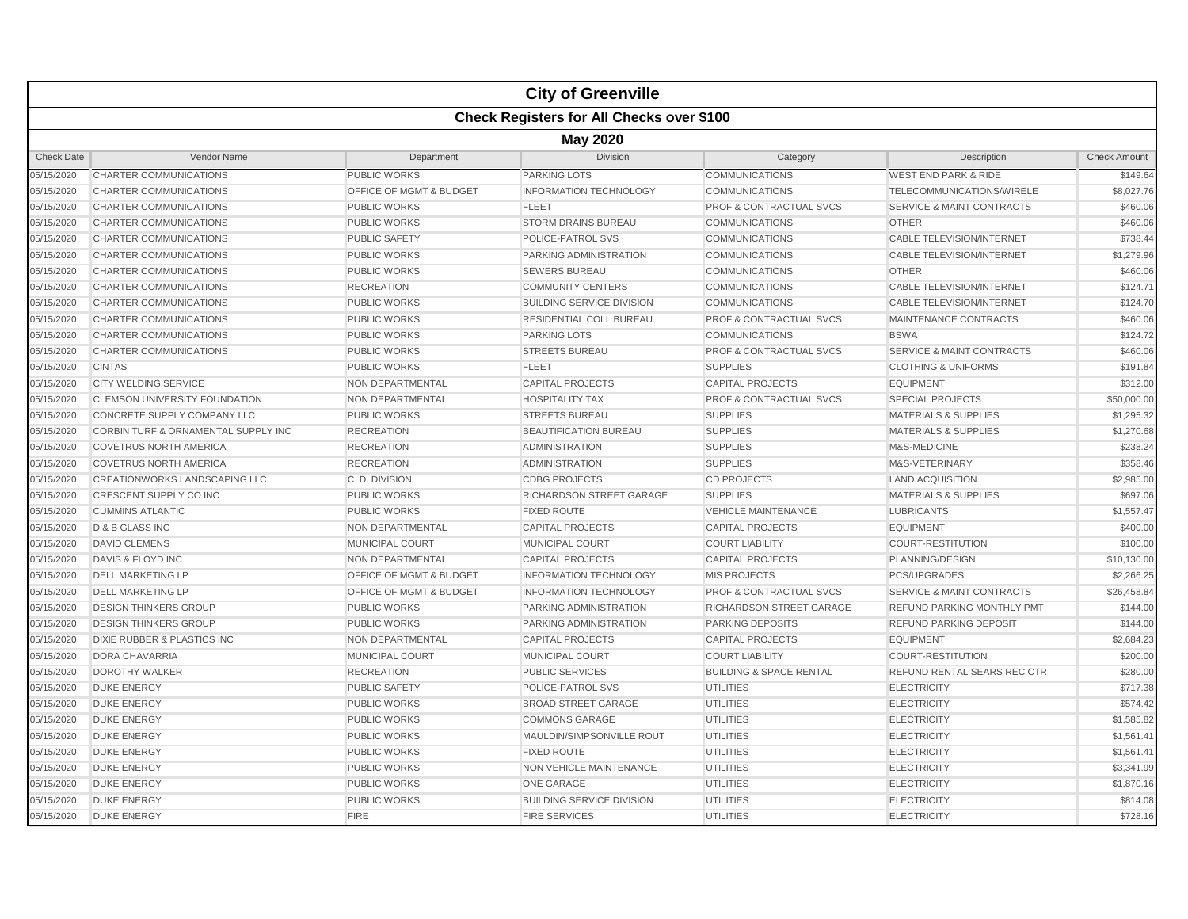# City of Greenville

## Check Registers for All Checks over $100

### May 2020

| Check Date | Vendor Name | Department | Division | Category | Description | Check Amount |
|---|---|---|---|---|---|---|
| 05/15/2020 | CHARTER COMMUNICATIONS | PUBLIC WORKS | PARKING LOTS | COMMUNICATIONS | WEST END PARK & RIDE | $149.64 |
| 05/15/2020 | CHARTER COMMUNICATIONS | OFFICE OF MGMT & BUDGET | INFORMATION TECHNOLOGY | COMMUNICATIONS | TELECOMMUNICATIONS/WIRELE | $8,027.76 |
| 05/15/2020 | CHARTER COMMUNICATIONS | PUBLIC WORKS | FLEET | PROF & CONTRACTUAL SVCS | SERVICE & MAINT CONTRACTS | $460.06 |
| 05/15/2020 | CHARTER COMMUNICATIONS | PUBLIC WORKS | STORM DRAINS BUREAU | COMMUNICATIONS | OTHER | $460.06 |
| 05/15/2020 | CHARTER COMMUNICATIONS | PUBLIC SAFETY | POLICE-PATROL SVS | COMMUNICATIONS | CABLE TELEVISION/INTERNET | $738.44 |
| 05/15/2020 | CHARTER COMMUNICATIONS | PUBLIC WORKS | PARKING ADMINISTRATION | COMMUNICATIONS | CABLE TELEVISION/INTERNET | $1,279.96 |
| 05/15/2020 | CHARTER COMMUNICATIONS | PUBLIC WORKS | SEWERS BUREAU | COMMUNICATIONS | OTHER | $460.06 |
| 05/15/2020 | CHARTER COMMUNICATIONS | RECREATION | COMMUNITY CENTERS | COMMUNICATIONS | CABLE TELEVISION/INTERNET | $124.71 |
| 05/15/2020 | CHARTER COMMUNICATIONS | PUBLIC WORKS | BUILDING SERVICE DIVISION | COMMUNICATIONS | CABLE TELEVISION/INTERNET | $124.70 |
| 05/15/2020 | CHARTER COMMUNICATIONS | PUBLIC WORKS | RESIDENTIAL COLL BUREAU | PROF & CONTRACTUAL SVCS | MAINTENANCE CONTRACTS | $460.06 |
| 05/15/2020 | CHARTER COMMUNICATIONS | PUBLIC WORKS | PARKING LOTS | COMMUNICATIONS | BSWA | $124.72 |
| 05/15/2020 | CHARTER COMMUNICATIONS | PUBLIC WORKS | STREETS BUREAU | PROF & CONTRACTUAL SVCS | SERVICE & MAINT CONTRACTS | $460.06 |
| 05/15/2020 | CINTAS | PUBLIC WORKS | FLEET | SUPPLIES | CLOTHING & UNIFORMS | $191.84 |
| 05/15/2020 | CITY WELDING SERVICE | NON DEPARTMENTAL | CAPITAL PROJECTS | CAPITAL PROJECTS | EQUIPMENT | $312.00 |
| 05/15/2020 | CLEMSON UNIVERSITY FOUNDATION | NON DEPARTMENTAL | HOSPITALITY TAX | PROF & CONTRACTUAL SVCS | SPECIAL PROJECTS | $50,000.00 |
| 05/15/2020 | CONCRETE SUPPLY COMPANY LLC | PUBLIC WORKS | STREETS BUREAU | SUPPLIES | MATERIALS & SUPPLIES | $1,295.32 |
| 05/15/2020 | CORBIN TURF & ORNAMENTAL SUPPLY INC | RECREATION | BEAUTIFICATION BUREAU | SUPPLIES | MATERIALS & SUPPLIES | $1,270.68 |
| 05/15/2020 | COVETRUS NORTH AMERICA | RECREATION | ADMINISTRATION | SUPPLIES | M&S-MEDICINE | $238.24 |
| 05/15/2020 | COVETRUS NORTH AMERICA | RECREATION | ADMINISTRATION | SUPPLIES | M&S-VETERINARY | $358.46 |
| 05/15/2020 | CREATIONWORKS LANDSCAPING LLC | C. D. DIVISION | CDBG PROJECTS | CD PROJECTS | LAND ACQUISITION | $2,985.00 |
| 05/15/2020 | CRESCENT SUPPLY CO INC | PUBLIC WORKS | RICHARDSON STREET GARAGE | SUPPLIES | MATERIALS & SUPPLIES | $697.06 |
| 05/15/2020 | CUMMINS ATLANTIC | PUBLIC WORKS | FIXED ROUTE | VEHICLE MAINTENANCE | LUBRICANTS | $1,557.47 |
| 05/15/2020 | D & B GLASS INC | NON DEPARTMENTAL | CAPITAL PROJECTS | CAPITAL PROJECTS | EQUIPMENT | $400.00 |
| 05/15/2020 | DAVID CLEMENS | MUNICIPAL COURT | MUNICIPAL COURT | COURT LIABILITY | COURT-RESTITUTION | $100.00 |
| 05/15/2020 | DAVIS & FLOYD INC | NON DEPARTMENTAL | CAPITAL PROJECTS | CAPITAL PROJECTS | PLANNING/DESIGN | $10,130.00 |
| 05/15/2020 | DELL MARKETING LP | OFFICE OF MGMT & BUDGET | INFORMATION TECHNOLOGY | MIS PROJECTS | PCS/UPGRADES | $2,266.25 |
| 05/15/2020 | DELL MARKETING LP | OFFICE OF MGMT & BUDGET | INFORMATION TECHNOLOGY | PROF & CONTRACTUAL SVCS | SERVICE & MAINT CONTRACTS | $26,458.84 |
| 05/15/2020 | DESIGN THINKERS GROUP | PUBLIC WORKS | PARKING ADMINISTRATION | RICHARDSON STREET GARAGE | REFUND PARKING MONTHLY PMT | $144.00 |
| 05/15/2020 | DESIGN THINKERS GROUP | PUBLIC WORKS | PARKING ADMINISTRATION | PARKING DEPOSITS | REFUND PARKING DEPOSIT | $144.00 |
| 05/15/2020 | DIXIE RUBBER & PLASTICS INC | NON DEPARTMENTAL | CAPITAL PROJECTS | CAPITAL PROJECTS | EQUIPMENT | $2,684.23 |
| 05/15/2020 | DORA CHAVARRIA | MUNICIPAL COURT | MUNICIPAL COURT | COURT LIABILITY | COURT-RESTITUTION | $200.00 |
| 05/15/2020 | DOROTHY WALKER | RECREATION | PUBLIC SERVICES | BUILDING & SPACE RENTAL | REFUND RENTAL SEARS REC CTR | $280.00 |
| 05/15/2020 | DUKE ENERGY | PUBLIC SAFETY | POLICE-PATROL SVS | UTILITIES | ELECTRICITY | $717.38 |
| 05/15/2020 | DUKE ENERGY | PUBLIC WORKS | BROAD STREET GARAGE | UTILITIES | ELECTRICITY | $574.42 |
| 05/15/2020 | DUKE ENERGY | PUBLIC WORKS | COMMONS GARAGE | UTILITIES | ELECTRICITY | $1,585.82 |
| 05/15/2020 | DUKE ENERGY | PUBLIC WORKS | MAULDIN/SIMPSONVILLE ROUT | UTILITIES | ELECTRICITY | $1,561.41 |
| 05/15/2020 | DUKE ENERGY | PUBLIC WORKS | FIXED ROUTE | UTILITIES | ELECTRICITY | $1,561.41 |
| 05/15/2020 | DUKE ENERGY | PUBLIC WORKS | NON VEHICLE MAINTENANCE | UTILITIES | ELECTRICITY | $3,341.99 |
| 05/15/2020 | DUKE ENERGY | PUBLIC WORKS | ONE GARAGE | UTILITIES | ELECTRICITY | $1,870.16 |
| 05/15/2020 | DUKE ENERGY | PUBLIC WORKS | BUILDING SERVICE DIVISION | UTILITIES | ELECTRICITY | $814.08 |
| 05/15/2020 | DUKE ENERGY | FIRE | FIRE SERVICES | UTILITIES | ELECTRICITY | $728.16 |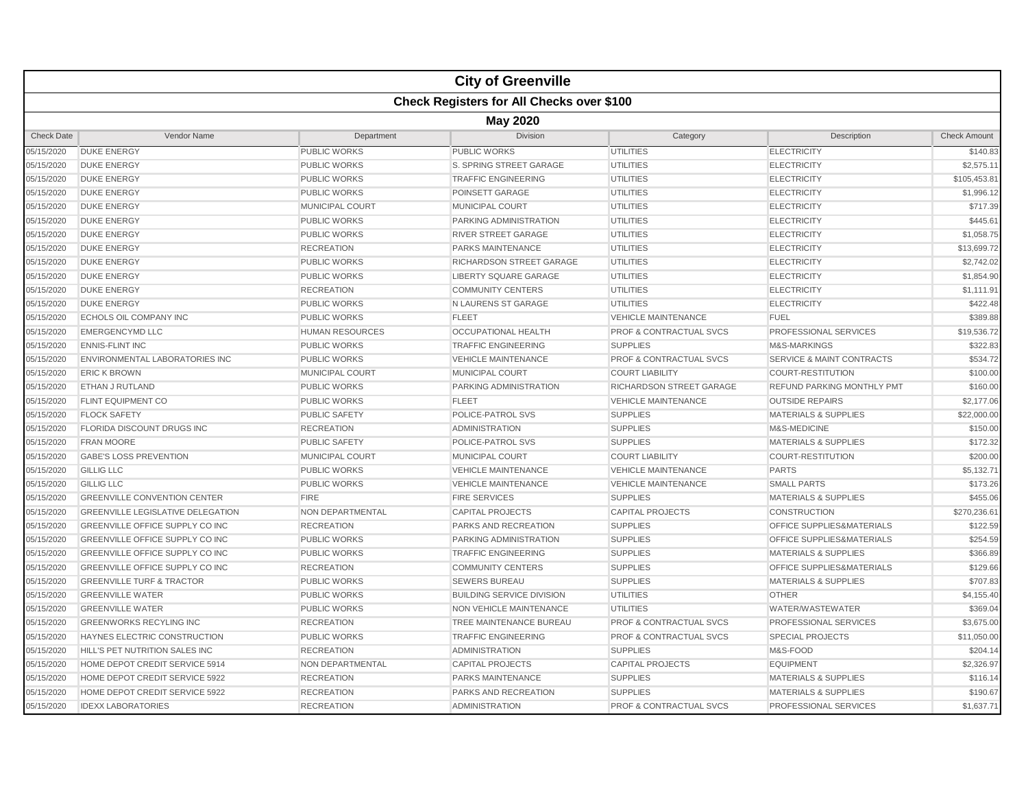# City of Greenville

## Check Registers for All Checks over $100

### May 2020

| Check Date | Vendor Name | Department | Division | Category | Description | Check Amount |
|---|---|---|---|---|---|---|
| 05/15/2020 | DUKE ENERGY | PUBLIC WORKS | PUBLIC WORKS | UTILITIES | ELECTRICITY | $140.83 |
| 05/15/2020 | DUKE ENERGY | PUBLIC WORKS | S. SPRING STREET GARAGE | UTILITIES | ELECTRICITY | $2,575.11 |
| 05/15/2020 | DUKE ENERGY | PUBLIC WORKS | TRAFFIC ENGINEERING | UTILITIES | ELECTRICITY | $105,453.81 |
| 05/15/2020 | DUKE ENERGY | PUBLIC WORKS | POINSETT GARAGE | UTILITIES | ELECTRICITY | $1,996.12 |
| 05/15/2020 | DUKE ENERGY | MUNICIPAL COURT | MUNICIPAL COURT | UTILITIES | ELECTRICITY | $717.39 |
| 05/15/2020 | DUKE ENERGY | PUBLIC WORKS | PARKING ADMINISTRATION | UTILITIES | ELECTRICITY | $445.61 |
| 05/15/2020 | DUKE ENERGY | PUBLIC WORKS | RIVER STREET GARAGE | UTILITIES | ELECTRICITY | $1,058.75 |
| 05/15/2020 | DUKE ENERGY | RECREATION | PARKS MAINTENANCE | UTILITIES | ELECTRICITY | $13,699.72 |
| 05/15/2020 | DUKE ENERGY | PUBLIC WORKS | RICHARDSON STREET GARAGE | UTILITIES | ELECTRICITY | $2,742.02 |
| 05/15/2020 | DUKE ENERGY | PUBLIC WORKS | LIBERTY SQUARE GARAGE | UTILITIES | ELECTRICITY | $1,854.90 |
| 05/15/2020 | DUKE ENERGY | RECREATION | COMMUNITY CENTERS | UTILITIES | ELECTRICITY | $1,111.91 |
| 05/15/2020 | DUKE ENERGY | PUBLIC WORKS | N LAURENS ST GARAGE | UTILITIES | ELECTRICITY | $422.48 |
| 05/15/2020 | ECHOLS OIL COMPANY INC | PUBLIC WORKS | FLEET | VEHICLE MAINTENANCE | FUEL | $389.88 |
| 05/15/2020 | EMERGENCYMD LLC | HUMAN RESOURCES | OCCUPATIONAL HEALTH | PROF & CONTRACTUAL SVCS | PROFESSIONAL SERVICES | $19,536.72 |
| 05/15/2020 | ENNIS-FLINT INC | PUBLIC WORKS | TRAFFIC ENGINEERING | SUPPLIES | M&S-MARKINGS | $322.83 |
| 05/15/2020 | ENVIRONMENTAL LABORATORIES INC | PUBLIC WORKS | VEHICLE MAINTENANCE | PROF & CONTRACTUAL SVCS | SERVICE & MAINT CONTRACTS | $534.72 |
| 05/15/2020 | ERIC K BROWN | MUNICIPAL COURT | MUNICIPAL COURT | COURT LIABILITY | COURT-RESTITUTION | $100.00 |
| 05/15/2020 | ETHAN J RUTLAND | PUBLIC WORKS | PARKING ADMINISTRATION | RICHARDSON STREET GARAGE | REFUND PARKING MONTHLY PMT | $160.00 |
| 05/15/2020 | FLINT EQUIPMENT CO | PUBLIC WORKS | FLEET | VEHICLE MAINTENANCE | OUTSIDE REPAIRS | $2,177.06 |
| 05/15/2020 | FLOCK SAFETY | PUBLIC SAFETY | POLICE-PATROL SVS | SUPPLIES | MATERIALS & SUPPLIES | $22,000.00 |
| 05/15/2020 | FLORIDA DISCOUNT DRUGS INC | RECREATION | ADMINISTRATION | SUPPLIES | M&S-MEDICINE | $150.00 |
| 05/15/2020 | FRAN MOORE | PUBLIC SAFETY | POLICE-PATROL SVS | SUPPLIES | MATERIALS & SUPPLIES | $172.32 |
| 05/15/2020 | GABE'S LOSS PREVENTION | MUNICIPAL COURT | MUNICIPAL COURT | COURT LIABILITY | COURT-RESTITUTION | $200.00 |
| 05/15/2020 | GILLIG LLC | PUBLIC WORKS | VEHICLE MAINTENANCE | VEHICLE MAINTENANCE | PARTS | $5,132.71 |
| 05/15/2020 | GILLIG LLC | PUBLIC WORKS | VEHICLE MAINTENANCE | VEHICLE MAINTENANCE | SMALL PARTS | $173.26 |
| 05/15/2020 | GREENVILLE CONVENTION CENTER | FIRE | FIRE SERVICES | SUPPLIES | MATERIALS & SUPPLIES | $455.06 |
| 05/15/2020 | GREENVILLE LEGISLATIVE DELEGATION | NON DEPARTMENTAL | CAPITAL PROJECTS | CAPITAL PROJECTS | CONSTRUCTION | $270,236.61 |
| 05/15/2020 | GREENVILLE OFFICE SUPPLY CO INC | RECREATION | PARKS AND RECREATION | SUPPLIES | OFFICE SUPPLIES&MATERIALS | $122.59 |
| 05/15/2020 | GREENVILLE OFFICE SUPPLY CO INC | PUBLIC WORKS | PARKING ADMINISTRATION | SUPPLIES | OFFICE SUPPLIES&MATERIALS | $254.59 |
| 05/15/2020 | GREENVILLE OFFICE SUPPLY CO INC | PUBLIC WORKS | TRAFFIC ENGINEERING | SUPPLIES | MATERIALS & SUPPLIES | $366.89 |
| 05/15/2020 | GREENVILLE OFFICE SUPPLY CO INC | RECREATION | COMMUNITY CENTERS | SUPPLIES | OFFICE SUPPLIES&MATERIALS | $129.66 |
| 05/15/2020 | GREENVILLE TURF & TRACTOR | PUBLIC WORKS | SEWERS BUREAU | SUPPLIES | MATERIALS & SUPPLIES | $707.83 |
| 05/15/2020 | GREENVILLE WATER | PUBLIC WORKS | BUILDING SERVICE DIVISION | UTILITIES | OTHER | $4,155.40 |
| 05/15/2020 | GREENVILLE WATER | PUBLIC WORKS | NON VEHICLE MAINTENANCE | UTILITIES | WATER/WASTEWATER | $369.04 |
| 05/15/2020 | GREENWORKS RECYLING INC | RECREATION | TREE MAINTENANCE BUREAU | PROF & CONTRACTUAL SVCS | PROFESSIONAL SERVICES | $3,675.00 |
| 05/15/2020 | HAYNES ELECTRIC CONSTRUCTION | PUBLIC WORKS | TRAFFIC ENGINEERING | PROF & CONTRACTUAL SVCS | SPECIAL PROJECTS | $11,050.00 |
| 05/15/2020 | HILL'S PET NUTRITION SALES INC | RECREATION | ADMINISTRATION | SUPPLIES | M&S-FOOD | $204.14 |
| 05/15/2020 | HOME DEPOT CREDIT SERVICE 5914 | NON DEPARTMENTAL | CAPITAL PROJECTS | CAPITAL PROJECTS | EQUIPMENT | $2,326.97 |
| 05/15/2020 | HOME DEPOT CREDIT SERVICE 5922 | RECREATION | PARKS MAINTENANCE | SUPPLIES | MATERIALS & SUPPLIES | $116.14 |
| 05/15/2020 | HOME DEPOT CREDIT SERVICE 5922 | RECREATION | PARKS AND RECREATION | SUPPLIES | MATERIALS & SUPPLIES | $190.67 |
| 05/15/2020 | IDEXX LABORATORIES | RECREATION | ADMINISTRATION | PROF & CONTRACTUAL SVCS | PROFESSIONAL SERVICES | $1,637.71 |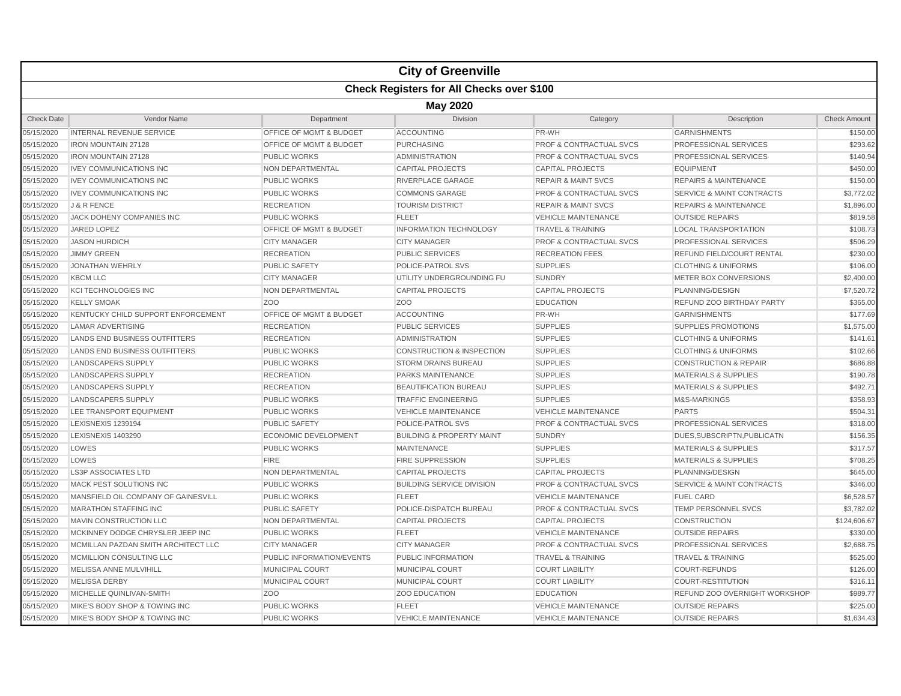# City of Greenville

## Check Registers for All Checks over $100

### May 2020

| Check Date | Vendor Name | Department | Division | Category | Description | Check Amount |
|---|---|---|---|---|---|---|
| 05/15/2020 | INTERNAL REVENUE SERVICE | OFFICE OF MGMT & BUDGET | ACCOUNTING | PR-WH | GARNISHMENTS | $150.00 |
| 05/15/2020 | IRON MOUNTAIN 27128 | OFFICE OF MGMT & BUDGET | PURCHASING | PROF & CONTRACTUAL SVCS | PROFESSIONAL SERVICES | $293.62 |
| 05/15/2020 | IRON MOUNTAIN 27128 | PUBLIC WORKS | ADMINISTRATION | PROF & CONTRACTUAL SVCS | PROFESSIONAL SERVICES | $140.94 |
| 05/15/2020 | IVEY COMMUNICATIONS INC | NON DEPARTMENTAL | CAPITAL PROJECTS | CAPITAL PROJECTS | EQUIPMENT | $450.00 |
| 05/15/2020 | IVEY COMMUNICATIONS INC | PUBLIC WORKS | RIVERPLACE GARAGE | REPAIR & MAINT SVCS | REPAIRS & MAINTENANCE | $150.00 |
| 05/15/2020 | IVEY COMMUNICATIONS INC | PUBLIC WORKS | COMMONS GARAGE | PROF & CONTRACTUAL SVCS | SERVICE & MAINT CONTRACTS | $3,772.02 |
| 05/15/2020 | J & R FENCE | RECREATION | TOURISM DISTRICT | REPAIR & MAINT SVCS | REPAIRS & MAINTENANCE | $1,896.00 |
| 05/15/2020 | JACK DOHENY COMPANIES INC | PUBLIC WORKS | FLEET | VEHICLE MAINTENANCE | OUTSIDE REPAIRS | $819.58 |
| 05/15/2020 | JARED LOPEZ | OFFICE OF MGMT & BUDGET | INFORMATION TECHNOLOGY | TRAVEL & TRAINING | LOCAL TRANSPORTATION | $108.73 |
| 05/15/2020 | JASON HURDICH | CITY MANAGER | CITY MANAGER | PROF & CONTRACTUAL SVCS | PROFESSIONAL SERVICES | $506.29 |
| 05/15/2020 | JIMMY GREEN | RECREATION | PUBLIC SERVICES | RECREATION FEES | REFUND FIELD/COURT RENTAL | $230.00 |
| 05/15/2020 | JONATHAN WEHRLY | PUBLIC SAFETY | POLICE-PATROL SVS | SUPPLIES | CLOTHING & UNIFORMS | $106.00 |
| 05/15/2020 | KBCM LLC | CITY MANAGER | UTILITY UNDERGROUNDING FU | SUNDRY | METER BOX CONVERSIONS | $2,400.00 |
| 05/15/2020 | KCI TECHNOLOGIES INC | NON DEPARTMENTAL | CAPITAL PROJECTS | CAPITAL PROJECTS | PLANNING/DESIGN | $7,520.72 |
| 05/15/2020 | KELLY SMOAK | ZOO | ZOO | EDUCATION | REFUND ZOO BIRTHDAY PARTY | $365.00 |
| 05/15/2020 | KENTUCKY CHILD SUPPORT ENFORCEMENT | OFFICE OF MGMT & BUDGET | ACCOUNTING | PR-WH | GARNISHMENTS | $177.69 |
| 05/15/2020 | LAMAR ADVERTISING | RECREATION | PUBLIC SERVICES | SUPPLIES | SUPPLIES PROMOTIONS | $1,575.00 |
| 05/15/2020 | LANDS END BUSINESS OUTFITTERS | RECREATION | ADMINISTRATION | SUPPLIES | CLOTHING & UNIFORMS | $141.61 |
| 05/15/2020 | LANDS END BUSINESS OUTFITTERS | PUBLIC WORKS | CONSTRUCTION & INSPECTION | SUPPLIES | CLOTHING & UNIFORMS | $102.66 |
| 05/15/2020 | LANDSCAPERS SUPPLY | PUBLIC WORKS | STORM DRAINS BUREAU | SUPPLIES | CONSTRUCTION & REPAIR | $686.88 |
| 05/15/2020 | LANDSCAPERS SUPPLY | RECREATION | PARKS MAINTENANCE | SUPPLIES | MATERIALS & SUPPLIES | $190.78 |
| 05/15/2020 | LANDSCAPERS SUPPLY | RECREATION | BEAUTIFICATION BUREAU | SUPPLIES | MATERIALS & SUPPLIES | $492.71 |
| 05/15/2020 | LANDSCAPERS SUPPLY | PUBLIC WORKS | TRAFFIC ENGINEERING | SUPPLIES | M&S-MARKINGS | $358.93 |
| 05/15/2020 | LEE TRANSPORT EQUIPMENT | PUBLIC WORKS | VEHICLE MAINTENANCE | VEHICLE MAINTENANCE | PARTS | $504.31 |
| 05/15/2020 | LEXISNEXIS 1239194 | PUBLIC SAFETY | POLICE-PATROL SVS | PROF & CONTRACTUAL SVCS | PROFESSIONAL SERVICES | $318.00 |
| 05/15/2020 | LEXISNEXIS 1403290 | ECONOMIC DEVELOPMENT | BUILDING & PROPERTY MAINT | SUNDRY | DUES,SUBSCRIPTN,PUBLICATN | $156.35 |
| 05/15/2020 | LOWES | PUBLIC WORKS | MAINTENANCE | SUPPLIES | MATERIALS & SUPPLIES | $317.57 |
| 05/15/2020 | LOWES | FIRE | FIRE SUPPRESSION | SUPPLIES | MATERIALS & SUPPLIES | $708.25 |
| 05/15/2020 | LS3P ASSOCIATES LTD | NON DEPARTMENTAL | CAPITAL PROJECTS | CAPITAL PROJECTS | PLANNING/DESIGN | $645.00 |
| 05/15/2020 | MACK PEST SOLUTIONS INC | PUBLIC WORKS | BUILDING SERVICE DIVISION | PROF & CONTRACTUAL SVCS | SERVICE & MAINT CONTRACTS | $346.00 |
| 05/15/2020 | MANSFIELD OIL COMPANY OF GAINESVILL | PUBLIC WORKS | FLEET | VEHICLE MAINTENANCE | FUEL CARD | $6,528.57 |
| 05/15/2020 | MARATHON STAFFING INC | PUBLIC SAFETY | POLICE-DISPATCH BUREAU | PROF & CONTRACTUAL SVCS | TEMP PERSONNEL SVCS | $3,782.02 |
| 05/15/2020 | MAVIN CONSTRUCTION LLC | NON DEPARTMENTAL | CAPITAL PROJECTS | CAPITAL PROJECTS | CONSTRUCTION | $124,606.67 |
| 05/15/2020 | MCKINNEY DODGE CHRYSLER JEEP INC | PUBLIC WORKS | FLEET | VEHICLE MAINTENANCE | OUTSIDE REPAIRS | $330.00 |
| 05/15/2020 | MCMILLAN PAZDAN SMITH ARCHITECT LLC | CITY MANAGER | CITY MANAGER | PROF & CONTRACTUAL SVCS | PROFESSIONAL SERVICES | $2,688.75 |
| 05/15/2020 | MCMILLION CONSULTING LLC | PUBLIC INFORMATION/EVENTS | PUBLIC INFORMATION | TRAVEL & TRAINING | TRAVEL & TRAINING | $525.00 |
| 05/15/2020 | MELISSA ANNE MULVIHILL | MUNICIPAL COURT | MUNICIPAL COURT | COURT LIABILITY | COURT-REFUNDS | $126.00 |
| 05/15/2020 | MELISSA DERBY | MUNICIPAL COURT | MUNICIPAL COURT | COURT LIABILITY | COURT-RESTITUTION | $316.11 |
| 05/15/2020 | MICHELLE QUINLIVAN-SMITH | ZOO | ZOO EDUCATION | EDUCATION | REFUND ZOO OVERNIGHT WORKSHOP | $989.77 |
| 05/15/2020 | MIKE'S BODY SHOP & TOWING INC | PUBLIC WORKS | FLEET | VEHICLE MAINTENANCE | OUTSIDE REPAIRS | $225.00 |
| 05/15/2020 | MIKE'S BODY SHOP & TOWING INC | PUBLIC WORKS | VEHICLE MAINTENANCE | VEHICLE MAINTENANCE | OUTSIDE REPAIRS | $1,634.43 |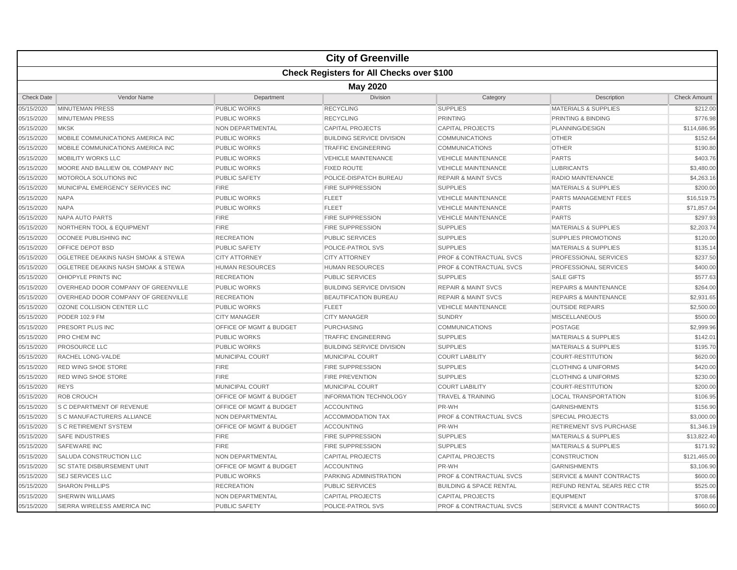# City of Greenville

## Check Registers for All Checks over $100

### May 2020

| Check Date | Vendor Name | Department | Division | Category | Description | Check Amount |
|---|---|---|---|---|---|---|
| 05/15/2020 | MINUTEMAN PRESS | PUBLIC WORKS | RECYCLING | SUPPLIES | MATERIALS & SUPPLIES | $212.00 |
| 05/15/2020 | MINUTEMAN PRESS | PUBLIC WORKS | RECYCLING | PRINTING | PRINTING & BINDING | $776.98 |
| 05/15/2020 | MKSK | NON DEPARTMENTAL | CAPITAL PROJECTS | CAPITAL PROJECTS | PLANNING/DESIGN | $114,686.95 |
| 05/15/2020 | MOBILE COMMUNICATIONS AMERICA INC | PUBLIC WORKS | BUILDING SERVICE DIVISION | COMMUNICATIONS | OTHER | $152.64 |
| 05/15/2020 | MOBILE COMMUNICATIONS AMERICA INC | PUBLIC WORKS | TRAFFIC ENGINEERING | COMMUNICATIONS | OTHER | $190.80 |
| 05/15/2020 | MOBILITY WORKS LLC | PUBLIC WORKS | VEHICLE MAINTENANCE | VEHICLE MAINTENANCE | PARTS | $403.76 |
| 05/15/2020 | MOORE AND BALLIEW OIL COMPANY INC | PUBLIC WORKS | FIXED ROUTE | VEHICLE MAINTENANCE | LUBRICANTS | $3,480.00 |
| 05/15/2020 | MOTOROLA SOLUTIONS INC | PUBLIC SAFETY | POLICE-DISPATCH BUREAU | REPAIR & MAINT SVCS | RADIO MAINTENANCE | $4,263.16 |
| 05/15/2020 | MUNICIPAL EMERGENCY SERVICES INC | FIRE | FIRE SUPPRESSION | SUPPLIES | MATERIALS & SUPPLIES | $200.00 |
| 05/15/2020 | NAPA | PUBLIC WORKS | FLEET | VEHICLE MAINTENANCE | PARTS MANAGEMENT FEES | $16,519.75 |
| 05/15/2020 | NAPA | PUBLIC WORKS | FLEET | VEHICLE MAINTENANCE | PARTS | $71,857.04 |
| 05/15/2020 | NAPA AUTO PARTS | FIRE | FIRE SUPPRESSION | VEHICLE MAINTENANCE | PARTS | $297.93 |
| 05/15/2020 | NORTHERN TOOL & EQUIPMENT | FIRE | FIRE SUPPRESSION | SUPPLIES | MATERIALS & SUPPLIES | $2,203.74 |
| 05/15/2020 | OCONEE PUBLISHING INC | RECREATION | PUBLIC SERVICES | SUPPLIES | SUPPLIES PROMOTIONS | $120.00 |
| 05/15/2020 | OFFICE DEPOT BSD | PUBLIC SAFETY | POLICE-PATROL SVS | SUPPLIES | MATERIALS & SUPPLIES | $135.14 |
| 05/15/2020 | OGLETREE DEAKINS NASH SMOAK & STEWA | CITY ATTORNEY | CITY ATTORNEY | PROF & CONTRACTUAL SVCS | PROFESSIONAL SERVICES | $237.50 |
| 05/15/2020 | OGLETREE DEAKINS NASH SMOAK & STEWA | HUMAN RESOURCES | HUMAN RESOURCES | PROF & CONTRACTUAL SVCS | PROFESSIONAL SERVICES | $400.00 |
| 05/15/2020 | OHIOPYLE PRINTS INC | RECREATION | PUBLIC SERVICES | SUPPLIES | SALE GIFTS | $577.63 |
| 05/15/2020 | OVERHEAD DOOR COMPANY OF GREENVILLE | PUBLIC WORKS | BUILDING SERVICE DIVISION | REPAIR & MAINT SVCS | REPAIRS & MAINTENANCE | $264.00 |
| 05/15/2020 | OVERHEAD DOOR COMPANY OF GREENVILLE | RECREATION | BEAUTIFICATION BUREAU | REPAIR & MAINT SVCS | REPAIRS & MAINTENANCE | $2,931.65 |
| 05/15/2020 | OZONE COLLISION CENTER LLC | PUBLIC WORKS | FLEET | VEHICLE MAINTENANCE | OUTSIDE REPAIRS | $2,500.00 |
| 05/15/2020 | PODER 102.9 FM | CITY MANAGER | CITY MANAGER | SUNDRY | MISCELLANEOUS | $500.00 |
| 05/15/2020 | PRESORT PLUS INC | OFFICE OF MGMT & BUDGET | PURCHASING | COMMUNICATIONS | POSTAGE | $2,999.96 |
| 05/15/2020 | PRO CHEM INC | PUBLIC WORKS | TRAFFIC ENGINEERING | SUPPLIES | MATERIALS & SUPPLIES | $142.01 |
| 05/15/2020 | PROSOURCE LLC | PUBLIC WORKS | BUILDING SERVICE DIVISION | SUPPLIES | MATERIALS & SUPPLIES | $195.70 |
| 05/15/2020 | RACHEL LONG-VALDE | MUNICIPAL COURT | MUNICIPAL COURT | COURT LIABILITY | COURT-RESTITUTION | $620.00 |
| 05/15/2020 | RED WING SHOE STORE | FIRE | FIRE SUPPRESSION | SUPPLIES | CLOTHING & UNIFORMS | $420.00 |
| 05/15/2020 | RED WING SHOE STORE | FIRE | FIRE PREVENTION | SUPPLIES | CLOTHING & UNIFORMS | $230.00 |
| 05/15/2020 | REYS | MUNICIPAL COURT | MUNICIPAL COURT | COURT LIABILITY | COURT-RESTITUTION | $200.00 |
| 05/15/2020 | ROB CROUCH | OFFICE OF MGMT & BUDGET | INFORMATION TECHNOLOGY | TRAVEL & TRAINING | LOCAL TRANSPORTATION | $106.95 |
| 05/15/2020 | S C DEPARTMENT OF REVENUE | OFFICE OF MGMT & BUDGET | ACCOUNTING | PR-WH | GARNISHMENTS | $156.90 |
| 05/15/2020 | S C MANUFACTURERS ALLIANCE | NON DEPARTMENTAL | ACCOMMODATION TAX | PROF & CONTRACTUAL SVCS | SPECIAL PROJECTS | $3,000.00 |
| 05/15/2020 | S C RETIREMENT SYSTEM | OFFICE OF MGMT & BUDGET | ACCOUNTING | PR-WH | RETIREMENT SVS PURCHASE | $1,346.19 |
| 05/15/2020 | SAFE INDUSTRIES | FIRE | FIRE SUPPRESSION | SUPPLIES | MATERIALS & SUPPLIES | $13,822.40 |
| 05/15/2020 | SAFEWARE INC | FIRE | FIRE SUPPRESSION | SUPPLIES | MATERIALS & SUPPLIES | $171.92 |
| 05/15/2020 | SALUDA CONSTRUCTION LLC | NON DEPARTMENTAL | CAPITAL PROJECTS | CAPITAL PROJECTS | CONSTRUCTION | $121,465.00 |
| 05/15/2020 | SC STATE DISBURSEMENT UNIT | OFFICE OF MGMT & BUDGET | ACCOUNTING | PR-WH | GARNISHMENTS | $3,106.90 |
| 05/15/2020 | SEJ SERVICES LLC | PUBLIC WORKS | PARKING ADMINISTRATION | PROF & CONTRACTUAL SVCS | SERVICE & MAINT CONTRACTS | $600.00 |
| 05/15/2020 | SHARON PHILLIPS | RECREATION | PUBLIC SERVICES | BUILDING & SPACE RENTAL | REFUND RENTAL SEARS REC CTR | $525.00 |
| 05/15/2020 | SHERWIN WILLIAMS | NON DEPARTMENTAL | CAPITAL PROJECTS | CAPITAL PROJECTS | EQUIPMENT | $708.66 |
| 05/15/2020 | SIERRA WIRELESS AMERICA INC | PUBLIC SAFETY | POLICE-PATROL SVS | PROF & CONTRACTUAL SVCS | SERVICE & MAINT CONTRACTS | $660.00 |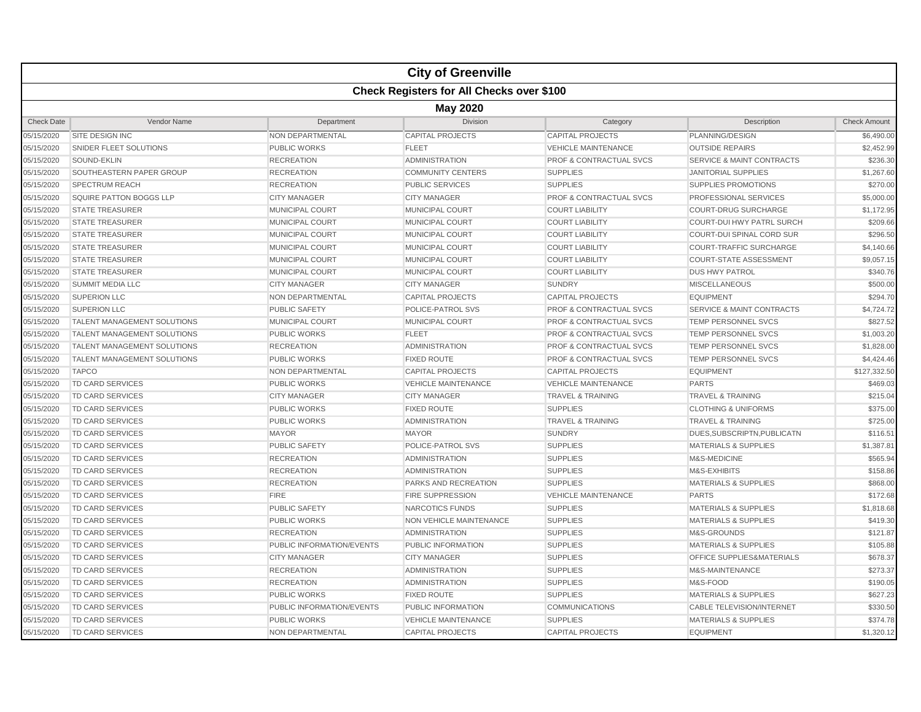# City of Greenville

## Check Registers for All Checks over $100

### May 2020

| Check Date | Vendor Name | Department | Division | Category | Description | Check Amount |
|---|---|---|---|---|---|---|
| 05/15/2020 | SITE DESIGN INC | NON DEPARTMENTAL | CAPITAL PROJECTS | CAPITAL PROJECTS | PLANNING/DESIGN | $6,490.00 |
| 05/15/2020 | SNIDER FLEET SOLUTIONS | PUBLIC WORKS | FLEET | VEHICLE MAINTENANCE | OUTSIDE REPAIRS | $2,452.99 |
| 05/15/2020 | SOUND-EKLIN | RECREATION | ADMINISTRATION | PROF & CONTRACTUAL SVCS | SERVICE & MAINT CONTRACTS | $236.30 |
| 05/15/2020 | SOUTHEASTERN PAPER GROUP | RECREATION | COMMUNITY CENTERS | SUPPLIES | JANITORIAL SUPPLIES | $1,267.60 |
| 05/15/2020 | SPECTRUM REACH | RECREATION | PUBLIC SERVICES | SUPPLIES | SUPPLIES PROMOTIONS | $270.00 |
| 05/15/2020 | SQUIRE PATTON BOGGS LLP | CITY MANAGER | CITY MANAGER | PROF & CONTRACTUAL SVCS | PROFESSIONAL SERVICES | $5,000.00 |
| 05/15/2020 | STATE TREASURER | MUNICIPAL COURT | MUNICIPAL COURT | COURT LIABILITY | COURT-DRUG SURCHARGE | $1,172.95 |
| 05/15/2020 | STATE TREASURER | MUNICIPAL COURT | MUNICIPAL COURT | COURT LIABILITY | COURT-DUI HWY PATRL SURCH | $209.66 |
| 05/15/2020 | STATE TREASURER | MUNICIPAL COURT | MUNICIPAL COURT | COURT LIABILITY | COURT-DUI SPINAL CORD SUR | $296.50 |
| 05/15/2020 | STATE TREASURER | MUNICIPAL COURT | MUNICIPAL COURT | COURT LIABILITY | COURT-TRAFFIC SURCHARGE | $4,140.66 |
| 05/15/2020 | STATE TREASURER | MUNICIPAL COURT | MUNICIPAL COURT | COURT LIABILITY | COURT-STATE ASSESSMENT | $9,057.15 |
| 05/15/2020 | STATE TREASURER | MUNICIPAL COURT | MUNICIPAL COURT | COURT LIABILITY | DUS HWY PATROL | $340.76 |
| 05/15/2020 | SUMMIT MEDIA LLC | CITY MANAGER | CITY MANAGER | SUNDRY | MISCELLANEOUS | $500.00 |
| 05/15/2020 | SUPERION LLC | NON DEPARTMENTAL | CAPITAL PROJECTS | CAPITAL PROJECTS | EQUIPMENT | $294.70 |
| 05/15/2020 | SUPERION LLC | PUBLIC SAFETY | POLICE-PATROL SVS | PROF & CONTRACTUAL SVCS | SERVICE & MAINT CONTRACTS | $4,724.72 |
| 05/15/2020 | TALENT MANAGEMENT SOLUTIONS | MUNICIPAL COURT | MUNICIPAL COURT | PROF & CONTRACTUAL SVCS | TEMP PERSONNEL SVCS | $827.52 |
| 05/15/2020 | TALENT MANAGEMENT SOLUTIONS | PUBLIC WORKS | FLEET | PROF & CONTRACTUAL SVCS | TEMP PERSONNEL SVCS | $1,003.20 |
| 05/15/2020 | TALENT MANAGEMENT SOLUTIONS | RECREATION | ADMINISTRATION | PROF & CONTRACTUAL SVCS | TEMP PERSONNEL SVCS | $1,828.00 |
| 05/15/2020 | TALENT MANAGEMENT SOLUTIONS | PUBLIC WORKS | FIXED ROUTE | PROF & CONTRACTUAL SVCS | TEMP PERSONNEL SVCS | $4,424.46 |
| 05/15/2020 | TAPCO | NON DEPARTMENTAL | CAPITAL PROJECTS | CAPITAL PROJECTS | EQUIPMENT | $127,332.50 |
| 05/15/2020 | TD CARD SERVICES | PUBLIC WORKS | VEHICLE MAINTENANCE | VEHICLE MAINTENANCE | PARTS | $469.03 |
| 05/15/2020 | TD CARD SERVICES | CITY MANAGER | CITY MANAGER | TRAVEL & TRAINING | TRAVEL & TRAINING | $215.04 |
| 05/15/2020 | TD CARD SERVICES | PUBLIC WORKS | FIXED ROUTE | SUPPLIES | CLOTHING & UNIFORMS | $375.00 |
| 05/15/2020 | TD CARD SERVICES | PUBLIC WORKS | ADMINISTRATION | TRAVEL & TRAINING | TRAVEL & TRAINING | $725.00 |
| 05/15/2020 | TD CARD SERVICES | MAYOR | MAYOR | SUNDRY | DUES,SUBSCRIPTN,PUBLICATN | $116.51 |
| 05/15/2020 | TD CARD SERVICES | PUBLIC SAFETY | POLICE-PATROL SVS | SUPPLIES | MATERIALS & SUPPLIES | $1,387.81 |
| 05/15/2020 | TD CARD SERVICES | RECREATION | ADMINISTRATION | SUPPLIES | M&S-MEDICINE | $565.94 |
| 05/15/2020 | TD CARD SERVICES | RECREATION | ADMINISTRATION | SUPPLIES | M&S-EXHIBITS | $158.86 |
| 05/15/2020 | TD CARD SERVICES | RECREATION | PARKS AND RECREATION | SUPPLIES | MATERIALS & SUPPLIES | $868.00 |
| 05/15/2020 | TD CARD SERVICES | FIRE | FIRE SUPPRESSION | VEHICLE MAINTENANCE | PARTS | $172.68 |
| 05/15/2020 | TD CARD SERVICES | PUBLIC SAFETY | NARCOTICS FUNDS | SUPPLIES | MATERIALS & SUPPLIES | $1,818.68 |
| 05/15/2020 | TD CARD SERVICES | PUBLIC WORKS | NON VEHICLE MAINTENANCE | SUPPLIES | MATERIALS & SUPPLIES | $419.30 |
| 05/15/2020 | TD CARD SERVICES | RECREATION | ADMINISTRATION | SUPPLIES | M&S-GROUNDS | $121.87 |
| 05/15/2020 | TD CARD SERVICES | PUBLIC INFORMATION/EVENTS | PUBLIC INFORMATION | SUPPLIES | MATERIALS & SUPPLIES | $105.88 |
| 05/15/2020 | TD CARD SERVICES | CITY MANAGER | CITY MANAGER | SUPPLIES | OFFICE SUPPLIES&MATERIALS | $678.37 |
| 05/15/2020 | TD CARD SERVICES | RECREATION | ADMINISTRATION | SUPPLIES | M&S-MAINTENANCE | $273.37 |
| 05/15/2020 | TD CARD SERVICES | RECREATION | ADMINISTRATION | SUPPLIES | M&S-FOOD | $190.05 |
| 05/15/2020 | TD CARD SERVICES | PUBLIC WORKS | FIXED ROUTE | SUPPLIES | MATERIALS & SUPPLIES | $627.23 |
| 05/15/2020 | TD CARD SERVICES | PUBLIC INFORMATION/EVENTS | PUBLIC INFORMATION | COMMUNICATIONS | CABLE TELEVISION/INTERNET | $330.50 |
| 05/15/2020 | TD CARD SERVICES | PUBLIC WORKS | VEHICLE MAINTENANCE | SUPPLIES | MATERIALS & SUPPLIES | $374.78 |
| 05/15/2020 | TD CARD SERVICES | NON DEPARTMENTAL | CAPITAL PROJECTS | CAPITAL PROJECTS | EQUIPMENT | $1,320.12 |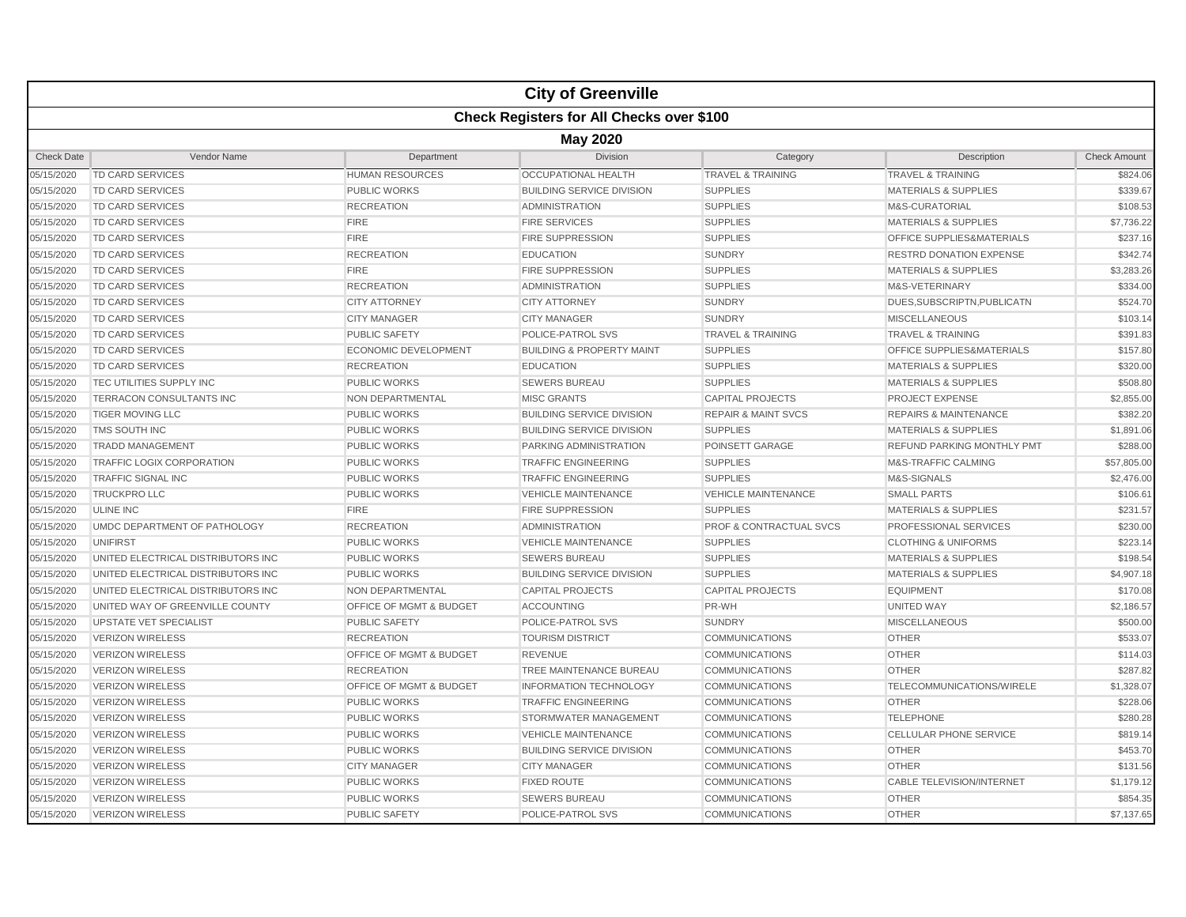# City of Greenville

## Check Registers for All Checks over $100

### May 2020

| Check Date | Vendor Name | Department | Division | Category | Description | Check Amount |
|---|---|---|---|---|---|---|
| 05/15/2020 | TD CARD SERVICES | HUMAN RESOURCES | OCCUPATIONAL HEALTH | TRAVEL & TRAINING | TRAVEL & TRAINING | $824.06 |
| 05/15/2020 | TD CARD SERVICES | PUBLIC WORKS | BUILDING SERVICE DIVISION | SUPPLIES | MATERIALS & SUPPLIES | $339.67 |
| 05/15/2020 | TD CARD SERVICES | RECREATION | ADMINISTRATION | SUPPLIES | M&S-CURATORIAL | $108.53 |
| 05/15/2020 | TD CARD SERVICES | FIRE | FIRE SERVICES | SUPPLIES | MATERIALS & SUPPLIES | $7,736.22 |
| 05/15/2020 | TD CARD SERVICES | FIRE | FIRE SUPPRESSION | SUPPLIES | OFFICE SUPPLIES&MATERIALS | $237.16 |
| 05/15/2020 | TD CARD SERVICES | RECREATION | EDUCATION | SUNDRY | RESTRD DONATION EXPENSE | $342.74 |
| 05/15/2020 | TD CARD SERVICES | FIRE | FIRE SUPPRESSION | SUPPLIES | MATERIALS & SUPPLIES | $3,283.26 |
| 05/15/2020 | TD CARD SERVICES | RECREATION | ADMINISTRATION | SUPPLIES | M&S-VETERINARY | $334.00 |
| 05/15/2020 | TD CARD SERVICES | CITY ATTORNEY | CITY ATTORNEY | SUNDRY | DUES,SUBSCRIPTN,PUBLICATN | $524.70 |
| 05/15/2020 | TD CARD SERVICES | CITY MANAGER | CITY MANAGER | SUNDRY | MISCELLANEOUS | $103.14 |
| 05/15/2020 | TD CARD SERVICES | PUBLIC SAFETY | POLICE-PATROL SVS | TRAVEL & TRAINING | TRAVEL & TRAINING | $391.83 |
| 05/15/2020 | TD CARD SERVICES | ECONOMIC DEVELOPMENT | BUILDING & PROPERTY MAINT | SUPPLIES | OFFICE SUPPLIES&MATERIALS | $157.80 |
| 05/15/2020 | TD CARD SERVICES | RECREATION | EDUCATION | SUPPLIES | MATERIALS & SUPPLIES | $320.00 |
| 05/15/2020 | TEC UTILITIES SUPPLY INC | PUBLIC WORKS | SEWERS BUREAU | SUPPLIES | MATERIALS & SUPPLIES | $508.80 |
| 05/15/2020 | TERRACON CONSULTANTS INC | NON DEPARTMENTAL | MISC GRANTS | CAPITAL PROJECTS | PROJECT EXPENSE | $2,855.00 |
| 05/15/2020 | TIGER MOVING LLC | PUBLIC WORKS | BUILDING SERVICE DIVISION | REPAIR & MAINT SVCS | REPAIRS & MAINTENANCE | $382.20 |
| 05/15/2020 | TMS SOUTH INC | PUBLIC WORKS | BUILDING SERVICE DIVISION | SUPPLIES | MATERIALS & SUPPLIES | $1,891.06 |
| 05/15/2020 | TRADD MANAGEMENT | PUBLIC WORKS | PARKING ADMINISTRATION | POINSETT GARAGE | REFUND PARKING MONTHLY PMT | $288.00 |
| 05/15/2020 | TRAFFIC LOGIX CORPORATION | PUBLIC WORKS | TRAFFIC ENGINEERING | SUPPLIES | M&S-TRAFFIC CALMING | $57,805.00 |
| 05/15/2020 | TRAFFIC SIGNAL INC | PUBLIC WORKS | TRAFFIC ENGINEERING | SUPPLIES | M&S-SIGNALS | $2,476.00 |
| 05/15/2020 | TRUCKPRO LLC | PUBLIC WORKS | VEHICLE MAINTENANCE | VEHICLE MAINTENANCE | SMALL PARTS | $106.61 |
| 05/15/2020 | ULINE INC | FIRE | FIRE SUPPRESSION | SUPPLIES | MATERIALS & SUPPLIES | $231.57 |
| 05/15/2020 | UMDC DEPARTMENT OF PATHOLOGY | RECREATION | ADMINISTRATION | PROF & CONTRACTUAL SVCS | PROFESSIONAL SERVICES | $230.00 |
| 05/15/2020 | UNIFIRST | PUBLIC WORKS | VEHICLE MAINTENANCE | SUPPLIES | CLOTHING & UNIFORMS | $223.14 |
| 05/15/2020 | UNITED ELECTRICAL DISTRIBUTORS INC | PUBLIC WORKS | SEWERS BUREAU | SUPPLIES | MATERIALS & SUPPLIES | $198.54 |
| 05/15/2020 | UNITED ELECTRICAL DISTRIBUTORS INC | PUBLIC WORKS | BUILDING SERVICE DIVISION | SUPPLIES | MATERIALS & SUPPLIES | $4,907.18 |
| 05/15/2020 | UNITED ELECTRICAL DISTRIBUTORS INC | NON DEPARTMENTAL | CAPITAL PROJECTS | CAPITAL PROJECTS | EQUIPMENT | $170.08 |
| 05/15/2020 | UNITED WAY OF GREENVILLE COUNTY | OFFICE OF MGMT & BUDGET | ACCOUNTING | PR-WH | UNITED WAY | $2,186.57 |
| 05/15/2020 | UPSTATE VET SPECIALIST | PUBLIC SAFETY | POLICE-PATROL SVS | SUNDRY | MISCELLANEOUS | $500.00 |
| 05/15/2020 | VERIZON WIRELESS | RECREATION | TOURISM DISTRICT | COMMUNICATIONS | OTHER | $533.07 |
| 05/15/2020 | VERIZON WIRELESS | OFFICE OF MGMT & BUDGET | REVENUE | COMMUNICATIONS | OTHER | $114.03 |
| 05/15/2020 | VERIZON WIRELESS | RECREATION | TREE MAINTENANCE BUREAU | COMMUNICATIONS | OTHER | $287.82 |
| 05/15/2020 | VERIZON WIRELESS | OFFICE OF MGMT & BUDGET | INFORMATION TECHNOLOGY | COMMUNICATIONS | TELECOMMUNICATIONS/WIRELE | $1,328.07 |
| 05/15/2020 | VERIZON WIRELESS | PUBLIC WORKS | TRAFFIC ENGINEERING | COMMUNICATIONS | OTHER | $228.06 |
| 05/15/2020 | VERIZON WIRELESS | PUBLIC WORKS | STORMWATER MANAGEMENT | COMMUNICATIONS | TELEPHONE | $280.28 |
| 05/15/2020 | VERIZON WIRELESS | PUBLIC WORKS | VEHICLE MAINTENANCE | COMMUNICATIONS | CELLULAR PHONE SERVICE | $819.14 |
| 05/15/2020 | VERIZON WIRELESS | PUBLIC WORKS | BUILDING SERVICE DIVISION | COMMUNICATIONS | OTHER | $453.70 |
| 05/15/2020 | VERIZON WIRELESS | CITY MANAGER | CITY MANAGER | COMMUNICATIONS | OTHER | $131.56 |
| 05/15/2020 | VERIZON WIRELESS | PUBLIC WORKS | FIXED ROUTE | COMMUNICATIONS | CABLE TELEVISION/INTERNET | $1,179.12 |
| 05/15/2020 | VERIZON WIRELESS | PUBLIC WORKS | SEWERS BUREAU | COMMUNICATIONS | OTHER | $854.35 |
| 05/15/2020 | VERIZON WIRELESS | PUBLIC SAFETY | POLICE-PATROL SVS | COMMUNICATIONS | OTHER | $7,137.65 |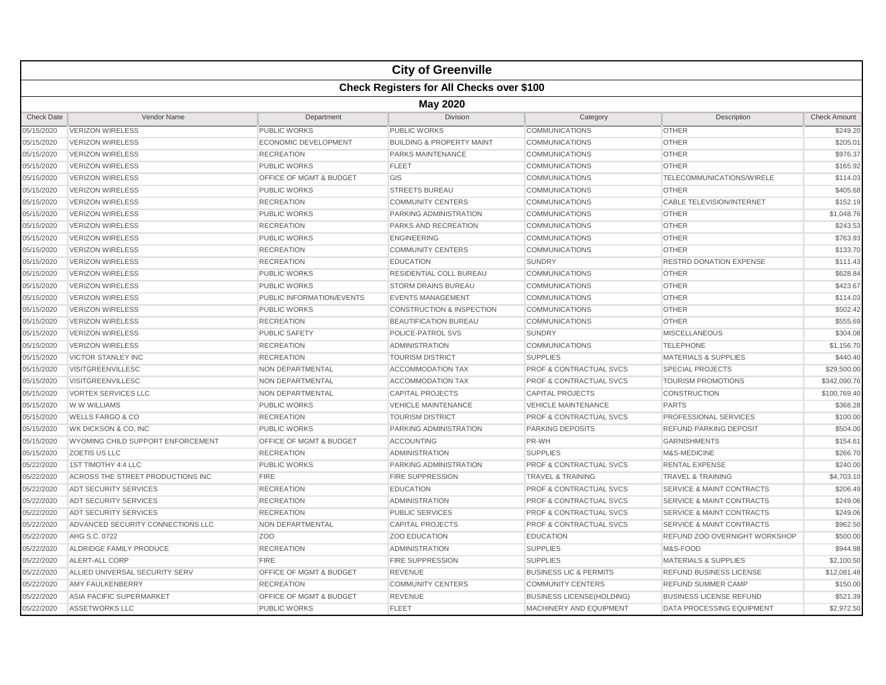# City of Greenville

## Check Registers for All Checks over $100

### May 2020

| Check Date | Vendor Name | Department | Division | Category | Description | Check Amount |
|---|---|---|---|---|---|---|
| 05/15/2020 | VERIZON WIRELESS | PUBLIC WORKS | PUBLIC WORKS | COMMUNICATIONS | OTHER | $249.20 |
| 05/15/2020 | VERIZON WIRELESS | ECONOMIC DEVELOPMENT | BUILDING & PROPERTY MAINT | COMMUNICATIONS | OTHER | $205.01 |
| 05/15/2020 | VERIZON WIRELESS | RECREATION | PARKS MAINTENANCE | COMMUNICATIONS | OTHER | $976.37 |
| 05/15/2020 | VERIZON WIRELESS | PUBLIC WORKS | FLEET | COMMUNICATIONS | OTHER | $165.92 |
| 05/15/2020 | VERIZON WIRELESS | OFFICE OF MGMT & BUDGET | GIS | COMMUNICATIONS | TELECOMMUNICATIONS/WIRELE | $114.03 |
| 05/15/2020 | VERIZON WIRELESS | PUBLIC WORKS | STREETS BUREAU | COMMUNICATIONS | OTHER | $405.68 |
| 05/15/2020 | VERIZON WIRELESS | RECREATION | COMMUNITY CENTERS | COMMUNICATIONS | CABLE TELEVISION/INTERNET | $152.19 |
| 05/15/2020 | VERIZON WIRELESS | PUBLIC WORKS | PARKING ADMINISTRATION | COMMUNICATIONS | OTHER | $1,048.76 |
| 05/15/2020 | VERIZON WIRELESS | RECREATION | PARKS AND RECREATION | COMMUNICATIONS | OTHER | $243.53 |
| 05/15/2020 | VERIZON WIRELESS | PUBLIC WORKS | ENGINEERING | COMMUNICATIONS | OTHER | $763.93 |
| 05/15/2020 | VERIZON WIRELESS | RECREATION | COMMUNITY CENTERS | COMMUNICATIONS | OTHER | $133.70 |
| 05/15/2020 | VERIZON WIRELESS | RECREATION | EDUCATION | SUNDRY | RESTRD DONATION EXPENSE | $111.43 |
| 05/15/2020 | VERIZON WIRELESS | PUBLIC WORKS | RESIDENTIAL COLL BUREAU | COMMUNICATIONS | OTHER | $628.84 |
| 05/15/2020 | VERIZON WIRELESS | PUBLIC WORKS | STORM DRAINS BUREAU | COMMUNICATIONS | OTHER | $423.67 |
| 05/15/2020 | VERIZON WIRELESS | PUBLIC INFORMATION/EVENTS | EVENTS MANAGEMENT | COMMUNICATIONS | OTHER | $114.03 |
| 05/15/2020 | VERIZON WIRELESS | PUBLIC WORKS | CONSTRUCTION & INSPECTION | COMMUNICATIONS | OTHER | $502.42 |
| 05/15/2020 | VERIZON WIRELESS | RECREATION | BEAUTIFICATION BUREAU | COMMUNICATIONS | OTHER | $555.69 |
| 05/15/2020 | VERIZON WIRELESS | PUBLIC SAFETY | POLICE-PATROL SVS | SUNDRY | MISCELLANEOUS | $304.08 |
| 05/15/2020 | VERIZON WIRELESS | RECREATION | ADMINISTRATION | COMMUNICATIONS | TELEPHONE | $1,156.70 |
| 05/15/2020 | VICTOR STANLEY INC | RECREATION | TOURISM DISTRICT | SUPPLIES | MATERIALS & SUPPLIES | $440.40 |
| 05/15/2020 | VISITGREENVILLESC | NON DEPARTMENTAL | ACCOMMODATION TAX | PROF & CONTRACTUAL SVCS | SPECIAL PROJECTS | $29,500.00 |
| 05/15/2020 | VISITGREENVILLESC | NON DEPARTMENTAL | ACCOMMODATION TAX | PROF & CONTRACTUAL SVCS | TOURISM PROMOTIONS | $342,090.76 |
| 05/15/2020 | VORTEX SERVICES LLC | NON DEPARTMENTAL | CAPITAL PROJECTS | CAPITAL PROJECTS | CONSTRUCTION | $100,769.40 |
| 05/15/2020 | W W WILLIAMS | PUBLIC WORKS | VEHICLE MAINTENANCE | VEHICLE MAINTENANCE | PARTS | $368.28 |
| 05/15/2020 | WELLS FARGO & CO | RECREATION | TOURISM DISTRICT | PROF & CONTRACTUAL SVCS | PROFESSIONAL SERVICES | $100.00 |
| 05/15/2020 | WK DICKSON & CO, INC | PUBLIC WORKS | PARKING ADMINISTRATION | PARKING DEPOSITS | REFUND PARKING DEPOSIT | $504.00 |
| 05/15/2020 | WYOMING CHILD SUPPORT ENFORCEMENT | OFFICE OF MGMT & BUDGET | ACCOUNTING | PR-WH | GARNISHMENTS | $154.61 |
| 05/15/2020 | ZOETIS US LLC | RECREATION | ADMINISTRATION | SUPPLIES | M&S-MEDICINE | $266.70 |
| 05/22/2020 | 1ST TIMOTHY 4:4 LLC | PUBLIC WORKS | PARKING ADMINISTRATION | PROF & CONTRACTUAL SVCS | RENTAL EXPENSE | $240.00 |
| 05/22/2020 | ACROSS THE STREET PRODUCTIONS INC | FIRE | FIRE SUPPRESSION | TRAVEL & TRAINING | TRAVEL & TRAINING | $4,703.10 |
| 05/22/2020 | ADT SECURITY SERVICES | RECREATION | EDUCATION | PROF & CONTRACTUAL SVCS | SERVICE & MAINT CONTRACTS | $206.49 |
| 05/22/2020 | ADT SECURITY SERVICES | RECREATION | ADMINISTRATION | PROF & CONTRACTUAL SVCS | SERVICE & MAINT CONTRACTS | $249.06 |
| 05/22/2020 | ADT SECURITY SERVICES | RECREATION | PUBLIC SERVICES | PROF & CONTRACTUAL SVCS | SERVICE & MAINT CONTRACTS | $249.06 |
| 05/22/2020 | ADVANCED SECURITY CONNECTIONS LLC | NON DEPARTMENTAL | CAPITAL PROJECTS | PROF & CONTRACTUAL SVCS | SERVICE & MAINT CONTRACTS | $962.50 |
| 05/22/2020 | AHG S.C. 0722 | ZOO | ZOO EDUCATION | EDUCATION | REFUND ZOO OVERNIGHT WORKSHOP | $500.00 |
| 05/22/2020 | ALDRIDGE FAMILY PRODUCE | RECREATION | ADMINISTRATION | SUPPLIES | M&S-FOOD | $944.98 |
| 05/22/2020 | ALERT-ALL CORP | FIRE | FIRE SUPPRESSION | SUPPLIES | MATERIALS & SUPPLIES | $2,100.50 |
| 05/22/2020 | ALLIED UNIVERSAL SECURITY SERV | OFFICE OF MGMT & BUDGET | REVENUE | BUSINESS LIC & PERMITS | REFUND BUSINESS LICENSE | $12,081.48 |
| 05/22/2020 | AMY FAULKENBERRY | RECREATION | COMMUNITY CENTERS | COMMUNITY CENTERS | REFUND SUMMER CAMP | $150.00 |
| 05/22/2020 | ASIA PACIFIC SUPERMARKET | OFFICE OF MGMT & BUDGET | REVENUE | BUSINESS LICENSE(HOLDING) | BUSINESS LICENSE REFUND | $521.39 |
| 05/22/2020 | ASSETWORKS LLC | PUBLIC WORKS | FLEET | MACHINERY AND EQUIPMENT | DATA PROCESSING EQUIPMENT | $2,972.50 |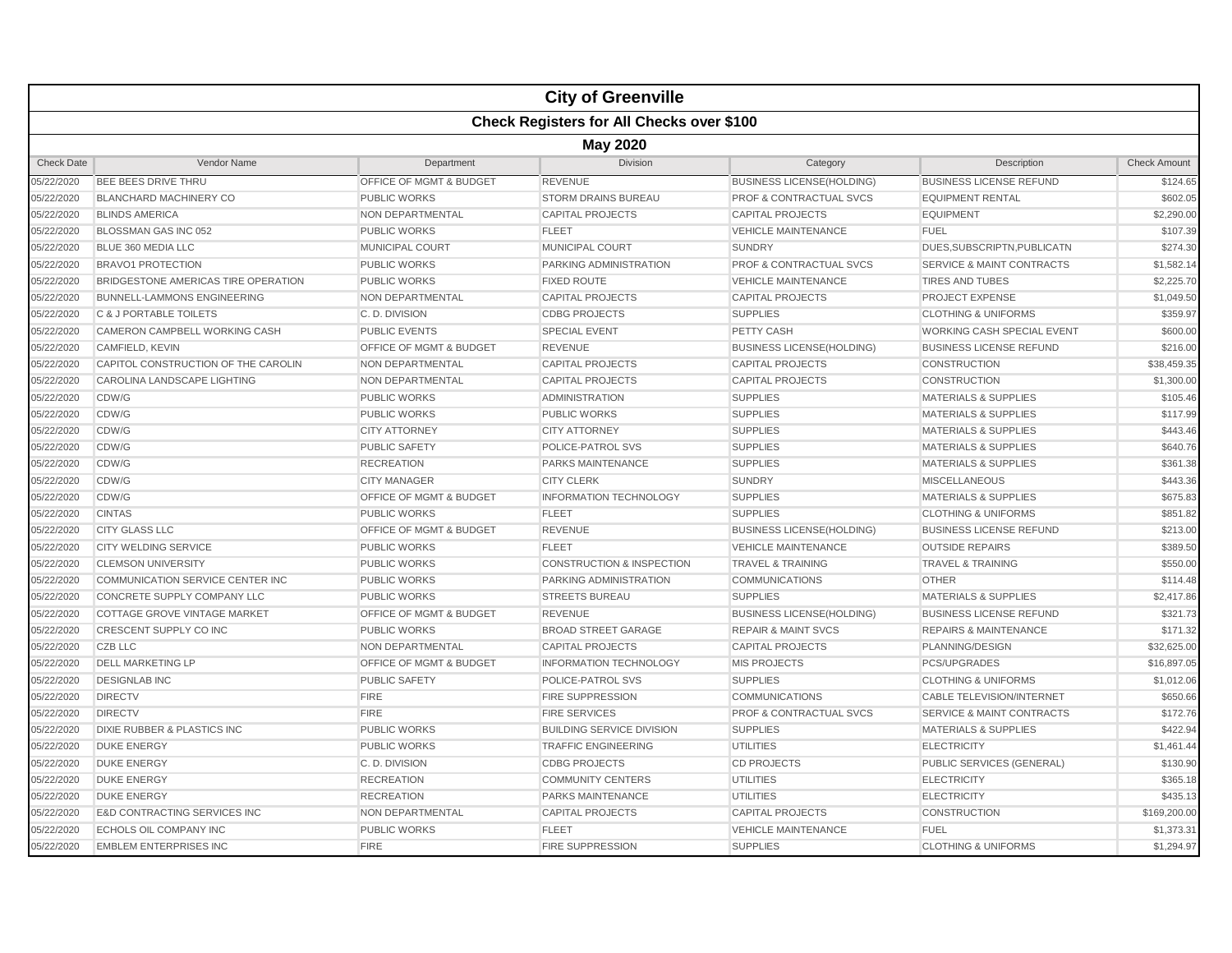# City of Greenville

## Check Registers for All Checks over $100

### May 2020

| Check Date | Vendor Name | Department | Division | Category | Description | Check Amount |
|---|---|---|---|---|---|---|
| 05/22/2020 | BEE BEES DRIVE THRU | OFFICE OF MGMT & BUDGET | REVENUE | BUSINESS LICENSE(HOLDING) | BUSINESS LICENSE REFUND | $124.65 |
| 05/22/2020 | BLANCHARD MACHINERY CO | PUBLIC WORKS | STORM DRAINS BUREAU | PROF & CONTRACTUAL SVCS | EQUIPMENT RENTAL | $602.05 |
| 05/22/2020 | BLINDS AMERICA | NON DEPARTMENTAL | CAPITAL PROJECTS | CAPITAL PROJECTS | EQUIPMENT | $2,290.00 |
| 05/22/2020 | BLOSSMAN GAS INC 052 | PUBLIC WORKS | FLEET | VEHICLE MAINTENANCE | FUEL | $107.39 |
| 05/22/2020 | BLUE 360 MEDIA LLC | MUNICIPAL COURT | MUNICIPAL COURT | SUNDRY | DUES,SUBSCRIPTN,PUBLICATN | $274.30 |
| 05/22/2020 | BRAVO1 PROTECTION | PUBLIC WORKS | PARKING ADMINISTRATION | PROF & CONTRACTUAL SVCS | SERVICE & MAINT CONTRACTS | $1,582.14 |
| 05/22/2020 | BRIDGESTONE AMERICAS TIRE OPERATION | PUBLIC WORKS | FIXED ROUTE | VEHICLE MAINTENANCE | TIRES AND TUBES | $2,225.70 |
| 05/22/2020 | BUNNELL-LAMMONS ENGINEERING | NON DEPARTMENTAL | CAPITAL PROJECTS | CAPITAL PROJECTS | PROJECT EXPENSE | $1,049.50 |
| 05/22/2020 | C & J PORTABLE TOILETS | C. D. DIVISION | CDBG PROJECTS | SUPPLIES | CLOTHING & UNIFORMS | $359.97 |
| 05/22/2020 | CAMERON CAMPBELL WORKING CASH | PUBLIC EVENTS | SPECIAL EVENT | PETTY CASH | WORKING CASH SPECIAL EVENT | $600.00 |
| 05/22/2020 | CAMFIELD, KEVIN | OFFICE OF MGMT & BUDGET | REVENUE | BUSINESS LICENSE(HOLDING) | BUSINESS LICENSE REFUND | $216.00 |
| 05/22/2020 | CAPITOL CONSTRUCTION OF THE CAROLIN | NON DEPARTMENTAL | CAPITAL PROJECTS | CAPITAL PROJECTS | CONSTRUCTION | $38,459.35 |
| 05/22/2020 | CAROLINA LANDSCAPE LIGHTING | NON DEPARTMENTAL | CAPITAL PROJECTS | CAPITAL PROJECTS | CONSTRUCTION | $1,300.00 |
| 05/22/2020 | CDW/G | PUBLIC WORKS | ADMINISTRATION | SUPPLIES | MATERIALS & SUPPLIES | $105.46 |
| 05/22/2020 | CDW/G | PUBLIC WORKS | PUBLIC WORKS | SUPPLIES | MATERIALS & SUPPLIES | $117.99 |
| 05/22/2020 | CDW/G | CITY ATTORNEY | CITY ATTORNEY | SUPPLIES | MATERIALS & SUPPLIES | $443.46 |
| 05/22/2020 | CDW/G | PUBLIC SAFETY | POLICE-PATROL SVS | SUPPLIES | MATERIALS & SUPPLIES | $640.76 |
| 05/22/2020 | CDW/G | RECREATION | PARKS MAINTENANCE | SUPPLIES | MATERIALS & SUPPLIES | $361.38 |
| 05/22/2020 | CDW/G | CITY MANAGER | CITY CLERK | SUNDRY | MISCELLANEOUS | $443.36 |
| 05/22/2020 | CDW/G | OFFICE OF MGMT & BUDGET | INFORMATION TECHNOLOGY | SUPPLIES | MATERIALS & SUPPLIES | $675.83 |
| 05/22/2020 | CINTAS | PUBLIC WORKS | FLEET | SUPPLIES | CLOTHING & UNIFORMS | $851.82 |
| 05/22/2020 | CITY GLASS LLC | OFFICE OF MGMT & BUDGET | REVENUE | BUSINESS LICENSE(HOLDING) | BUSINESS LICENSE REFUND | $213.00 |
| 05/22/2020 | CITY WELDING SERVICE | PUBLIC WORKS | FLEET | VEHICLE MAINTENANCE | OUTSIDE REPAIRS | $389.50 |
| 05/22/2020 | CLEMSON UNIVERSITY | PUBLIC WORKS | CONSTRUCTION & INSPECTION | TRAVEL & TRAINING | TRAVEL & TRAINING | $550.00 |
| 05/22/2020 | COMMUNICATION SERVICE CENTER INC | PUBLIC WORKS | PARKING ADMINISTRATION | COMMUNICATIONS | OTHER | $114.48 |
| 05/22/2020 | CONCRETE SUPPLY COMPANY LLC | PUBLIC WORKS | STREETS BUREAU | SUPPLIES | MATERIALS & SUPPLIES | $2,417.86 |
| 05/22/2020 | COTTAGE GROVE VINTAGE MARKET | OFFICE OF MGMT & BUDGET | REVENUE | BUSINESS LICENSE(HOLDING) | BUSINESS LICENSE REFUND | $321.73 |
| 05/22/2020 | CRESCENT SUPPLY CO INC | PUBLIC WORKS | BROAD STREET GARAGE | REPAIR & MAINT SVCS | REPAIRS & MAINTENANCE | $171.32 |
| 05/22/2020 | CZB LLC | NON DEPARTMENTAL | CAPITAL PROJECTS | CAPITAL PROJECTS | PLANNING/DESIGN | $32,625.00 |
| 05/22/2020 | DELL MARKETING LP | OFFICE OF MGMT & BUDGET | INFORMATION TECHNOLOGY | MIS PROJECTS | PCS/UPGRADES | $16,897.05 |
| 05/22/2020 | DESIGNLAB INC | PUBLIC SAFETY | POLICE-PATROL SVS | SUPPLIES | CLOTHING & UNIFORMS | $1,012.06 |
| 05/22/2020 | DIRECTV | FIRE | FIRE SUPPRESSION | COMMUNICATIONS | CABLE TELEVISION/INTERNET | $650.66 |
| 05/22/2020 | DIRECTV | FIRE | FIRE SERVICES | PROF & CONTRACTUAL SVCS | SERVICE & MAINT CONTRACTS | $172.76 |
| 05/22/2020 | DIXIE RUBBER & PLASTICS INC | PUBLIC WORKS | BUILDING SERVICE DIVISION | SUPPLIES | MATERIALS & SUPPLIES | $422.94 |
| 05/22/2020 | DUKE ENERGY | PUBLIC WORKS | TRAFFIC ENGINEERING | UTILITIES | ELECTRICITY | $1,461.44 |
| 05/22/2020 | DUKE ENERGY | C. D. DIVISION | CDBG PROJECTS | CD PROJECTS | PUBLIC SERVICES (GENERAL) | $130.90 |
| 05/22/2020 | DUKE ENERGY | RECREATION | COMMUNITY CENTERS | UTILITIES | ELECTRICITY | $365.18 |
| 05/22/2020 | DUKE ENERGY | RECREATION | PARKS MAINTENANCE | UTILITIES | ELECTRICITY | $435.13 |
| 05/22/2020 | E&D CONTRACTING SERVICES INC | NON DEPARTMENTAL | CAPITAL PROJECTS | CAPITAL PROJECTS | CONSTRUCTION | $169,200.00 |
| 05/22/2020 | ECHOLS OIL COMPANY INC | PUBLIC WORKS | FLEET | VEHICLE MAINTENANCE | FUEL | $1,373.31 |
| 05/22/2020 | EMBLEM ENTERPRISES INC | FIRE | FIRE SUPPRESSION | SUPPLIES | CLOTHING & UNIFORMS | $1,294.97 |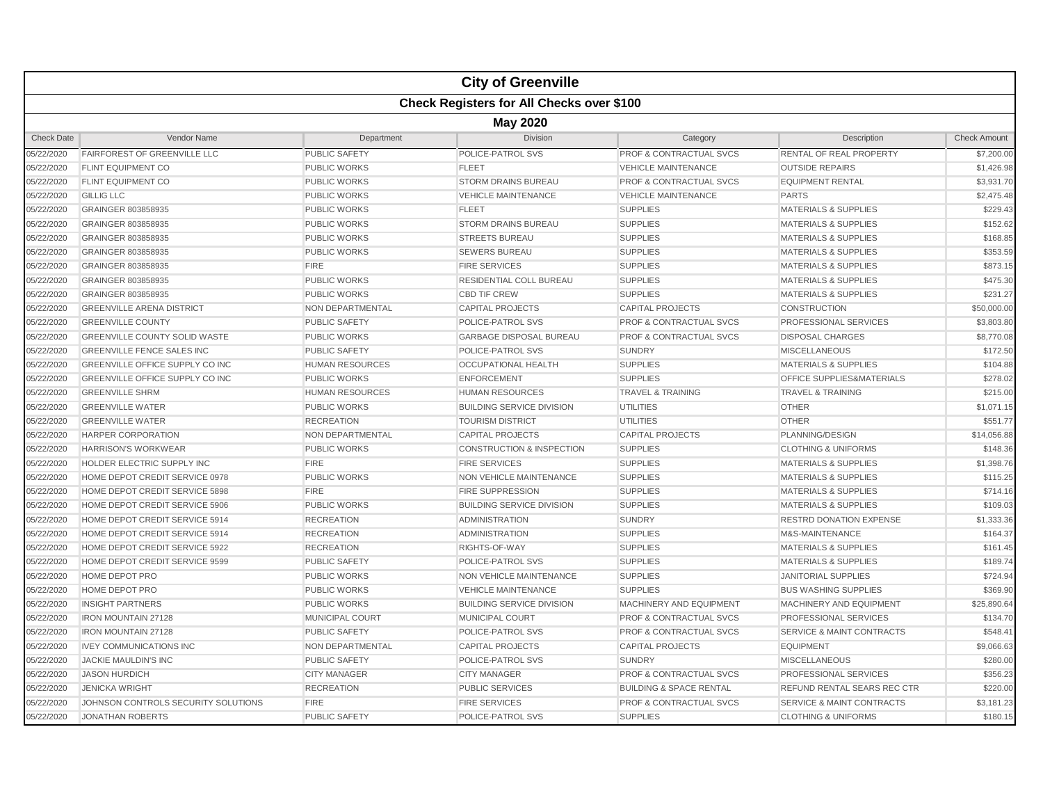# City of Greenville

## Check Registers for All Checks over $100

### May 2020

| Check Date | Vendor Name | Department | Division | Category | Description | Check Amount |
|---|---|---|---|---|---|---|
| 05/22/2020 | FAIRFOREST OF GREENVILLE LLC | PUBLIC SAFETY | POLICE-PATROL SVS | PROF & CONTRACTUAL SVCS | RENTAL OF REAL PROPERTY | $7,200.00 |
| 05/22/2020 | FLINT EQUIPMENT CO | PUBLIC WORKS | FLEET | VEHICLE MAINTENANCE | OUTSIDE REPAIRS | $1,426.98 |
| 05/22/2020 | FLINT EQUIPMENT CO | PUBLIC WORKS | STORM DRAINS BUREAU | PROF & CONTRACTUAL SVCS | EQUIPMENT RENTAL | $3,931.70 |
| 05/22/2020 | GILLIG LLC | PUBLIC WORKS | VEHICLE MAINTENANCE | VEHICLE MAINTENANCE | PARTS | $2,475.48 |
| 05/22/2020 | GRAINGER 803858935 | PUBLIC WORKS | FLEET | SUPPLIES | MATERIALS & SUPPLIES | $229.43 |
| 05/22/2020 | GRAINGER 803858935 | PUBLIC WORKS | STORM DRAINS BUREAU | SUPPLIES | MATERIALS & SUPPLIES | $152.62 |
| 05/22/2020 | GRAINGER 803858935 | PUBLIC WORKS | STREETS BUREAU | SUPPLIES | MATERIALS & SUPPLIES | $168.85 |
| 05/22/2020 | GRAINGER 803858935 | PUBLIC WORKS | SEWERS BUREAU | SUPPLIES | MATERIALS & SUPPLIES | $353.59 |
| 05/22/2020 | GRAINGER 803858935 | FIRE | FIRE SERVICES | SUPPLIES | MATERIALS & SUPPLIES | $873.15 |
| 05/22/2020 | GRAINGER 803858935 | PUBLIC WORKS | RESIDENTIAL COLL BUREAU | SUPPLIES | MATERIALS & SUPPLIES | $475.30 |
| 05/22/2020 | GRAINGER 803858935 | PUBLIC WORKS | CBD TIF CREW | SUPPLIES | MATERIALS & SUPPLIES | $231.27 |
| 05/22/2020 | GREENVILLE ARENA DISTRICT | NON DEPARTMENTAL | CAPITAL PROJECTS | CAPITAL PROJECTS | CONSTRUCTION | $50,000.00 |
| 05/22/2020 | GREENVILLE COUNTY | PUBLIC SAFETY | POLICE-PATROL SVS | PROF & CONTRACTUAL SVCS | PROFESSIONAL SERVICES | $3,803.80 |
| 05/22/2020 | GREENVILLE COUNTY SOLID WASTE | PUBLIC WORKS | GARBAGE DISPOSAL BUREAU | PROF & CONTRACTUAL SVCS | DISPOSAL CHARGES | $8,770.08 |
| 05/22/2020 | GREENVILLE FENCE SALES INC | PUBLIC SAFETY | POLICE-PATROL SVS | SUNDRY | MISCELLANEOUS | $172.50 |
| 05/22/2020 | GREENVILLE OFFICE SUPPLY CO INC | HUMAN RESOURCES | OCCUPATIONAL HEALTH | SUPPLIES | MATERIALS & SUPPLIES | $104.88 |
| 05/22/2020 | GREENVILLE OFFICE SUPPLY CO INC | PUBLIC WORKS | ENFORCEMENT | SUPPLIES | OFFICE SUPPLIES&MATERIALS | $278.02 |
| 05/22/2020 | GREENVILLE SHRM | HUMAN RESOURCES | HUMAN RESOURCES | TRAVEL & TRAINING | TRAVEL & TRAINING | $215.00 |
| 05/22/2020 | GREENVILLE WATER | PUBLIC WORKS | BUILDING SERVICE DIVISION | UTILITIES | OTHER | $1,071.15 |
| 05/22/2020 | GREENVILLE WATER | RECREATION | TOURISM DISTRICT | UTILITIES | OTHER | $551.77 |
| 05/22/2020 | HARPER CORPORATION | NON DEPARTMENTAL | CAPITAL PROJECTS | CAPITAL PROJECTS | PLANNING/DESIGN | $14,056.88 |
| 05/22/2020 | HARRISON'S WORKWEAR | PUBLIC WORKS | CONSTRUCTION & INSPECTION | SUPPLIES | CLOTHING & UNIFORMS | $148.36 |
| 05/22/2020 | HOLDER ELECTRIC SUPPLY INC | FIRE | FIRE SERVICES | SUPPLIES | MATERIALS & SUPPLIES | $1,398.76 |
| 05/22/2020 | HOME DEPOT CREDIT SERVICE 0978 | PUBLIC WORKS | NON VEHICLE MAINTENANCE | SUPPLIES | MATERIALS & SUPPLIES | $115.25 |
| 05/22/2020 | HOME DEPOT CREDIT SERVICE 5898 | FIRE | FIRE SUPPRESSION | SUPPLIES | MATERIALS & SUPPLIES | $714.16 |
| 05/22/2020 | HOME DEPOT CREDIT SERVICE 5906 | PUBLIC WORKS | BUILDING SERVICE DIVISION | SUPPLIES | MATERIALS & SUPPLIES | $109.03 |
| 05/22/2020 | HOME DEPOT CREDIT SERVICE 5914 | RECREATION | ADMINISTRATION | SUNDRY | RESTRD DONATION EXPENSE | $1,333.36 |
| 05/22/2020 | HOME DEPOT CREDIT SERVICE 5914 | RECREATION | ADMINISTRATION | SUPPLIES | M&S-MAINTENANCE | $164.37 |
| 05/22/2020 | HOME DEPOT CREDIT SERVICE 5922 | RECREATION | RIGHTS-OF-WAY | SUPPLIES | MATERIALS & SUPPLIES | $161.45 |
| 05/22/2020 | HOME DEPOT CREDIT SERVICE 9599 | PUBLIC SAFETY | POLICE-PATROL SVS | SUPPLIES | MATERIALS & SUPPLIES | $189.74 |
| 05/22/2020 | HOME DEPOT PRO | PUBLIC WORKS | NON VEHICLE MAINTENANCE | SUPPLIES | JANITORIAL SUPPLIES | $724.94 |
| 05/22/2020 | HOME DEPOT PRO | PUBLIC WORKS | VEHICLE MAINTENANCE | SUPPLIES | BUS WASHING SUPPLIES | $369.90 |
| 05/22/2020 | INSIGHT PARTNERS | PUBLIC WORKS | BUILDING SERVICE DIVISION | MACHINERY AND EQUIPMENT | MACHINERY AND EQUIPMENT | $25,890.64 |
| 05/22/2020 | IRON MOUNTAIN 27128 | MUNICIPAL COURT | MUNICIPAL COURT | PROF & CONTRACTUAL SVCS | PROFESSIONAL SERVICES | $134.70 |
| 05/22/2020 | IRON MOUNTAIN 27128 | PUBLIC SAFETY | POLICE-PATROL SVS | PROF & CONTRACTUAL SVCS | SERVICE & MAINT CONTRACTS | $548.41 |
| 05/22/2020 | IVEY COMMUNICATIONS INC | NON DEPARTMENTAL | CAPITAL PROJECTS | CAPITAL PROJECTS | EQUIPMENT | $9,066.63 |
| 05/22/2020 | JACKIE MAULDIN'S INC | PUBLIC SAFETY | POLICE-PATROL SVS | SUNDRY | MISCELLANEOUS | $280.00 |
| 05/22/2020 | JASON HURDICH | CITY MANAGER | CITY MANAGER | PROF & CONTRACTUAL SVCS | PROFESSIONAL SERVICES | $356.23 |
| 05/22/2020 | JENICKA WRIGHT | RECREATION | PUBLIC SERVICES | BUILDING & SPACE RENTAL | REFUND RENTAL SEARS REC CTR | $220.00 |
| 05/22/2020 | JOHNSON CONTROLS SECURITY SOLUTIONS | FIRE | FIRE SERVICES | PROF & CONTRACTUAL SVCS | SERVICE & MAINT CONTRACTS | $3,181.23 |
| 05/22/2020 | JONATHAN ROBERTS | PUBLIC SAFETY | POLICE-PATROL SVS | SUPPLIES | CLOTHING & UNIFORMS | $180.15 |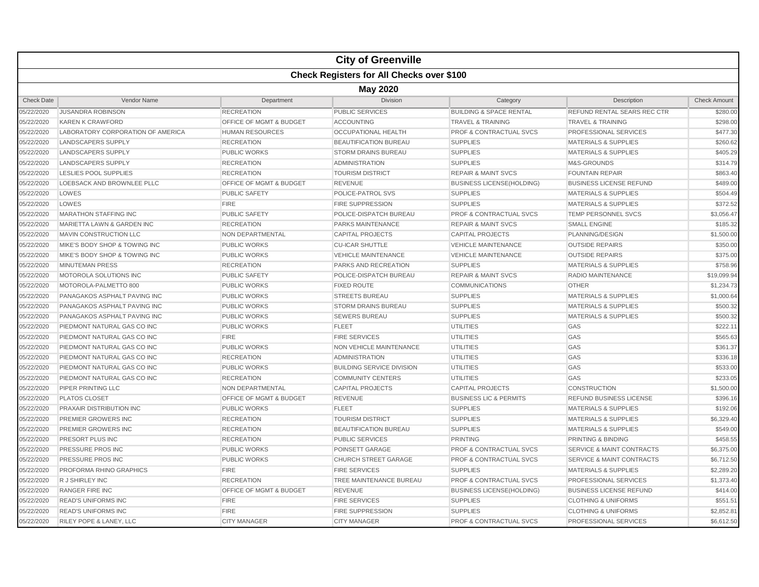# City of Greenville

## Check Registers for All Checks over $100

### May 2020

| Check Date | Vendor Name | Department | Division | Category | Description | Check Amount |
|---|---|---|---|---|---|---|
| 05/22/2020 | JUSANDRA ROBINSON | RECREATION | PUBLIC SERVICES | BUILDING & SPACE RENTAL | REFUND RENTAL SEARS REC CTR | $280.00 |
| 05/22/2020 | KAREN K CRAWFORD | OFFICE OF MGMT & BUDGET | ACCOUNTING | TRAVEL & TRAINING | TRAVEL & TRAINING | $298.00 |
| 05/22/2020 | LABORATORY CORPORATION OF AMERICA | HUMAN RESOURCES | OCCUPATIONAL HEALTH | PROF & CONTRACTUAL SVCS | PROFESSIONAL SERVICES | $477.30 |
| 05/22/2020 | LANDSCAPERS SUPPLY | RECREATION | BEAUTIFICATION BUREAU | SUPPLIES | MATERIALS & SUPPLIES | $260.62 |
| 05/22/2020 | LANDSCAPERS SUPPLY | PUBLIC WORKS | STORM DRAINS BUREAU | SUPPLIES | MATERIALS & SUPPLIES | $405.29 |
| 05/22/2020 | LANDSCAPERS SUPPLY | RECREATION | ADMINISTRATION | SUPPLIES | M&S-GROUNDS | $314.79 |
| 05/22/2020 | LESLIES POOL SUPPLIES | RECREATION | TOURISM DISTRICT | REPAIR & MAINT SVCS | FOUNTAIN REPAIR | $863.40 |
| 05/22/2020 | LOEBSACK AND BROWNLEE PLLC | OFFICE OF MGMT & BUDGET | REVENUE | BUSINESS LICENSE(HOLDING) | BUSINESS LICENSE REFUND | $489.00 |
| 05/22/2020 | LOWES | PUBLIC SAFETY | POLICE-PATROL SVS | SUPPLIES | MATERIALS & SUPPLIES | $504.49 |
| 05/22/2020 | LOWES | FIRE | FIRE SUPPRESSION | SUPPLIES | MATERIALS & SUPPLIES | $372.52 |
| 05/22/2020 | MARATHON STAFFING INC | PUBLIC SAFETY | POLICE-DISPATCH BUREAU | PROF & CONTRACTUAL SVCS | TEMP PERSONNEL SVCS | $3,056.47 |
| 05/22/2020 | MARIETTA LAWN & GARDEN INC | RECREATION | PARKS MAINTENANCE | REPAIR & MAINT SVCS | SMALL ENGINE | $185.32 |
| 05/22/2020 | MAVIN CONSTRUCTION LLC | NON DEPARTMENTAL | CAPITAL PROJECTS | CAPITAL PROJECTS | PLANNING/DESIGN | $1,500.00 |
| 05/22/2020 | MIKE'S BODY SHOP & TOWING INC | PUBLIC WORKS | CU-ICAR SHUTTLE | VEHICLE MAINTENANCE | OUTSIDE REPAIRS | $350.00 |
| 05/22/2020 | MIKE'S BODY SHOP & TOWING INC | PUBLIC WORKS | VEHICLE MAINTENANCE | VEHICLE MAINTENANCE | OUTSIDE REPAIRS | $375.00 |
| 05/22/2020 | MINUTEMAN PRESS | RECREATION | PARKS AND RECREATION | SUPPLIES | MATERIALS & SUPPLIES | $758.96 |
| 05/22/2020 | MOTOROLA SOLUTIONS INC | PUBLIC SAFETY | POLICE-DISPATCH BUREAU | REPAIR & MAINT SVCS | RADIO MAINTENANCE | $19,099.94 |
| 05/22/2020 | MOTOROLA-PALMETTO 800 | PUBLIC WORKS | FIXED ROUTE | COMMUNICATIONS | OTHER | $1,234.73 |
| 05/22/2020 | PANAGAKOS ASPHALT PAVING INC | PUBLIC WORKS | STREETS BUREAU | SUPPLIES | MATERIALS & SUPPLIES | $1,000.64 |
| 05/22/2020 | PANAGAKOS ASPHALT PAVING INC | PUBLIC WORKS | STORM DRAINS BUREAU | SUPPLIES | MATERIALS & SUPPLIES | $500.32 |
| 05/22/2020 | PANAGAKOS ASPHALT PAVING INC | PUBLIC WORKS | SEWERS BUREAU | SUPPLIES | MATERIALS & SUPPLIES | $500.32 |
| 05/22/2020 | PIEDMONT NATURAL GAS CO INC | PUBLIC WORKS | FLEET | UTILITIES | GAS | $222.11 |
| 05/22/2020 | PIEDMONT NATURAL GAS CO INC | FIRE | FIRE SERVICES | UTILITIES | GAS | $565.63 |
| 05/22/2020 | PIEDMONT NATURAL GAS CO INC | PUBLIC WORKS | NON VEHICLE MAINTENANCE | UTILITIES | GAS | $361.37 |
| 05/22/2020 | PIEDMONT NATURAL GAS CO INC | RECREATION | ADMINISTRATION | UTILITIES | GAS | $336.18 |
| 05/22/2020 | PIEDMONT NATURAL GAS CO INC | PUBLIC WORKS | BUILDING SERVICE DIVISION | UTILITIES | GAS | $533.00 |
| 05/22/2020 | PIEDMONT NATURAL GAS CO INC | RECREATION | COMMUNITY CENTERS | UTILITIES | GAS | $233.05 |
| 05/22/2020 | PIPER PRINTING LLC | NON DEPARTMENTAL | CAPITAL PROJECTS | CAPITAL PROJECTS | CONSTRUCTION | $1,500.00 |
| 05/22/2020 | PLATOS CLOSET | OFFICE OF MGMT & BUDGET | REVENUE | BUSINESS LIC & PERMITS | REFUND BUSINESS LICENSE | $396.16 |
| 05/22/2020 | PRAXAIR DISTRIBUTION INC | PUBLIC WORKS | FLEET | SUPPLIES | MATERIALS & SUPPLIES | $192.06 |
| 05/22/2020 | PREMIER GROWERS INC | RECREATION | TOURISM DISTRICT | SUPPLIES | MATERIALS & SUPPLIES | $6,329.40 |
| 05/22/2020 | PREMIER GROWERS INC | RECREATION | BEAUTIFICATION BUREAU | SUPPLIES | MATERIALS & SUPPLIES | $549.00 |
| 05/22/2020 | PRESORT PLUS INC | RECREATION | PUBLIC SERVICES | PRINTING | PRINTING & BINDING | $458.55 |
| 05/22/2020 | PRESSURE PROS INC | PUBLIC WORKS | POINSETT GARAGE | PROF & CONTRACTUAL SVCS | SERVICE & MAINT CONTRACTS | $6,375.00 |
| 05/22/2020 | PRESSURE PROS INC | PUBLIC WORKS | CHURCH STREET GARAGE | PROF & CONTRACTUAL SVCS | SERVICE & MAINT CONTRACTS | $6,712.50 |
| 05/22/2020 | PROFORMA RHINO GRAPHICS | FIRE | FIRE SERVICES | SUPPLIES | MATERIALS & SUPPLIES | $2,289.20 |
| 05/22/2020 | R J SHIRLEY INC | RECREATION | TREE MAINTENANCE BUREAU | PROF & CONTRACTUAL SVCS | PROFESSIONAL SERVICES | $1,373.40 |
| 05/22/2020 | RANGER FIRE INC | OFFICE OF MGMT & BUDGET | REVENUE | BUSINESS LICENSE(HOLDING) | BUSINESS LICENSE REFUND | $414.00 |
| 05/22/2020 | READ'S UNIFORMS INC | FIRE | FIRE SERVICES | SUPPLIES | CLOTHING & UNIFORMS | $551.51 |
| 05/22/2020 | READ'S UNIFORMS INC | FIRE | FIRE SUPPRESSION | SUPPLIES | CLOTHING & UNIFORMS | $2,852.81 |
| 05/22/2020 | RILEY POPE & LANEY, LLC | CITY MANAGER | CITY MANAGER | PROF & CONTRACTUAL SVCS | PROFESSIONAL SERVICES | $6,612.50 |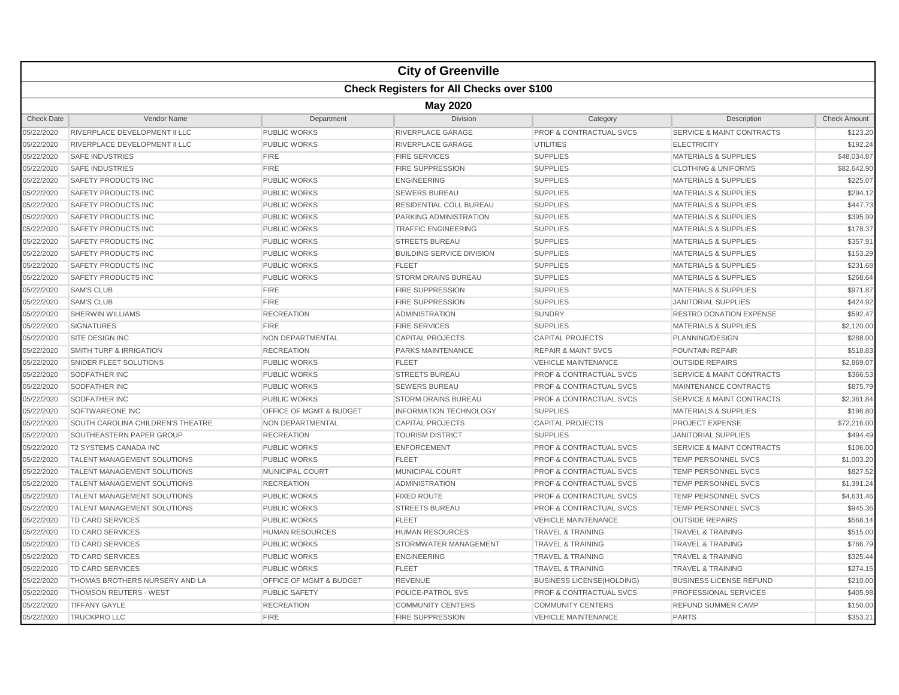# City of Greenville

## Check Registers for All Checks over $100

### May 2020

| Check Date | Vendor Name | Department | Division | Category | Description | Check Amount |
|---|---|---|---|---|---|---|
| 05/22/2020 | RIVERPLACE DEVELOPMENT II LLC | PUBLIC WORKS | RIVERPLACE GARAGE | PROF & CONTRACTUAL SVCS | SERVICE & MAINT CONTRACTS | $123.20 |
| 05/22/2020 | RIVERPLACE DEVELOPMENT II LLC | PUBLIC WORKS | RIVERPLACE GARAGE | UTILITIES | ELECTRICITY | $192.24 |
| 05/22/2020 | SAFE INDUSTRIES | FIRE | FIRE SERVICES | SUPPLIES | MATERIALS & SUPPLIES | $48,034.87 |
| 05/22/2020 | SAFE INDUSTRIES | FIRE | FIRE SUPPRESSION | SUPPLIES | CLOTHING & UNIFORMS | $82,642.90 |
| 05/22/2020 | SAFETY PRODUCTS INC | PUBLIC WORKS | ENGINEERING | SUPPLIES | MATERIALS & SUPPLIES | $225.07 |
| 05/22/2020 | SAFETY PRODUCTS INC | PUBLIC WORKS | SEWERS BUREAU | SUPPLIES | MATERIALS & SUPPLIES | $294.12 |
| 05/22/2020 | SAFETY PRODUCTS INC | PUBLIC WORKS | RESIDENTIAL COLL BUREAU | SUPPLIES | MATERIALS & SUPPLIES | $447.73 |
| 05/22/2020 | SAFETY PRODUCTS INC | PUBLIC WORKS | PARKING ADMINISTRATION | SUPPLIES | MATERIALS & SUPPLIES | $395.99 |
| 05/22/2020 | SAFETY PRODUCTS INC | PUBLIC WORKS | TRAFFIC ENGINEERING | SUPPLIES | MATERIALS & SUPPLIES | $178.37 |
| 05/22/2020 | SAFETY PRODUCTS INC | PUBLIC WORKS | STREETS BUREAU | SUPPLIES | MATERIALS & SUPPLIES | $357.91 |
| 05/22/2020 | SAFETY PRODUCTS INC | PUBLIC WORKS | BUILDING SERVICE DIVISION | SUPPLIES | MATERIALS & SUPPLIES | $153.29 |
| 05/22/2020 | SAFETY PRODUCTS INC | PUBLIC WORKS | FLEET | SUPPLIES | MATERIALS & SUPPLIES | $231.68 |
| 05/22/2020 | SAFETY PRODUCTS INC | PUBLIC WORKS | STORM DRAINS BUREAU | SUPPLIES | MATERIALS & SUPPLIES | $268.64 |
| 05/22/2020 | SAM'S CLUB | FIRE | FIRE SUPPRESSION | SUPPLIES | MATERIALS & SUPPLIES | $971.87 |
| 05/22/2020 | SAM'S CLUB | FIRE | FIRE SUPPRESSION | SUPPLIES | JANITORIAL SUPPLIES | $424.92 |
| 05/22/2020 | SHERWIN WILLIAMS | RECREATION | ADMINISTRATION | SUNDRY | RESTRD DONATION EXPENSE | $592.47 |
| 05/22/2020 | SIGNATURES | FIRE | FIRE SERVICES | SUPPLIES | MATERIALS & SUPPLIES | $2,120.00 |
| 05/22/2020 | SITE DESIGN INC | NON DEPARTMENTAL | CAPITAL PROJECTS | CAPITAL PROJECTS | PLANNING/DESIGN | $288.00 |
| 05/22/2020 | SMITH TURF & IRRIGATION | RECREATION | PARKS MAINTENANCE | REPAIR & MAINT SVCS | FOUNTAIN REPAIR | $518.83 |
| 05/22/2020 | SNIDER FLEET SOLUTIONS | PUBLIC WORKS | FLEET | VEHICLE MAINTENANCE | OUTSIDE REPAIRS | $2,869.07 |
| 05/22/2020 | SODFATHER INC | PUBLIC WORKS | STREETS BUREAU | PROF & CONTRACTUAL SVCS | SERVICE & MAINT CONTRACTS | $366.53 |
| 05/22/2020 | SODFATHER INC | PUBLIC WORKS | SEWERS BUREAU | PROF & CONTRACTUAL SVCS | MAINTENANCE CONTRACTS | $875.79 |
| 05/22/2020 | SODFATHER INC | PUBLIC WORKS | STORM DRAINS BUREAU | PROF & CONTRACTUAL SVCS | SERVICE & MAINT CONTRACTS | $2,361.84 |
| 05/22/2020 | SOFTWAREONE INC | OFFICE OF MGMT & BUDGET | INFORMATION TECHNOLOGY | SUPPLIES | MATERIALS & SUPPLIES | $198.80 |
| 05/22/2020 | SOUTH CAROLINA CHILDREN'S THEATRE | NON DEPARTMENTAL | CAPITAL PROJECTS | CAPITAL PROJECTS | PROJECT EXPENSE | $72,216.00 |
| 05/22/2020 | SOUTHEASTERN PAPER GROUP | RECREATION | TOURISM DISTRICT | SUPPLIES | JANITORIAL SUPPLIES | $494.49 |
| 05/22/2020 | T2 SYSTEMS CANADA INC | PUBLIC WORKS | ENFORCEMENT | PROF & CONTRACTUAL SVCS | SERVICE & MAINT CONTRACTS | $106.00 |
| 05/22/2020 | TALENT MANAGEMENT SOLUTIONS | PUBLIC WORKS | FLEET | PROF & CONTRACTUAL SVCS | TEMP PERSONNEL SVCS | $1,003.20 |
| 05/22/2020 | TALENT MANAGEMENT SOLUTIONS | MUNICIPAL COURT | MUNICIPAL COURT | PROF & CONTRACTUAL SVCS | TEMP PERSONNEL SVCS | $827.52 |
| 05/22/2020 | TALENT MANAGEMENT SOLUTIONS | RECREATION | ADMINISTRATION | PROF & CONTRACTUAL SVCS | TEMP PERSONNEL SVCS | $1,391.24 |
| 05/22/2020 | TALENT MANAGEMENT SOLUTIONS | PUBLIC WORKS | FIXED ROUTE | PROF & CONTRACTUAL SVCS | TEMP PERSONNEL SVCS | $4,631.46 |
| 05/22/2020 | TALENT MANAGEMENT SOLUTIONS | PUBLIC WORKS | STREETS BUREAU | PROF & CONTRACTUAL SVCS | TEMP PERSONNEL SVCS | $945.36 |
| 05/22/2020 | TD CARD SERVICES | PUBLIC WORKS | FLEET | VEHICLE MAINTENANCE | OUTSIDE REPAIRS | $568.14 |
| 05/22/2020 | TD CARD SERVICES | HUMAN RESOURCES | HUMAN RESOURCES | TRAVEL & TRAINING | TRAVEL & TRAINING | $515.00 |
| 05/22/2020 | TD CARD SERVICES | PUBLIC WORKS | STORMWATER MANAGEMENT | TRAVEL & TRAINING | TRAVEL & TRAINING | $766.79 |
| 05/22/2020 | TD CARD SERVICES | PUBLIC WORKS | ENGINEERING | TRAVEL & TRAINING | TRAVEL & TRAINING | $325.44 |
| 05/22/2020 | TD CARD SERVICES | PUBLIC WORKS | FLEET | TRAVEL & TRAINING | TRAVEL & TRAINING | $274.15 |
| 05/22/2020 | THOMAS BROTHERS NURSERY AND LA | OFFICE OF MGMT & BUDGET | REVENUE | BUSINESS LICENSE(HOLDING) | BUSINESS LICENSE REFUND | $210.00 |
| 05/22/2020 | THOMSON REUTERS - WEST | PUBLIC SAFETY | POLICE-PATROL SVS | PROF & CONTRACTUAL SVCS | PROFESSIONAL SERVICES | $405.98 |
| 05/22/2020 | TIFFANY GAYLE | RECREATION | COMMUNITY CENTERS | COMMUNITY CENTERS | REFUND SUMMER CAMP | $150.00 |
| 05/22/2020 | TRUCKPRO LLC | FIRE | FIRE SUPPRESSION | VEHICLE MAINTENANCE | PARTS | $353.21 |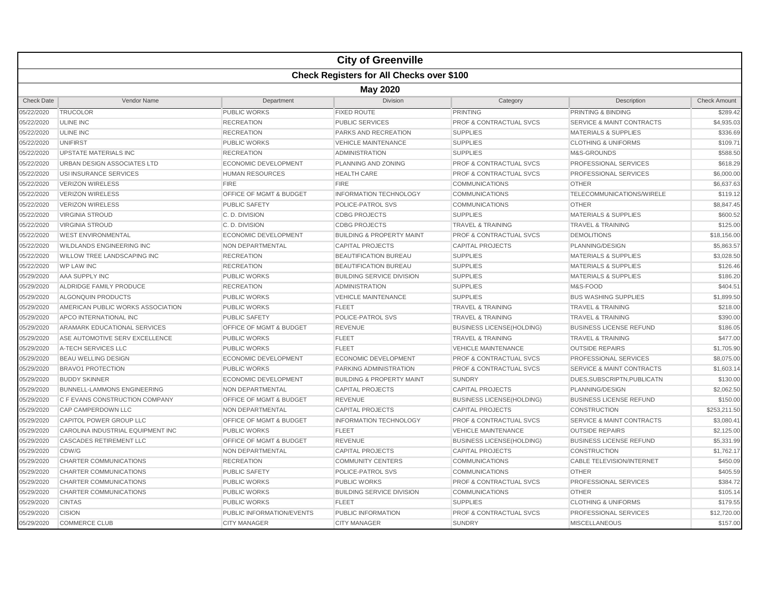# City of Greenville

## Check Registers for All Checks over $100

### May 2020

| Check Date | Vendor Name | Department | Division | Category | Description | Check Amount |
|---|---|---|---|---|---|---|
| 05/22/2020 | TRUCOLOR | PUBLIC WORKS | FIXED ROUTE | PRINTING | PRINTING & BINDING | $289.42 |
| 05/22/2020 | ULINE INC | RECREATION | PUBLIC SERVICES | PROF & CONTRACTUAL SVCS | SERVICE & MAINT CONTRACTS | $4,935.03 |
| 05/22/2020 | ULINE INC | RECREATION | PARKS AND RECREATION | SUPPLIES | MATERIALS & SUPPLIES | $336.69 |
| 05/22/2020 | UNIFIRST | PUBLIC WORKS | VEHICLE MAINTENANCE | SUPPLIES | CLOTHING & UNIFORMS | $109.71 |
| 05/22/2020 | UPSTATE MATERIALS INC | RECREATION | ADMINISTRATION | SUPPLIES | M&S-GROUNDS | $588.50 |
| 05/22/2020 | URBAN DESIGN ASSOCIATES LTD | ECONOMIC DEVELOPMENT | PLANNING AND ZONING | PROF & CONTRACTUAL SVCS | PROFESSIONAL SERVICES | $618.29 |
| 05/22/2020 | USI INSURANCE SERVICES | HUMAN RESOURCES | HEALTH CARE | PROF & CONTRACTUAL SVCS | PROFESSIONAL SERVICES | $6,000.00 |
| 05/22/2020 | VERIZON WIRELESS | FIRE | FIRE | COMMUNICATIONS | OTHER | $6,637.63 |
| 05/22/2020 | VERIZON WIRELESS | OFFICE OF MGMT & BUDGET | INFORMATION TECHNOLOGY | COMMUNICATIONS | TELECOMMUNICATIONS/WIRELE | $119.12 |
| 05/22/2020 | VERIZON WIRELESS | PUBLIC SAFETY | POLICE-PATROL SVS | COMMUNICATIONS | OTHER | $8,847.45 |
| 05/22/2020 | VIRGINIA STROUD | C. D. DIVISION | CDBG PROJECTS | SUPPLIES | MATERIALS & SUPPLIES | $600.52 |
| 05/22/2020 | VIRGINIA STROUD | C. D. DIVISION | CDBG PROJECTS | TRAVEL & TRAINING | TRAVEL & TRAINING | $125.00 |
| 05/22/2020 | WEST ENVIRONMENTAL | ECONOMIC DEVELOPMENT | BUILDING & PROPERTY MAINT | PROF & CONTRACTUAL SVCS | DEMOLITIONS | $18,156.00 |
| 05/22/2020 | WILDLANDS ENGINEERING INC | NON DEPARTMENTAL | CAPITAL PROJECTS | CAPITAL PROJECTS | PLANNING/DESIGN | $5,863.57 |
| 05/22/2020 | WILLOW TREE LANDSCAPING INC | RECREATION | BEAUTIFICATION BUREAU | SUPPLIES | MATERIALS & SUPPLIES | $3,028.50 |
| 05/22/2020 | WP LAW INC | RECREATION | BEAUTIFICATION BUREAU | SUPPLIES | MATERIALS & SUPPLIES | $126.46 |
| 05/29/2020 | AAA SUPPLY INC | PUBLIC WORKS | BUILDING SERVICE DIVISION | SUPPLIES | MATERIALS & SUPPLIES | $186.20 |
| 05/29/2020 | ALDRIDGE FAMILY PRODUCE | RECREATION | ADMINISTRATION | SUPPLIES | M&S-FOOD | $404.51 |
| 05/29/2020 | ALGONQUIN PRODUCTS | PUBLIC WORKS | VEHICLE MAINTENANCE | SUPPLIES | BUS WASHING SUPPLIES | $1,899.50 |
| 05/29/2020 | AMERICAN PUBLIC WORKS ASSOCIATION | PUBLIC WORKS | FLEET | TRAVEL & TRAINING | TRAVEL & TRAINING | $218.00 |
| 05/29/2020 | APCO INTERNATIONAL INC | PUBLIC SAFETY | POLICE-PATROL SVS | TRAVEL & TRAINING | TRAVEL & TRAINING | $390.00 |
| 05/29/2020 | ARAMARK EDUCATIONAL SERVICES | OFFICE OF MGMT & BUDGET | REVENUE | BUSINESS LICENSE(HOLDING) | BUSINESS LICENSE REFUND | $186.05 |
| 05/29/2020 | ASE AUTOMOTIVE SERV EXCELLENCE | PUBLIC WORKS | FLEET | TRAVEL & TRAINING | TRAVEL & TRAINING | $477.00 |
| 05/29/2020 | A-TECH SERVICES LLC | PUBLIC WORKS | FLEET | VEHICLE MAINTENANCE | OUTSIDE REPAIRS | $1,705.90 |
| 05/29/2020 | BEAU WELLING DESIGN | ECONOMIC DEVELOPMENT | ECONOMIC DEVELOPMENT | PROF & CONTRACTUAL SVCS | PROFESSIONAL SERVICES | $8,075.00 |
| 05/29/2020 | BRAVO1 PROTECTION | PUBLIC WORKS | PARKING ADMINISTRATION | PROF & CONTRACTUAL SVCS | SERVICE & MAINT CONTRACTS | $1,603.14 |
| 05/29/2020 | BUDDY SKINNER | ECONOMIC DEVELOPMENT | BUILDING & PROPERTY MAINT | SUNDRY | DUES,SUBSCRIPTN,PUBLICATN | $130.00 |
| 05/29/2020 | BUNNELL-LAMMONS ENGINEERING | NON DEPARTMENTAL | CAPITAL PROJECTS | CAPITAL PROJECTS | PLANNING/DESIGN | $2,062.50 |
| 05/29/2020 | C F EVANS CONSTRUCTION COMPANY | OFFICE OF MGMT & BUDGET | REVENUE | BUSINESS LICENSE(HOLDING) | BUSINESS LICENSE REFUND | $150.00 |
| 05/29/2020 | CAP CAMPERDOWN LLC | NON DEPARTMENTAL | CAPITAL PROJECTS | CAPITAL PROJECTS | CONSTRUCTION | $253,211.50 |
| 05/29/2020 | CAPITOL POWER GROUP LLC | OFFICE OF MGMT & BUDGET | INFORMATION TECHNOLOGY | PROF & CONTRACTUAL SVCS | SERVICE & MAINT CONTRACTS | $3,080.41 |
| 05/29/2020 | CAROLINA INDUSTRIAL EQUIPMENT INC | PUBLIC WORKS | FLEET | VEHICLE MAINTENANCE | OUTSIDE REPAIRS | $2,125.00 |
| 05/29/2020 | CASCADES RETIREMENT LLC | OFFICE OF MGMT & BUDGET | REVENUE | BUSINESS LICENSE(HOLDING) | BUSINESS LICENSE REFUND | $5,331.99 |
| 05/29/2020 | CDW/G | NON DEPARTMENTAL | CAPITAL PROJECTS | CAPITAL PROJECTS | CONSTRUCTION | $1,762.17 |
| 05/29/2020 | CHARTER COMMUNICATIONS | RECREATION | COMMUNITY CENTERS | COMMUNICATIONS | CABLE TELEVISION/INTERNET | $450.09 |
| 05/29/2020 | CHARTER COMMUNICATIONS | PUBLIC SAFETY | POLICE-PATROL SVS | COMMUNICATIONS | OTHER | $405.59 |
| 05/29/2020 | CHARTER COMMUNICATIONS | PUBLIC WORKS | PUBLIC WORKS | PROF & CONTRACTUAL SVCS | PROFESSIONAL SERVICES | $384.72 |
| 05/29/2020 | CHARTER COMMUNICATIONS | PUBLIC WORKS | BUILDING SERVICE DIVISION | COMMUNICATIONS | OTHER | $105.14 |
| 05/29/2020 | CINTAS | PUBLIC WORKS | FLEET | SUPPLIES | CLOTHING & UNIFORMS | $179.55 |
| 05/29/2020 | CISION | PUBLIC INFORMATION/EVENTS | PUBLIC INFORMATION | PROF & CONTRACTUAL SVCS | PROFESSIONAL SERVICES | $12,720.00 |
| 05/29/2020 | COMMERCE CLUB | CITY MANAGER | CITY MANAGER | SUNDRY | MISCELLANEOUS | $157.00 |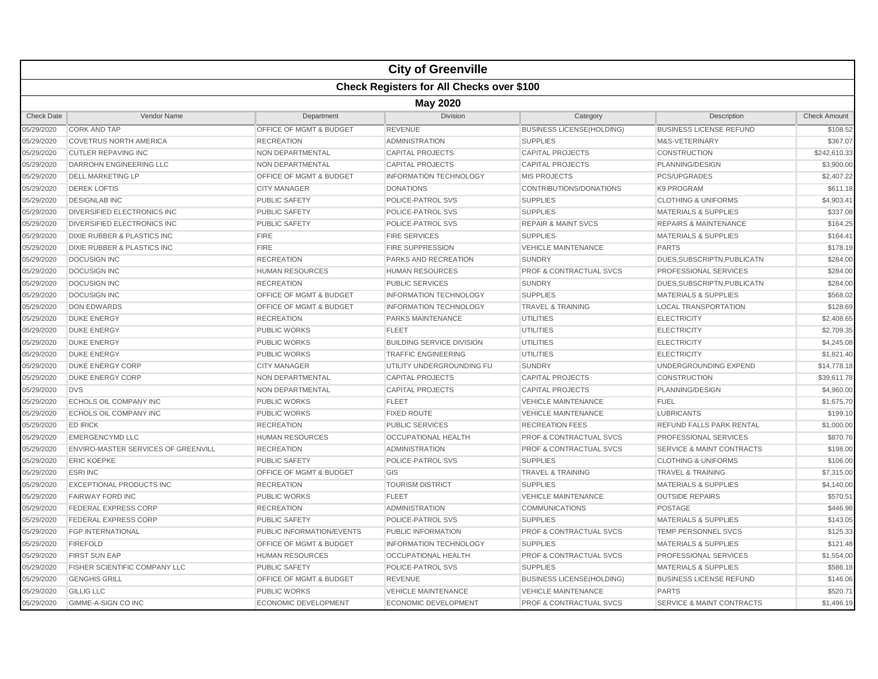# City of Greenville

## Check Registers for All Checks over $100

### May 2020

| Check Date | Vendor Name | Department | Division | Category | Description | Check Amount |
|---|---|---|---|---|---|---|
| 05/29/2020 | CORK AND TAP | OFFICE OF MGMT & BUDGET | REVENUE | BUSINESS LICENSE(HOLDING) | BUSINESS LICENSE REFUND | $108.52 |
| 05/29/2020 | COVETRUS NORTH AMERICA | RECREATION | ADMINISTRATION | SUPPLIES | M&S-VETERINARY | $367.07 |
| 05/29/2020 | CUTLER REPAVING INC | NON DEPARTMENTAL | CAPITAL PROJECTS | CAPITAL PROJECTS | CONSTRUCTION | $242,610.33 |
| 05/29/2020 | DARROHN ENGINEERING LLC | NON DEPARTMENTAL | CAPITAL PROJECTS | CAPITAL PROJECTS | PLANNING/DESIGN | $3,900.00 |
| 05/29/2020 | DELL MARKETING LP | OFFICE OF MGMT & BUDGET | INFORMATION TECHNOLOGY | MIS PROJECTS | PCS/UPGRADES | $2,407.22 |
| 05/29/2020 | DEREK LOFTIS | CITY MANAGER | DONATIONS | CONTRIBUTIONS/DONATIONS | K9 PROGRAM | $611.18 |
| 05/29/2020 | DESIGNLAB INC | PUBLIC SAFETY | POLICE-PATROL SVS | SUPPLIES | CLOTHING & UNIFORMS | $4,903.41 |
| 05/29/2020 | DIVERSIFIED ELECTRONICS INC | PUBLIC SAFETY | POLICE-PATROL SVS | SUPPLIES | MATERIALS & SUPPLIES | $337.08 |
| 05/29/2020 | DIVERSIFIED ELECTRONICS INC | PUBLIC SAFETY | POLICE-PATROL SVS | REPAIR & MAINT SVCS | REPAIRS & MAINTENANCE | $164.25 |
| 05/29/2020 | DIXIE RUBBER & PLASTICS INC | FIRE | FIRE SERVICES | SUPPLIES | MATERIALS & SUPPLIES | $164.41 |
| 05/29/2020 | DIXIE RUBBER & PLASTICS INC | FIRE | FIRE SUPPRESSION | VEHICLE MAINTENANCE | PARTS | $178.19 |
| 05/29/2020 | DOCUSIGN INC | RECREATION | PARKS AND RECREATION | SUNDRY | DUES,SUBSCRIPTN,PUBLICATN | $284.00 |
| 05/29/2020 | DOCUSIGN INC | HUMAN RESOURCES | HUMAN RESOURCES | PROF & CONTRACTUAL SVCS | PROFESSIONAL SERVICES | $284.00 |
| 05/29/2020 | DOCUSIGN INC | RECREATION | PUBLIC SERVICES | SUNDRY | DUES,SUBSCRIPTN,PUBLICATN | $284.00 |
| 05/29/2020 | DOCUSIGN INC | OFFICE OF MGMT & BUDGET | INFORMATION TECHNOLOGY | SUPPLIES | MATERIALS & SUPPLIES | $568.02 |
| 05/29/2020 | DON EDWARDS | OFFICE OF MGMT & BUDGET | INFORMATION TECHNOLOGY | TRAVEL & TRAINING | LOCAL TRANSPORTATION | $128.69 |
| 05/29/2020 | DUKE ENERGY | RECREATION | PARKS MAINTENANCE | UTILITIES | ELECTRICITY | $2,408.65 |
| 05/29/2020 | DUKE ENERGY | PUBLIC WORKS | FLEET | UTILITIES | ELECTRICITY | $2,709.35 |
| 05/29/2020 | DUKE ENERGY | PUBLIC WORKS | BUILDING SERVICE DIVISION | UTILITIES | ELECTRICITY | $4,245.08 |
| 05/29/2020 | DUKE ENERGY | PUBLIC WORKS | TRAFFIC ENGINEERING | UTILITIES | ELECTRICITY | $1,821.40 |
| 05/29/2020 | DUKE ENERGY CORP | CITY MANAGER | UTILITY UNDERGROUNDING FU | SUNDRY | UNDERGROUNDING EXPEND | $14,778.18 |
| 05/29/2020 | DUKE ENERGY CORP | NON DEPARTMENTAL | CAPITAL PROJECTS | CAPITAL PROJECTS | CONSTRUCTION | $39,611.78 |
| 05/29/2020 | DVS | NON DEPARTMENTAL | CAPITAL PROJECTS | CAPITAL PROJECTS | PLANNING/DESIGN | $4,960.00 |
| 05/29/2020 | ECHOLS OIL COMPANY INC | PUBLIC WORKS | FLEET | VEHICLE MAINTENANCE | FUEL | $1,675.70 |
| 05/29/2020 | ECHOLS OIL COMPANY INC | PUBLIC WORKS | FIXED ROUTE | VEHICLE MAINTENANCE | LUBRICANTS | $199.10 |
| 05/29/2020 | ED IRICK | RECREATION | PUBLIC SERVICES | RECREATION FEES | REFUND FALLS PARK RENTAL | $1,000.00 |
| 05/29/2020 | EMERGENCYMD LLC | HUMAN RESOURCES | OCCUPATIONAL HEALTH | PROF & CONTRACTUAL SVCS | PROFESSIONAL SERVICES | $870.76 |
| 05/29/2020 | ENVIRO-MASTER SERVICES OF GREENVILL | RECREATION | ADMINISTRATION | PROF & CONTRACTUAL SVCS | SERVICE & MAINT CONTRACTS | $198.00 |
| 05/29/2020 | ERIC KOEPKE | PUBLIC SAFETY | POLICE-PATROL SVS | SUPPLIES | CLOTHING & UNIFORMS | $106.00 |
| 05/29/2020 | ESRI INC | OFFICE OF MGMT & BUDGET | GIS | TRAVEL & TRAINING | TRAVEL & TRAINING | $7,315.00 |
| 05/29/2020 | EXCEPTIONAL PRODUCTS INC | RECREATION | TOURISM DISTRICT | SUPPLIES | MATERIALS & SUPPLIES | $4,140.00 |
| 05/29/2020 | FAIRWAY FORD INC | PUBLIC WORKS | FLEET | VEHICLE MAINTENANCE | OUTSIDE REPAIRS | $570.51 |
| 05/29/2020 | FEDERAL EXPRESS CORP | RECREATION | ADMINISTRATION | COMMUNICATIONS | POSTAGE | $446.98 |
| 05/29/2020 | FEDERAL EXPRESS CORP | PUBLIC SAFETY | POLICE-PATROL SVS | SUPPLIES | MATERIALS & SUPPLIES | $143.05 |
| 05/29/2020 | FGP INTERNATIONAL | PUBLIC INFORMATION/EVENTS | PUBLIC INFORMATION | PROF & CONTRACTUAL SVCS | TEMP PERSONNEL SVCS | $125.33 |
| 05/29/2020 | FIREFOLD | OFFICE OF MGMT & BUDGET | INFORMATION TECHNOLOGY | SUPPLIES | MATERIALS & SUPPLIES | $121.48 |
| 05/29/2020 | FIRST SUN EAP | HUMAN RESOURCES | OCCUPATIONAL HEALTH | PROF & CONTRACTUAL SVCS | PROFESSIONAL SERVICES | $1,554.00 |
| 05/29/2020 | FISHER SCIENTIFIC COMPANY LLC | PUBLIC SAFETY | POLICE-PATROL SVS | SUPPLIES | MATERIALS & SUPPLIES | $586.18 |
| 05/29/2020 | GENGHIS GRILL | OFFICE OF MGMT & BUDGET | REVENUE | BUSINESS LICENSE(HOLDING) | BUSINESS LICENSE REFUND | $146.06 |
| 05/29/2020 | GILLIG LLC | PUBLIC WORKS | VEHICLE MAINTENANCE | VEHICLE MAINTENANCE | PARTS | $520.71 |
| 05/29/2020 | GIMME-A-SIGN CO INC | ECONOMIC DEVELOPMENT | ECONOMIC DEVELOPMENT | PROF & CONTRACTUAL SVCS | SERVICE & MAINT CONTRACTS | $1,496.19 |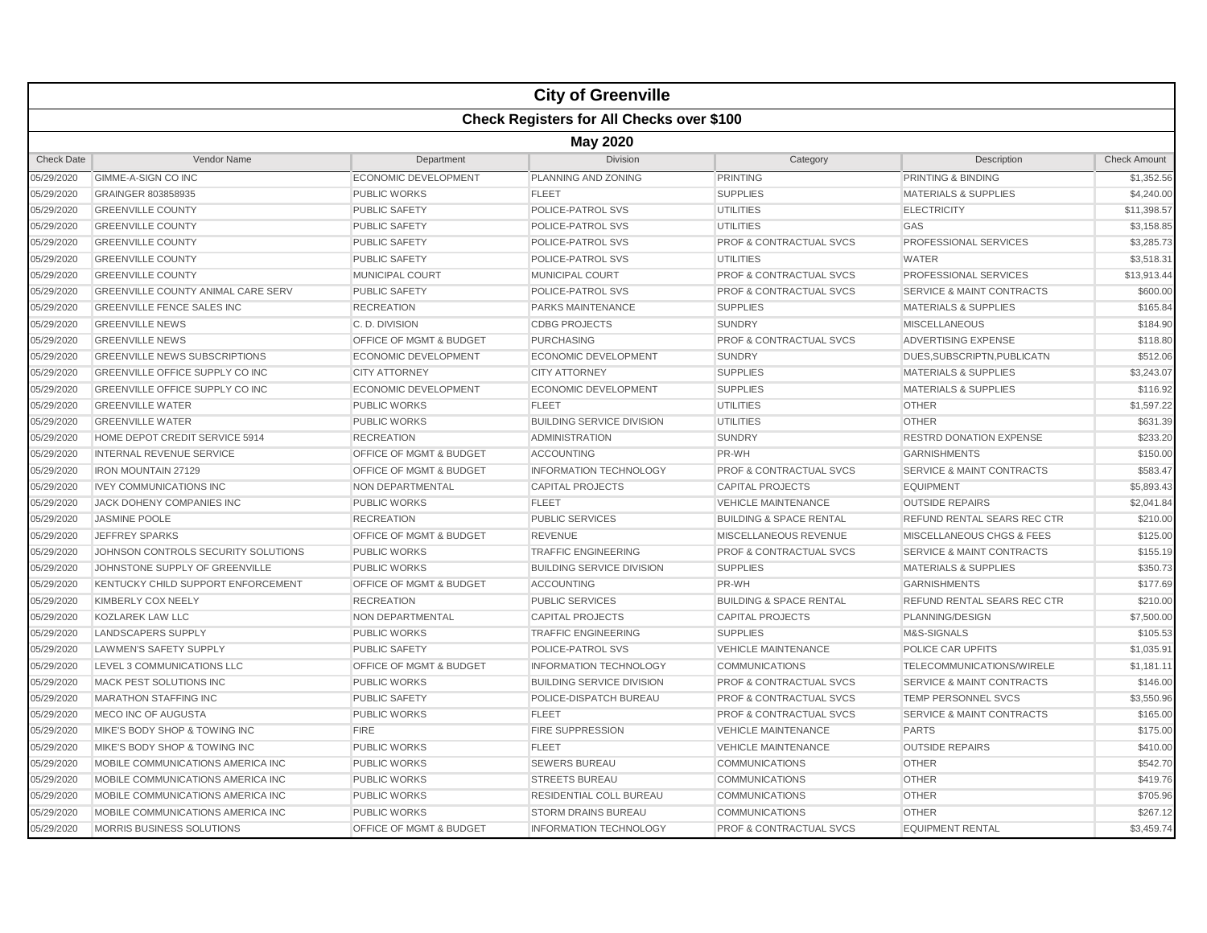# City of Greenville

## Check Registers for All Checks over $100

### May 2020

| Check Date | Vendor Name | Department | Division | Category | Description | Check Amount |
|---|---|---|---|---|---|---|
| 05/29/2020 | GIMME-A-SIGN CO INC | ECONOMIC DEVELOPMENT | PLANNING AND ZONING | PRINTING | PRINTING & BINDING | $1,352.56 |
| 05/29/2020 | GRAINGER 803858935 | PUBLIC WORKS | FLEET | SUPPLIES | MATERIALS & SUPPLIES | $4,240.00 |
| 05/29/2020 | GREENVILLE COUNTY | PUBLIC SAFETY | POLICE-PATROL SVS | UTILITIES | ELECTRICITY | $11,398.57 |
| 05/29/2020 | GREENVILLE COUNTY | PUBLIC SAFETY | POLICE-PATROL SVS | UTILITIES | GAS | $3,158.85 |
| 05/29/2020 | GREENVILLE COUNTY | PUBLIC SAFETY | POLICE-PATROL SVS | PROF & CONTRACTUAL SVCS | PROFESSIONAL SERVICES | $3,285.73 |
| 05/29/2020 | GREENVILLE COUNTY | PUBLIC SAFETY | POLICE-PATROL SVS | UTILITIES | WATER | $3,518.31 |
| 05/29/2020 | GREENVILLE COUNTY | MUNICIPAL COURT | MUNICIPAL COURT | PROF & CONTRACTUAL SVCS | PROFESSIONAL SERVICES | $13,913.44 |
| 05/29/2020 | GREENVILLE COUNTY ANIMAL CARE SERV | PUBLIC SAFETY | POLICE-PATROL SVS | PROF & CONTRACTUAL SVCS | SERVICE & MAINT CONTRACTS | $600.00 |
| 05/29/2020 | GREENVILLE FENCE SALES INC | RECREATION | PARKS MAINTENANCE | SUPPLIES | MATERIALS & SUPPLIES | $165.84 |
| 05/29/2020 | GREENVILLE NEWS | C. D. DIVISION | CDBG PROJECTS | SUNDRY | MISCELLANEOUS | $184.90 |
| 05/29/2020 | GREENVILLE NEWS | OFFICE OF MGMT & BUDGET | PURCHASING | PROF & CONTRACTUAL SVCS | ADVERTISING EXPENSE | $118.80 |
| 05/29/2020 | GREENVILLE NEWS SUBSCRIPTIONS | ECONOMIC DEVELOPMENT | ECONOMIC DEVELOPMENT | SUNDRY | DUES,SUBSCRIPTN,PUBLICATN | $512.06 |
| 05/29/2020 | GREENVILLE OFFICE SUPPLY CO INC | CITY ATTORNEY | CITY ATTORNEY | SUPPLIES | MATERIALS & SUPPLIES | $3,243.07 |
| 05/29/2020 | GREENVILLE OFFICE SUPPLY CO INC | ECONOMIC DEVELOPMENT | ECONOMIC DEVELOPMENT | SUPPLIES | MATERIALS & SUPPLIES | $116.92 |
| 05/29/2020 | GREENVILLE WATER | PUBLIC WORKS | FLEET | UTILITIES | OTHER | $1,597.22 |
| 05/29/2020 | GREENVILLE WATER | PUBLIC WORKS | BUILDING SERVICE DIVISION | UTILITIES | OTHER | $631.39 |
| 05/29/2020 | HOME DEPOT CREDIT SERVICE 5914 | RECREATION | ADMINISTRATION | SUNDRY | RESTRD DONATION EXPENSE | $233.20 |
| 05/29/2020 | INTERNAL REVENUE SERVICE | OFFICE OF MGMT & BUDGET | ACCOUNTING | PR-WH | GARNISHMENTS | $150.00 |
| 05/29/2020 | IRON MOUNTAIN 27129 | OFFICE OF MGMT & BUDGET | INFORMATION TECHNOLOGY | PROF & CONTRACTUAL SVCS | SERVICE & MAINT CONTRACTS | $583.47 |
| 05/29/2020 | IVEY COMMUNICATIONS INC | NON DEPARTMENTAL | CAPITAL PROJECTS | CAPITAL PROJECTS | EQUIPMENT | $5,893.43 |
| 05/29/2020 | JACK DOHENY COMPANIES INC | PUBLIC WORKS | FLEET | VEHICLE MAINTENANCE | OUTSIDE REPAIRS | $2,041.84 |
| 05/29/2020 | JASMINE POOLE | RECREATION | PUBLIC SERVICES | BUILDING & SPACE RENTAL | REFUND RENTAL SEARS REC CTR | $210.00 |
| 05/29/2020 | JEFFREY SPARKS | OFFICE OF MGMT & BUDGET | REVENUE | MISCELLANEOUS REVENUE | MISCELLANEOUS CHGS & FEES | $125.00 |
| 05/29/2020 | JOHNSON CONTROLS SECURITY SOLUTIONS | PUBLIC WORKS | TRAFFIC ENGINEERING | PROF & CONTRACTUAL SVCS | SERVICE & MAINT CONTRACTS | $155.19 |
| 05/29/2020 | JOHNSTONE SUPPLY OF GREENVILLE | PUBLIC WORKS | BUILDING SERVICE DIVISION | SUPPLIES | MATERIALS & SUPPLIES | $350.73 |
| 05/29/2020 | KENTUCKY CHILD SUPPORT ENFORCEMENT | OFFICE OF MGMT & BUDGET | ACCOUNTING | PR-WH | GARNISHMENTS | $177.69 |
| 05/29/2020 | KIMBERLY COX NEELY | RECREATION | PUBLIC SERVICES | BUILDING & SPACE RENTAL | REFUND RENTAL SEARS REC CTR | $210.00 |
| 05/29/2020 | KOZLAREK LAW LLC | NON DEPARTMENTAL | CAPITAL PROJECTS | CAPITAL PROJECTS | PLANNING/DESIGN | $7,500.00 |
| 05/29/2020 | LANDSCAPERS SUPPLY | PUBLIC WORKS | TRAFFIC ENGINEERING | SUPPLIES | M&S-SIGNALS | $105.53 |
| 05/29/2020 | LAWMEN'S SAFETY SUPPLY | PUBLIC SAFETY | POLICE-PATROL SVS | VEHICLE MAINTENANCE | POLICE CAR UPFITS | $1,035.91 |
| 05/29/2020 | LEVEL 3 COMMUNICATIONS LLC | OFFICE OF MGMT & BUDGET | INFORMATION TECHNOLOGY | COMMUNICATIONS | TELECOMMUNICATIONS/WIRELE | $1,181.11 |
| 05/29/2020 | MACK PEST SOLUTIONS INC | PUBLIC WORKS | BUILDING SERVICE DIVISION | PROF & CONTRACTUAL SVCS | SERVICE & MAINT CONTRACTS | $146.00 |
| 05/29/2020 | MARATHON STAFFING INC | PUBLIC SAFETY | POLICE-DISPATCH BUREAU | PROF & CONTRACTUAL SVCS | TEMP PERSONNEL SVCS | $3,550.96 |
| 05/29/2020 | MECO INC OF AUGUSTA | PUBLIC WORKS | FLEET | PROF & CONTRACTUAL SVCS | SERVICE & MAINT CONTRACTS | $165.00 |
| 05/29/2020 | MIKE'S BODY SHOP & TOWING INC | FIRE | FIRE SUPPRESSION | VEHICLE MAINTENANCE | PARTS | $175.00 |
| 05/29/2020 | MIKE'S BODY SHOP & TOWING INC | PUBLIC WORKS | FLEET | VEHICLE MAINTENANCE | OUTSIDE REPAIRS | $410.00 |
| 05/29/2020 | MOBILE COMMUNICATIONS AMERICA INC | PUBLIC WORKS | SEWERS BUREAU | COMMUNICATIONS | OTHER | $542.70 |
| 05/29/2020 | MOBILE COMMUNICATIONS AMERICA INC | PUBLIC WORKS | STREETS BUREAU | COMMUNICATIONS | OTHER | $419.76 |
| 05/29/2020 | MOBILE COMMUNICATIONS AMERICA INC | PUBLIC WORKS | RESIDENTIAL COLL BUREAU | COMMUNICATIONS | OTHER | $705.96 |
| 05/29/2020 | MOBILE COMMUNICATIONS AMERICA INC | PUBLIC WORKS | STORM DRAINS BUREAU | COMMUNICATIONS | OTHER | $267.12 |
| 05/29/2020 | MORRIS BUSINESS SOLUTIONS | OFFICE OF MGMT & BUDGET | INFORMATION TECHNOLOGY | PROF & CONTRACTUAL SVCS | EQUIPMENT RENTAL | $3,459.74 |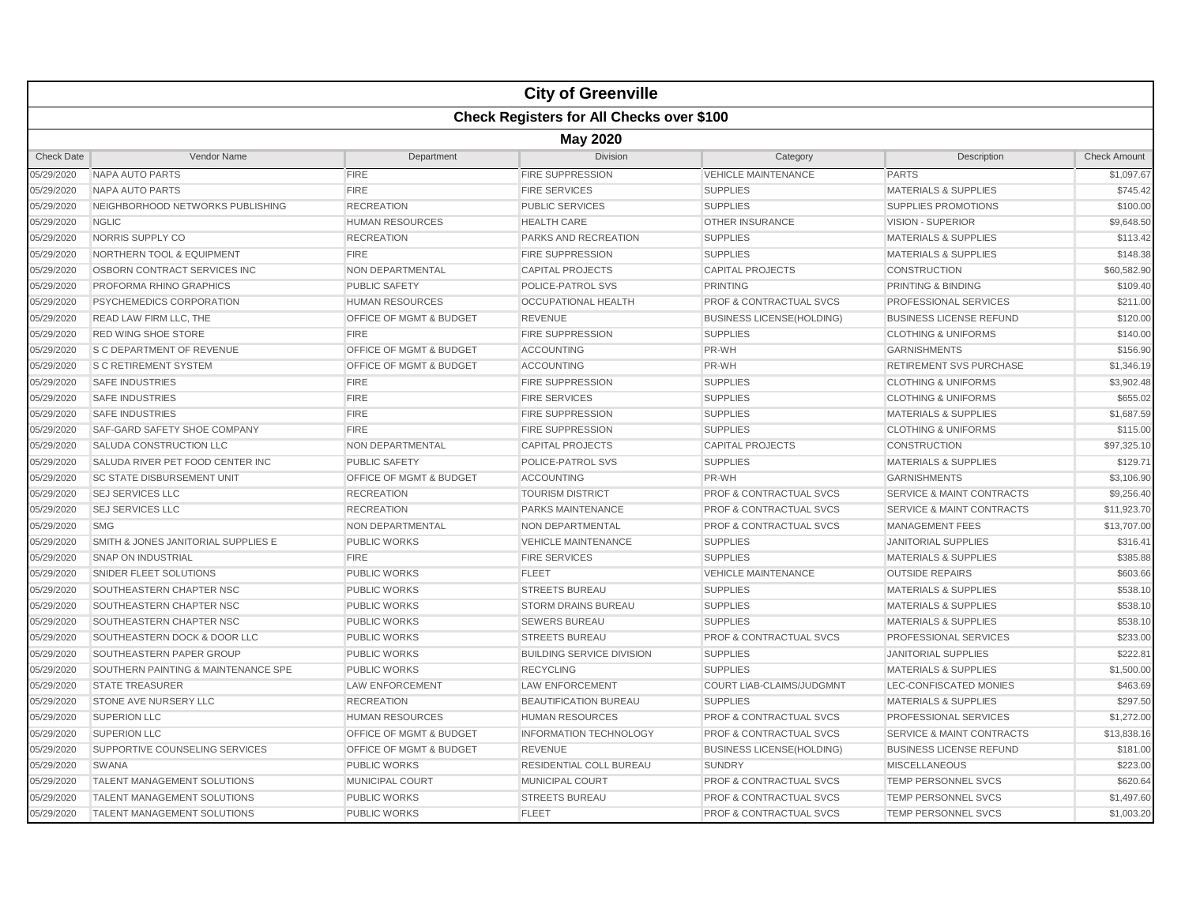# City of Greenville

## Check Registers for All Checks over $100

### May 2020

| Check Date | Vendor Name | Department | Division | Category | Description | Check Amount |
|---|---|---|---|---|---|---|
| 05/29/2020 | NAPA AUTO PARTS | FIRE | FIRE SUPPRESSION | VEHICLE MAINTENANCE | PARTS | $1,097.67 |
| 05/29/2020 | NAPA AUTO PARTS | FIRE | FIRE SERVICES | SUPPLIES | MATERIALS & SUPPLIES | $745.42 |
| 05/29/2020 | NEIGHBORHOOD NETWORKS PUBLISHING | RECREATION | PUBLIC SERVICES | SUPPLIES | SUPPLIES PROMOTIONS | $100.00 |
| 05/29/2020 | NGLIC | HUMAN RESOURCES | HEALTH CARE | OTHER INSURANCE | VISION - SUPERIOR | $9,648.50 |
| 05/29/2020 | NORRIS SUPPLY CO | RECREATION | PARKS AND RECREATION | SUPPLIES | MATERIALS & SUPPLIES | $113.42 |
| 05/29/2020 | NORTHERN TOOL & EQUIPMENT | FIRE | FIRE SUPPRESSION | SUPPLIES | MATERIALS & SUPPLIES | $148.38 |
| 05/29/2020 | OSBORN CONTRACT SERVICES INC | NON DEPARTMENTAL | CAPITAL PROJECTS | CAPITAL PROJECTS | CONSTRUCTION | $60,582.90 |
| 05/29/2020 | PROFORMA RHINO GRAPHICS | PUBLIC SAFETY | POLICE-PATROL SVS | PRINTING | PRINTING & BINDING | $109.40 |
| 05/29/2020 | PSYCHEMEDICS CORPORATION | HUMAN RESOURCES | OCCUPATIONAL HEALTH | PROF & CONTRACTUAL SVCS | PROFESSIONAL SERVICES | $211.00 |
| 05/29/2020 | READ LAW FIRM LLC, THE | OFFICE OF MGMT & BUDGET | REVENUE | BUSINESS LICENSE(HOLDING) | BUSINESS LICENSE REFUND | $120.00 |
| 05/29/2020 | RED WING SHOE STORE | FIRE | FIRE SUPPRESSION | SUPPLIES | CLOTHING & UNIFORMS | $140.00 |
| 05/29/2020 | S C DEPARTMENT OF REVENUE | OFFICE OF MGMT & BUDGET | ACCOUNTING | PR-WH | GARNISHMENTS | $156.90 |
| 05/29/2020 | S C RETIREMENT SYSTEM | OFFICE OF MGMT & BUDGET | ACCOUNTING | PR-WH | RETIREMENT SVS PURCHASE | $1,346.19 |
| 05/29/2020 | SAFE INDUSTRIES | FIRE | FIRE SUPPRESSION | SUPPLIES | CLOTHING & UNIFORMS | $3,902.48 |
| 05/29/2020 | SAFE INDUSTRIES | FIRE | FIRE SERVICES | SUPPLIES | CLOTHING & UNIFORMS | $655.02 |
| 05/29/2020 | SAFE INDUSTRIES | FIRE | FIRE SUPPRESSION | SUPPLIES | MATERIALS & SUPPLIES | $1,687.59 |
| 05/29/2020 | SAF-GARD SAFETY SHOE COMPANY | FIRE | FIRE SUPPRESSION | SUPPLIES | CLOTHING & UNIFORMS | $115.00 |
| 05/29/2020 | SALUDA CONSTRUCTION LLC | NON DEPARTMENTAL | CAPITAL PROJECTS | CAPITAL PROJECTS | CONSTRUCTION | $97,325.10 |
| 05/29/2020 | SALUDA RIVER PET FOOD CENTER INC | PUBLIC SAFETY | POLICE-PATROL SVS | SUPPLIES | MATERIALS & SUPPLIES | $129.71 |
| 05/29/2020 | SC STATE DISBURSEMENT UNIT | OFFICE OF MGMT & BUDGET | ACCOUNTING | PR-WH | GARNISHMENTS | $3,106.90 |
| 05/29/2020 | SEJ SERVICES LLC | RECREATION | TOURISM DISTRICT | PROF & CONTRACTUAL SVCS | SERVICE & MAINT CONTRACTS | $9,256.40 |
| 05/29/2020 | SEJ SERVICES LLC | RECREATION | PARKS MAINTENANCE | PROF & CONTRACTUAL SVCS | SERVICE & MAINT CONTRACTS | $11,923.70 |
| 05/29/2020 | SMG | NON DEPARTMENTAL | NON DEPARTMENTAL | PROF & CONTRACTUAL SVCS | MANAGEMENT FEES | $13,707.00 |
| 05/29/2020 | SMITH & JONES JANITORIAL SUPPLIES E | PUBLIC WORKS | VEHICLE MAINTENANCE | SUPPLIES | JANITORIAL SUPPLIES | $316.41 |
| 05/29/2020 | SNAP ON INDUSTRIAL | FIRE | FIRE SERVICES | SUPPLIES | MATERIALS & SUPPLIES | $385.88 |
| 05/29/2020 | SNIDER FLEET SOLUTIONS | PUBLIC WORKS | FLEET | VEHICLE MAINTENANCE | OUTSIDE REPAIRS | $603.66 |
| 05/29/2020 | SOUTHEASTERN CHAPTER NSC | PUBLIC WORKS | STREETS BUREAU | SUPPLIES | MATERIALS & SUPPLIES | $538.10 |
| 05/29/2020 | SOUTHEASTERN CHAPTER NSC | PUBLIC WORKS | STORM DRAINS BUREAU | SUPPLIES | MATERIALS & SUPPLIES | $538.10 |
| 05/29/2020 | SOUTHEASTERN CHAPTER NSC | PUBLIC WORKS | SEWERS BUREAU | SUPPLIES | MATERIALS & SUPPLIES | $538.10 |
| 05/29/2020 | SOUTHEASTERN DOCK & DOOR LLC | PUBLIC WORKS | STREETS BUREAU | PROF & CONTRACTUAL SVCS | PROFESSIONAL SERVICES | $233.00 |
| 05/29/2020 | SOUTHEASTERN PAPER GROUP | PUBLIC WORKS | BUILDING SERVICE DIVISION | SUPPLIES | JANITORIAL SUPPLIES | $222.81 |
| 05/29/2020 | SOUTHERN PAINTING & MAINTENANCE SPE | PUBLIC WORKS | RECYCLING | SUPPLIES | MATERIALS & SUPPLIES | $1,500.00 |
| 05/29/2020 | STATE TREASURER | LAW ENFORCEMENT | LAW ENFORCEMENT | COURT LIAB-CLAIMS/JUDGMNT | LEC-CONFISCATED MONIES | $463.69 |
| 05/29/2020 | STONE AVE NURSERY LLC | RECREATION | BEAUTIFICATION BUREAU | SUPPLIES | MATERIALS & SUPPLIES | $297.50 |
| 05/29/2020 | SUPERION LLC | HUMAN RESOURCES | HUMAN RESOURCES | PROF & CONTRACTUAL SVCS | PROFESSIONAL SERVICES | $1,272.00 |
| 05/29/2020 | SUPERION LLC | OFFICE OF MGMT & BUDGET | INFORMATION TECHNOLOGY | PROF & CONTRACTUAL SVCS | SERVICE & MAINT CONTRACTS | $13,838.16 |
| 05/29/2020 | SUPPORTIVE COUNSELING SERVICES | OFFICE OF MGMT & BUDGET | REVENUE | BUSINESS LICENSE(HOLDING) | BUSINESS LICENSE REFUND | $181.00 |
| 05/29/2020 | SWANA | PUBLIC WORKS | RESIDENTIAL COLL BUREAU | SUNDRY | MISCELLANEOUS | $223.00 |
| 05/29/2020 | TALENT MANAGEMENT SOLUTIONS | MUNICIPAL COURT | MUNICIPAL COURT | PROF & CONTRACTUAL SVCS | TEMP PERSONNEL SVCS | $620.64 |
| 05/29/2020 | TALENT MANAGEMENT SOLUTIONS | PUBLIC WORKS | STREETS BUREAU | PROF & CONTRACTUAL SVCS | TEMP PERSONNEL SVCS | $1,497.60 |
| 05/29/2020 | TALENT MANAGEMENT SOLUTIONS | PUBLIC WORKS | FLEET | PROF & CONTRACTUAL SVCS | TEMP PERSONNEL SVCS | $1,003.20 |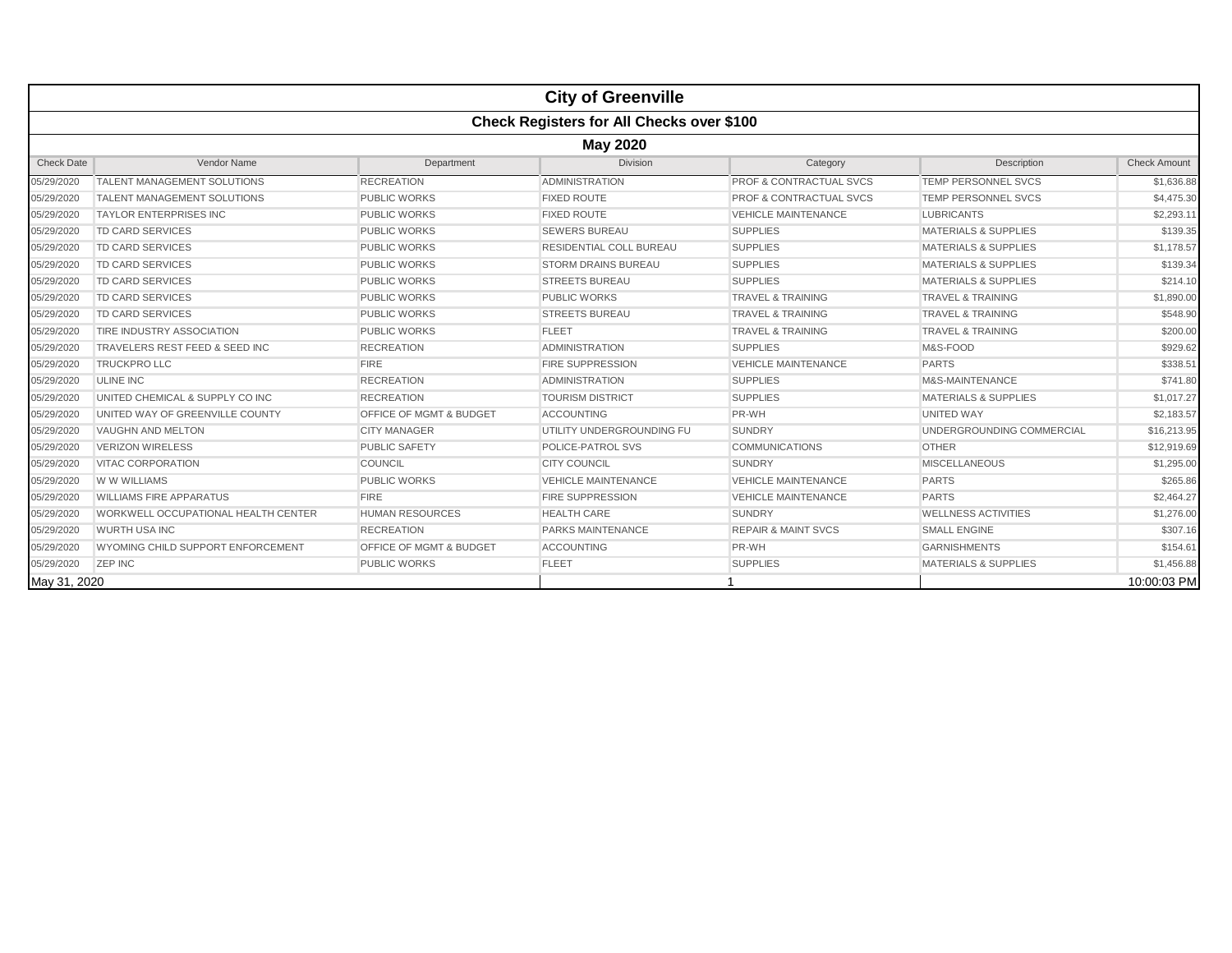# City of Greenville

## Check Registers for All Checks over $100

### May 2020

| Check Date | Vendor Name | Department | Division | Category | Description | Check Amount |
|---|---|---|---|---|---|---|
| 05/29/2020 | TALENT MANAGEMENT SOLUTIONS | RECREATION | ADMINISTRATION | PROF & CONTRACTUAL SVCS | TEMP PERSONNEL SVCS | $1,636.88 |
| 05/29/2020 | TALENT MANAGEMENT SOLUTIONS | PUBLIC WORKS | FIXED ROUTE | PROF & CONTRACTUAL SVCS | TEMP PERSONNEL SVCS | $4,475.30 |
| 05/29/2020 | TAYLOR ENTERPRISES INC | PUBLIC WORKS | FIXED ROUTE | VEHICLE MAINTENANCE | LUBRICANTS | $2,293.11 |
| 05/29/2020 | TD CARD SERVICES | PUBLIC WORKS | SEWERS BUREAU | SUPPLIES | MATERIALS & SUPPLIES | $139.35 |
| 05/29/2020 | TD CARD SERVICES | PUBLIC WORKS | RESIDENTIAL COLL BUREAU | SUPPLIES | MATERIALS & SUPPLIES | $1,178.57 |
| 05/29/2020 | TD CARD SERVICES | PUBLIC WORKS | STORM DRAINS BUREAU | SUPPLIES | MATERIALS & SUPPLIES | $139.34 |
| 05/29/2020 | TD CARD SERVICES | PUBLIC WORKS | STREETS BUREAU | SUPPLIES | MATERIALS & SUPPLIES | $214.10 |
| 05/29/2020 | TD CARD SERVICES | PUBLIC WORKS | PUBLIC WORKS | TRAVEL & TRAINING | TRAVEL & TRAINING | $1,890.00 |
| 05/29/2020 | TD CARD SERVICES | PUBLIC WORKS | STREETS BUREAU | TRAVEL & TRAINING | TRAVEL & TRAINING | $548.90 |
| 05/29/2020 | TIRE INDUSTRY ASSOCIATION | PUBLIC WORKS | FLEET | TRAVEL & TRAINING | TRAVEL & TRAINING | $200.00 |
| 05/29/2020 | TRAVELERS REST FEED & SEED INC | RECREATION | ADMINISTRATION | SUPPLIES | M&S-FOOD | $929.62 |
| 05/29/2020 | TRUCKPRO LLC | FIRE | FIRE SUPPRESSION | VEHICLE MAINTENANCE | PARTS | $338.51 |
| 05/29/2020 | ULINE INC | RECREATION | ADMINISTRATION | SUPPLIES | M&S-MAINTENANCE | $741.80 |
| 05/29/2020 | UNITED CHEMICAL & SUPPLY CO INC | RECREATION | TOURISM DISTRICT | SUPPLIES | MATERIALS & SUPPLIES | $1,017.27 |
| 05/29/2020 | UNITED WAY OF GREENVILLE COUNTY | OFFICE OF MGMT & BUDGET | ACCOUNTING | PR-WH | UNITED WAY | $2,183.57 |
| 05/29/2020 | VAUGHN AND MELTON | CITY MANAGER | UTILITY UNDERGROUNDING FU | SUNDRY | UNDERGROUNDING COMMERCIAL | $16,213.95 |
| 05/29/2020 | VERIZON WIRELESS | PUBLIC SAFETY | POLICE-PATROL SVS | COMMUNICATIONS | OTHER | $12,919.69 |
| 05/29/2020 | VITAC CORPORATION | COUNCIL | CITY COUNCIL | SUNDRY | MISCELLANEOUS | $1,295.00 |
| 05/29/2020 | W W WILLIAMS | PUBLIC WORKS | VEHICLE MAINTENANCE | VEHICLE MAINTENANCE | PARTS | $265.86 |
| 05/29/2020 | WILLIAMS FIRE APPARATUS | FIRE | FIRE SUPPRESSION | VEHICLE MAINTENANCE | PARTS | $2,464.27 |
| 05/29/2020 | WORKWELL OCCUPATIONAL HEALTH CENTER | HUMAN RESOURCES | HEALTH CARE | SUNDRY | WELLNESS ACTIVITIES | $1,276.00 |
| 05/29/2020 | WURTH USA INC | RECREATION | PARKS MAINTENANCE | REPAIR & MAINT SVCS | SMALL ENGINE | $307.16 |
| 05/29/2020 | WYOMING CHILD SUPPORT ENFORCEMENT | OFFICE OF MGMT & BUDGET | ACCOUNTING | PR-WH | GARNISHMENTS | $154.61 |
| 05/29/2020 | ZEP INC | PUBLIC WORKS | FLEET | SUPPLIES | MATERIALS & SUPPLIES | $1,456.88 |

May 31, 2020 | 1 | 10:00:03 PM